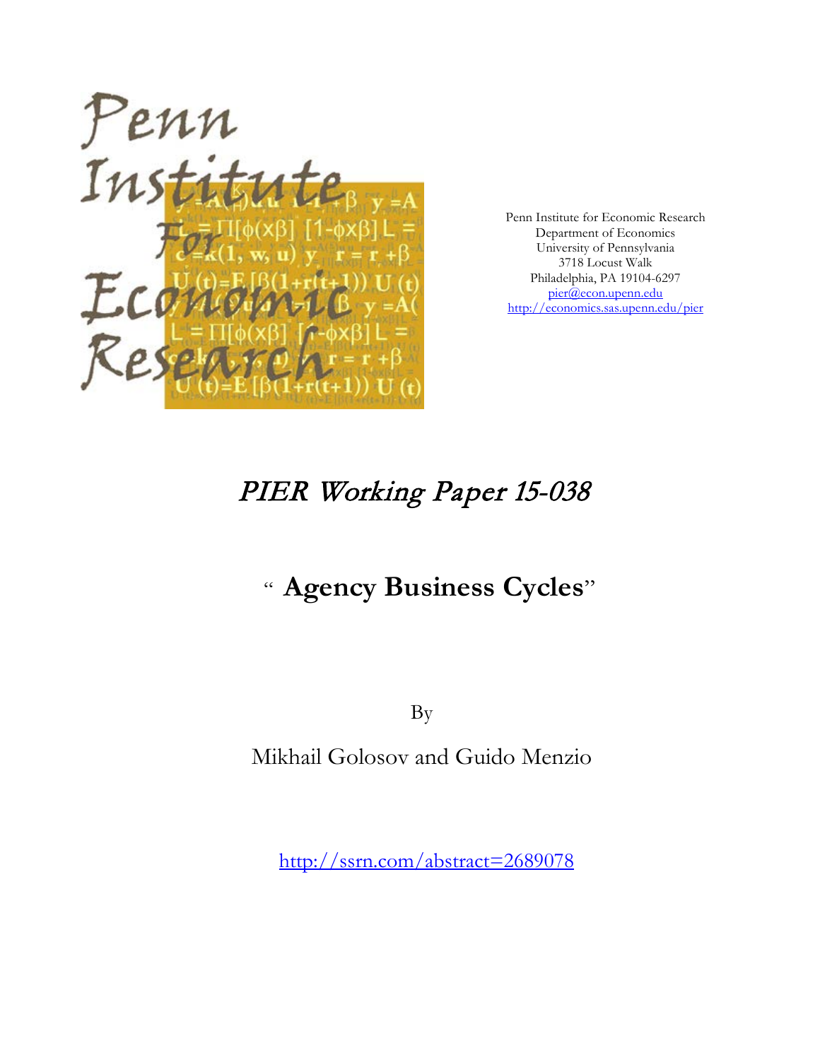Penn Institute for Economic Research
Department of Economics
University of Pennsylvania
3718 Locust Walk
Philadelphia, PA 19104-6297
pier@econ.upenn.edu
http://economics.sas.upenn.edu/pier

# *PIER Working Paper 15-038*

## " **Agency Business Cycles**"

By

Mikhail Golosov and Guido Menzio

http://ssrn.com/abstract=2689078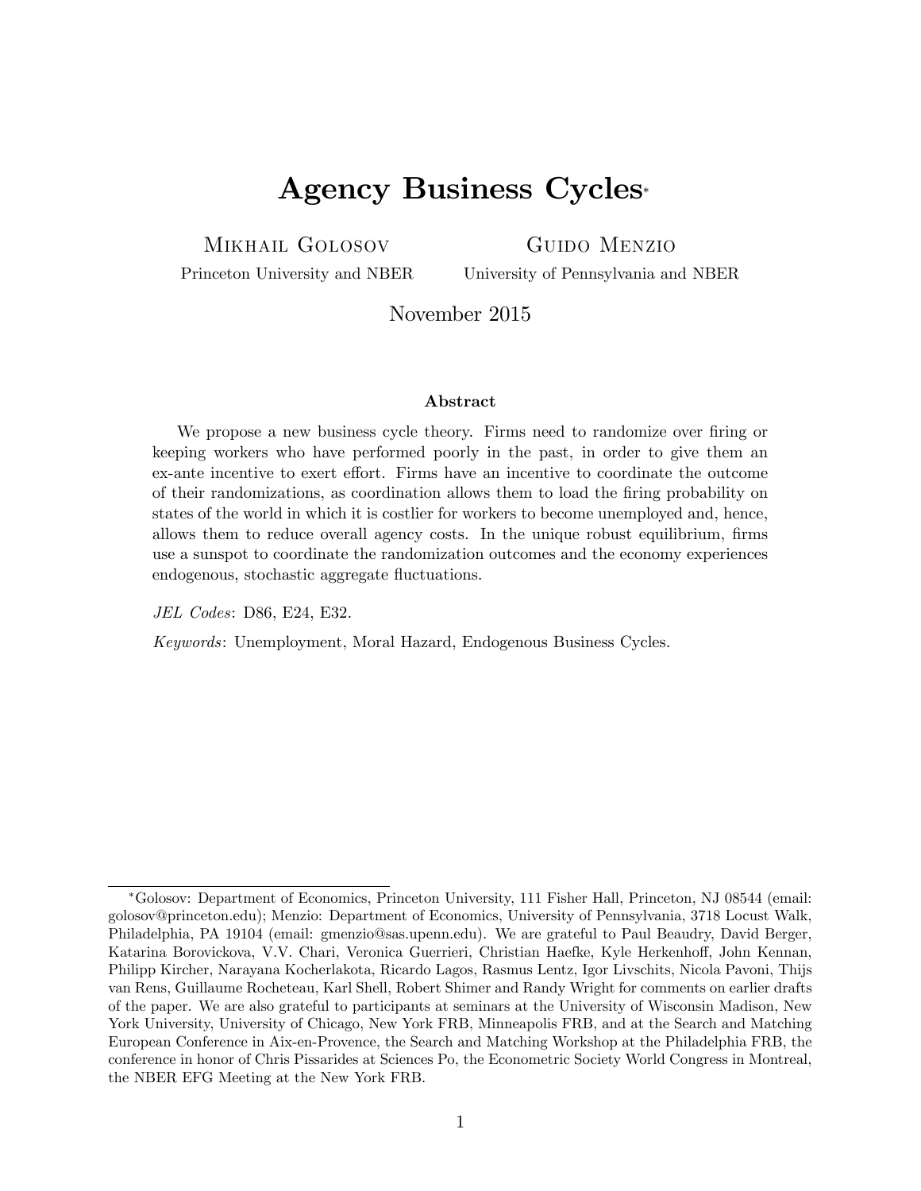# Agency Business Cycles*

Mikhail Golosov
Princeton University and NBER

Guido Menzio
University of Pennsylvania and NBER

November 2015

### Abstract

We propose a new business cycle theory. Firms need to randomize over firing or keeping workers who have performed poorly in the past, in order to give them an ex-ante incentive to exert effort. Firms have an incentive to coordinate the outcome of their randomizations, as coordination allows them to load the firing probability on states of the world in which it is costlier for workers to become unemployed and, hence, allows them to reduce overall agency costs. In the unique robust equilibrium, firms use a sunspot to coordinate the randomization outcomes and the economy experiences endogenous, stochastic aggregate fluctuations.

*JEL Codes*: D86, E24, E32.

*Keywords*: Unemployment, Moral Hazard, Endogenous Business Cycles.

---

*Golosov: Department of Economics, Princeton University, 111 Fisher Hall, Princeton, NJ 08544 (email: golosov@princeton.edu); Menzio: Department of Economics, University of Pennsylvania, 3718 Locust Walk, Philadelphia, PA 19104 (email: gmenzio@sas.upenn.edu). We are grateful to Paul Beaudry, David Berger, Katarina Borovickova, V.V. Chari, Veronica Guerrieri, Christian Haefke, Kyle Herkenhoff, John Kennan, Philipp Kircher, Narayana Kocherlakota, Ricardo Lagos, Rasmus Lentz, Igor Livschits, Nicola Pavoni, Thijs van Rens, Guillaume Rocheteau, Karl Shell, Robert Shimer and Randy Wright for comments on earlier drafts of the paper. We are also grateful to participants at seminars at the University of Wisconsin Madison, New York University, University of Chicago, New York FRB, Minneapolis FRB, and at the Search and Matching European Conference in Aix-en-Provence, the Search and Matching Workshop at the Philadelphia FRB, the conference in honor of Chris Pissarides at Sciences Po, the Econometric Society World Congress in Montreal, the NBER EFG Meeting at the New York FRB.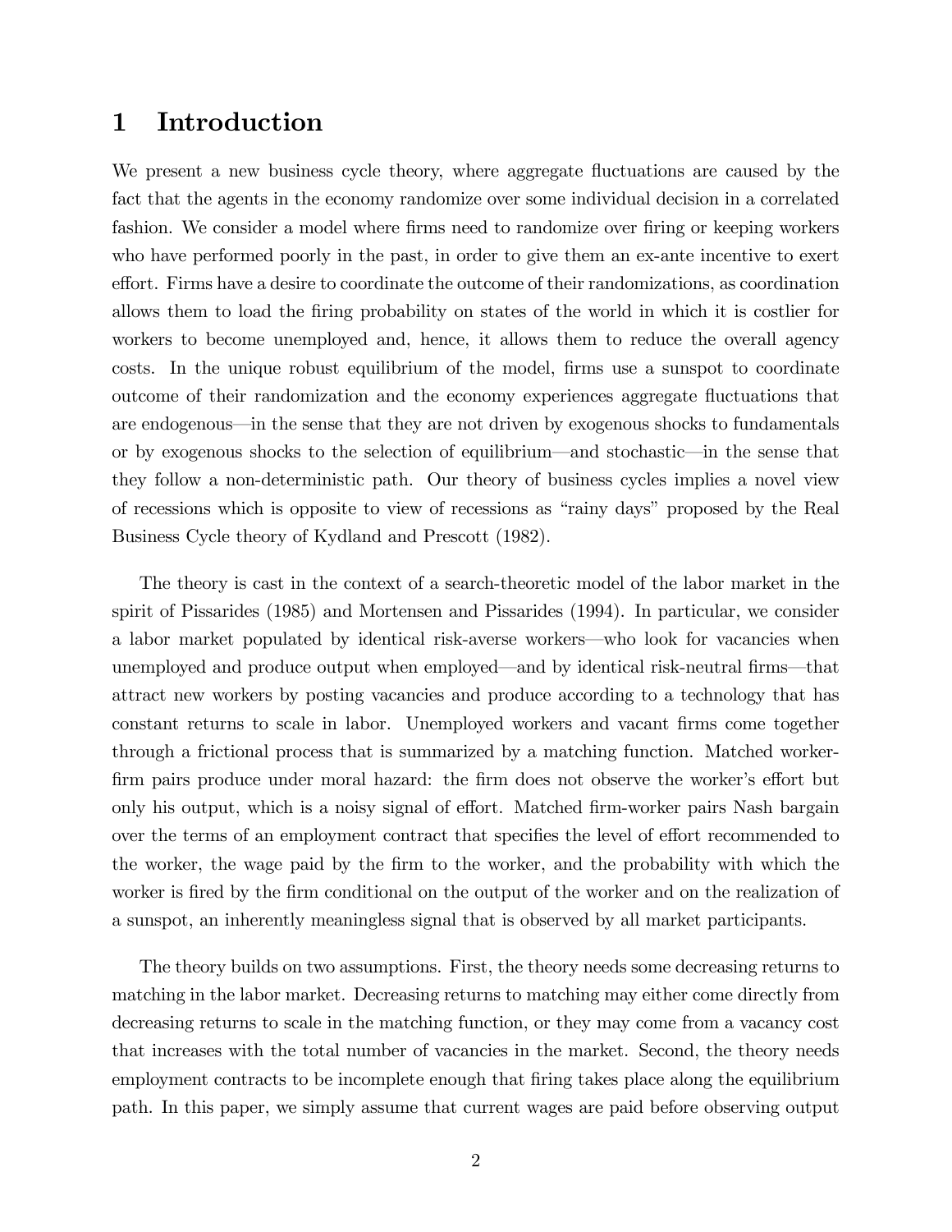# 1 Introduction

We present a new business cycle theory, where aggregate fluctuations are caused by the fact that the agents in the economy randomize over some individual decision in a correlated fashion. We consider a model where firms need to randomize over firing or keeping workers who have performed poorly in the past, in order to give them an ex-ante incentive to exert effort. Firms have a desire to coordinate the outcome of their randomizations, as coordination allows them to load the firing probability on states of the world in which it is costlier for workers to become unemployed and, hence, it allows them to reduce the overall agency costs. In the unique robust equilibrium of the model, firms use a sunspot to coordinate outcome of their randomization and the economy experiences aggregate fluctuations that are endogenous—in the sense that they are not driven by exogenous shocks to fundamentals or by exogenous shocks to the selection of equilibrium—and stochastic—in the sense that they follow a non-deterministic path. Our theory of business cycles implies a novel view of recessions which is opposite to view of recessions as "rainy days" proposed by the Real Business Cycle theory of Kydland and Prescott (1982).

The theory is cast in the context of a search-theoretic model of the labor market in the spirit of Pissarides (1985) and Mortensen and Pissarides (1994). In particular, we consider a labor market populated by identical risk-averse workers—who look for vacancies when unemployed and produce output when employed—and by identical risk-neutral firms—that attract new workers by posting vacancies and produce according to a technology that has constant returns to scale in labor. Unemployed workers and vacant firms come together through a frictional process that is summarized by a matching function. Matched worker-firm pairs produce under moral hazard: the firm does not observe the worker's effort but only his output, which is a noisy signal of effort. Matched firm-worker pairs Nash bargain over the terms of an employment contract that specifies the level of effort recommended to the worker, the wage paid by the firm to the worker, and the probability with which the worker is fired by the firm conditional on the output of the worker and on the realization of a sunspot, an inherently meaningless signal that is observed by all market participants.

The theory builds on two assumptions. First, the theory needs some decreasing returns to matching in the labor market. Decreasing returns to matching may either come directly from decreasing returns to scale in the matching function, or they may come from a vacancy cost that increases with the total number of vacancies in the market. Second, the theory needs employment contracts to be incomplete enough that firing takes place along the equilibrium path. In this paper, we simply assume that current wages are paid before observing output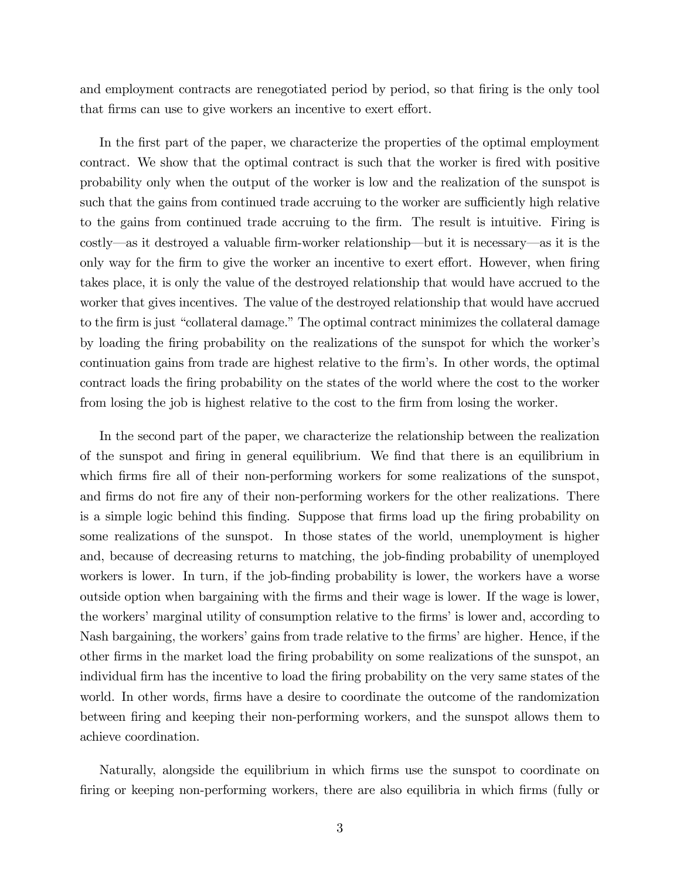and employment contracts are renegotiated period by period, so that firing is the only tool that firms can use to give workers an incentive to exert effort.

In the first part of the paper, we characterize the properties of the optimal employment contract. We show that the optimal contract is such that the worker is fired with positive probability only when the output of the worker is low and the realization of the sunspot is such that the gains from continued trade accruing to the worker are sufficiently high relative to the gains from continued trade accruing to the firm. The result is intuitive. Firing is costly—as it destroyed a valuable firm-worker relationship—but it is necessary—as it is the only way for the firm to give the worker an incentive to exert effort. However, when firing takes place, it is only the value of the destroyed relationship that would have accrued to the worker that gives incentives. The value of the destroyed relationship that would have accrued to the firm is just "collateral damage." The optimal contract minimizes the collateral damage by loading the firing probability on the realizations of the sunspot for which the worker's continuation gains from trade are highest relative to the firm's. In other words, the optimal contract loads the firing probability on the states of the world where the cost to the worker from losing the job is highest relative to the cost to the firm from losing the worker.

In the second part of the paper, we characterize the relationship between the realization of the sunspot and firing in general equilibrium. We find that there is an equilibrium in which firms fire all of their non-performing workers for some realizations of the sunspot, and firms do not fire any of their non-performing workers for the other realizations. There is a simple logic behind this finding. Suppose that firms load up the firing probability on some realizations of the sunspot. In those states of the world, unemployment is higher and, because of decreasing returns to matching, the job-finding probability of unemployed workers is lower. In turn, if the job-finding probability is lower, the workers have a worse outside option when bargaining with the firms and their wage is lower. If the wage is lower, the workers' marginal utility of consumption relative to the firms' is lower and, according to Nash bargaining, the workers' gains from trade relative to the firms' are higher. Hence, if the other firms in the market load the firing probability on some realizations of the sunspot, an individual firm has the incentive to load the firing probability on the very same states of the world. In other words, firms have a desire to coordinate the outcome of the randomization between firing and keeping their non-performing workers, and the sunspot allows them to achieve coordination.

Naturally, alongside the equilibrium in which firms use the sunspot to coordinate on firing or keeping non-performing workers, there are also equilibria in which firms (fully or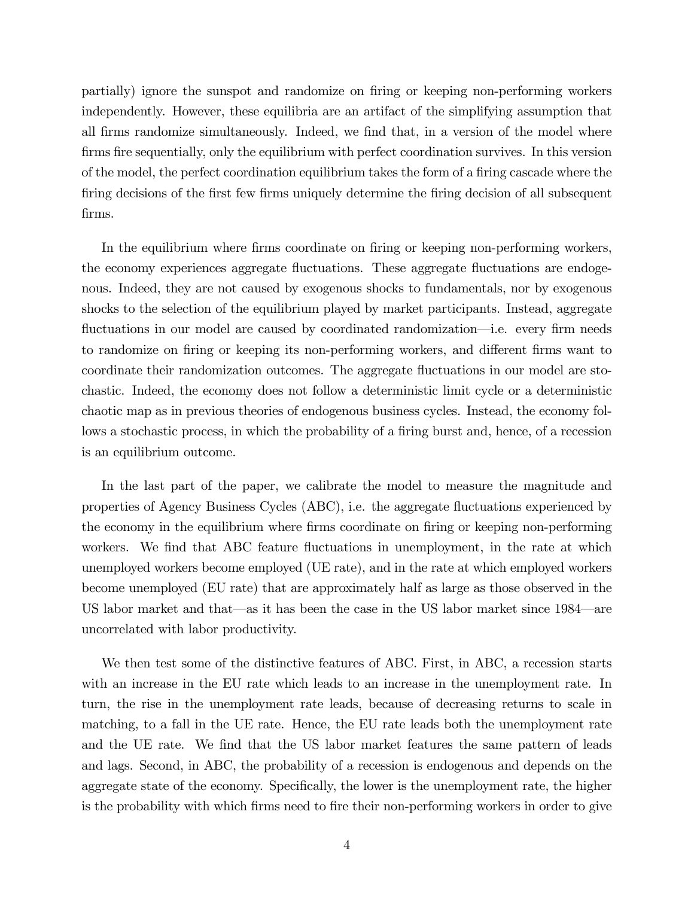partially) ignore the sunspot and randomize on firing or keeping non-performing workers independently. However, these equilibria are an artifact of the simplifying assumption that all firms randomize simultaneously. Indeed, we find that, in a version of the model where firms fire sequentially, only the equilibrium with perfect coordination survives. In this version of the model, the perfect coordination equilibrium takes the form of a firing cascade where the firing decisions of the first few firms uniquely determine the firing decision of all subsequent firms.

In the equilibrium where firms coordinate on firing or keeping non-performing workers, the economy experiences aggregate fluctuations. These aggregate fluctuations are endogenous. Indeed, they are not caused by exogenous shocks to fundamentals, nor by exogenous shocks to the selection of the equilibrium played by market participants. Instead, aggregate fluctuations in our model are caused by coordinated randomization—i.e. every firm needs to randomize on firing or keeping its non-performing workers, and different firms want to coordinate their randomization outcomes. The aggregate fluctuations in our model are stochastic. Indeed, the economy does not follow a deterministic limit cycle or a deterministic chaotic map as in previous theories of endogenous business cycles. Instead, the economy follows a stochastic process, in which the probability of a firing burst and, hence, of a recession is an equilibrium outcome.

In the last part of the paper, we calibrate the model to measure the magnitude and properties of Agency Business Cycles (ABC), i.e. the aggregate fluctuations experienced by the economy in the equilibrium where firms coordinate on firing or keeping non-performing workers. We find that ABC feature fluctuations in unemployment, in the rate at which unemployed workers become employed (UE rate), and in the rate at which employed workers become unemployed (EU rate) that are approximately half as large as those observed in the US labor market and that—as it has been the case in the US labor market since 1984—are uncorrelated with labor productivity.

We then test some of the distinctive features of ABC. First, in ABC, a recession starts with an increase in the EU rate which leads to an increase in the unemployment rate. In turn, the rise in the unemployment rate leads, because of decreasing returns to scale in matching, to a fall in the UE rate. Hence, the EU rate leads both the unemployment rate and the UE rate. We find that the US labor market features the same pattern of leads and lags. Second, in ABC, the probability of a recession is endogenous and depends on the aggregate state of the economy. Specifically, the lower is the unemployment rate, the higher is the probability with which firms need to fire their non-performing workers in order to give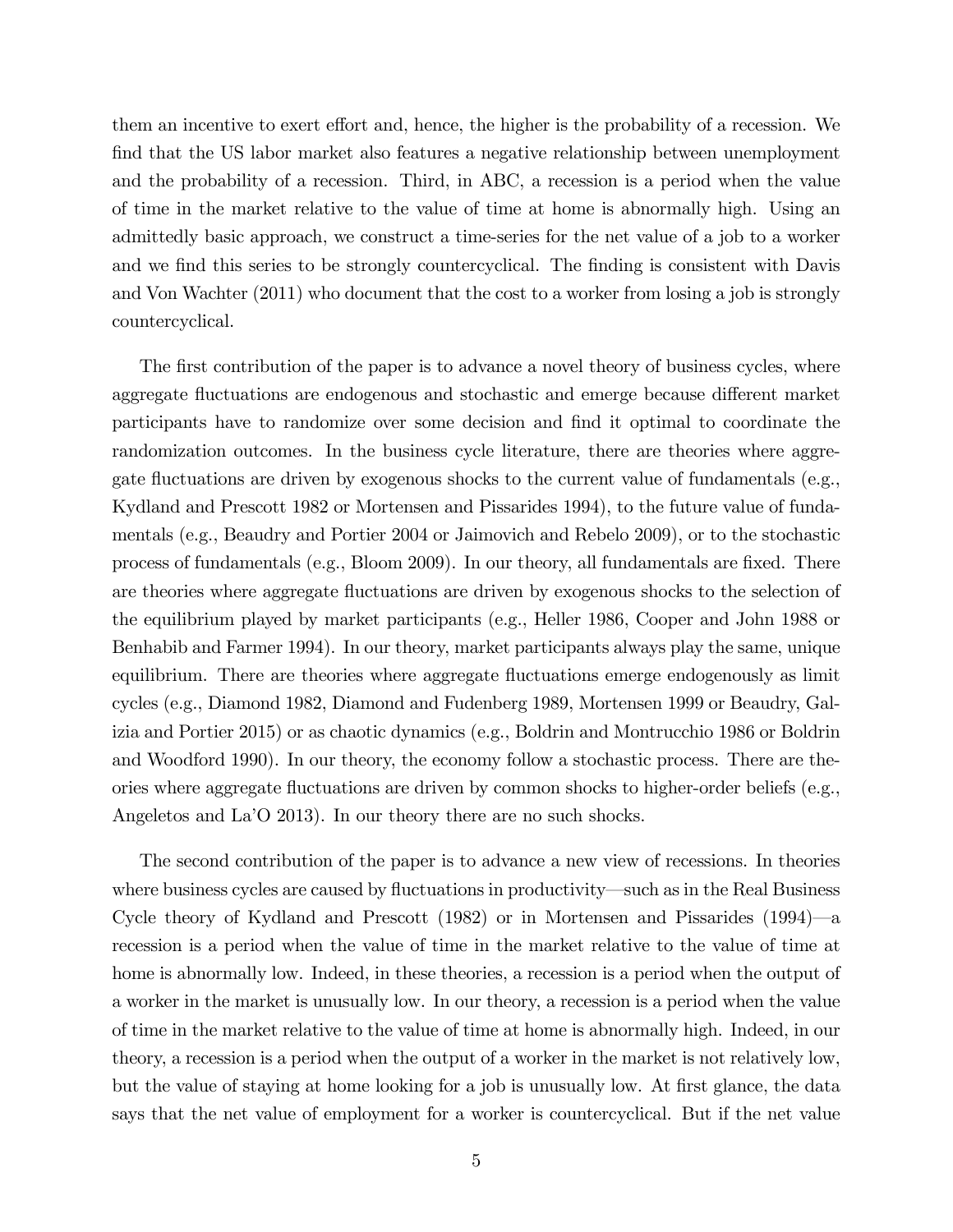them an incentive to exert effort and, hence, the higher is the probability of a recession. We find that the US labor market also features a negative relationship between unemployment and the probability of a recession. Third, in ABC, a recession is a period when the value of time in the market relative to the value of time at home is abnormally high. Using an admittedly basic approach, we construct a time-series for the net value of a job to a worker and we find this series to be strongly countercyclical. The finding is consistent with Davis and Von Wachter (2011) who document that the cost to a worker from losing a job is strongly countercyclical.

The first contribution of the paper is to advance a novel theory of business cycles, where aggregate fluctuations are endogenous and stochastic and emerge because different market participants have to randomize over some decision and find it optimal to coordinate the randomization outcomes. In the business cycle literature, there are theories where aggregate fluctuations are driven by exogenous shocks to the current value of fundamentals (e.g., Kydland and Prescott 1982 or Mortensen and Pissarides 1994), to the future value of fundamentals (e.g., Beaudry and Portier 2004 or Jaimovich and Rebelo 2009), or to the stochastic process of fundamentals (e.g., Bloom 2009). In our theory, all fundamentals are fixed. There are theories where aggregate fluctuations are driven by exogenous shocks to the selection of the equilibrium played by market participants (e.g., Heller 1986, Cooper and John 1988 or Benhabib and Farmer 1994). In our theory, market participants always play the same, unique equilibrium. There are theories where aggregate fluctuations emerge endogenously as limit cycles (e.g., Diamond 1982, Diamond and Fudenberg 1989, Mortensen 1999 or Beaudry, Galizia and Portier 2015) or as chaotic dynamics (e.g., Boldrin and Montrucchio 1986 or Boldrin and Woodford 1990). In our theory, the economy follow a stochastic process. There are theories where aggregate fluctuations are driven by common shocks to higher-order beliefs (e.g., Angeletos and La'O 2013). In our theory there are no such shocks.

The second contribution of the paper is to advance a new view of recessions. In theories where business cycles are caused by fluctuations in productivity—such as in the Real Business Cycle theory of Kydland and Prescott (1982) or in Mortensen and Pissarides (1994)—a recession is a period when the value of time in the market relative to the value of time at home is abnormally low. Indeed, in these theories, a recession is a period when the output of a worker in the market is unusually low. In our theory, a recession is a period when the value of time in the market relative to the value of time at home is abnormally high. Indeed, in our theory, a recession is a period when the output of a worker in the market is not relatively low, but the value of staying at home looking for a job is unusually low. At first glance, the data says that the net value of employment for a worker is countercyclical. But if the net value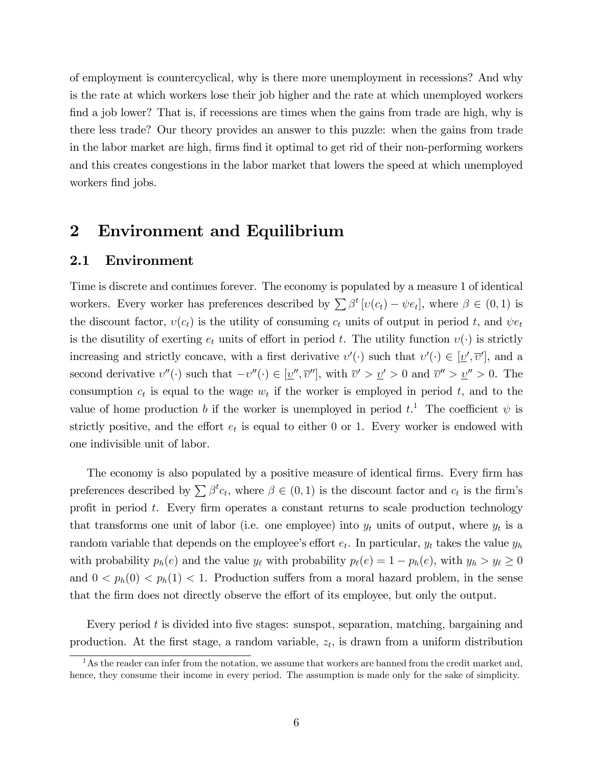of employment is countercyclical, why is there more unemployment in recessions? And why is the rate at which workers lose their job higher and the rate at which unemployed workers find a job lower? That is, if recessions are times when the gains from trade are high, why is there less trade? Our theory provides an answer to this puzzle: when the gains from trade in the labor market are high, firms find it optimal to get rid of their non-performing workers and this creates congestions in the labor market that lowers the speed at which unemployed workers find jobs.

# 2 Environment and Equilibrium

## 2.1 Environment

Time is discrete and continues forever. The economy is populated by a measure 1 of identical workers. Every worker has preferences described by $\sum \beta^t [\upsilon(c_t) - \psi e_t]$, where $\beta \in (0, 1)$ is the discount factor, $\upsilon(c_t)$ is the utility of consuming $c_t$ units of output in period $t$, and $\psi e_t$ is the disutility of exerting $e_t$ units of effort in period $t$. The utility function $\upsilon(\cdot)$ is strictly increasing and strictly concave, with a first derivative $\upsilon'(\cdot)$ such that $\upsilon'(\cdot) \in [\underline{\upsilon}', \overline{\upsilon}']$, and a second derivative $\upsilon''(\cdot)$ such that $-\upsilon''(\cdot) \in [\underline{\upsilon}'', \overline{\upsilon}'']$, with $\overline{\upsilon}' > \underline{\upsilon}' > 0$ and $\overline{\upsilon}'' > \underline{\upsilon}'' > 0$. The consumption $c_t$ is equal to the wage $w_t$ if the worker is employed in period $t$, and to the value of home production $b$ if the worker is unemployed in period $t$.[1] The coefficient $\psi$ is strictly positive, and the effort $e_t$ is equal to either 0 or 1. Every worker is endowed with one indivisible unit of labor.

The economy is also populated by a positive measure of identical firms. Every firm has preferences described by $\sum \beta^t c_t$, where $\beta \in (0, 1)$ is the discount factor and $c_t$ is the firm's profit in period $t$. Every firm operates a constant returns to scale production technology that transforms one unit of labor (i.e. one employee) into $y_t$ units of output, where $y_t$ is a random variable that depends on the employee's effort $e_t$. In particular, $y_t$ takes the value $y_h$ with probability $p_h(e)$ and the value $y_\ell$ with probability $p_\ell(e) = 1 - p_h(e)$, with $y_h > y_\ell \geq 0$ and $0 < p_h(0) < p_h(1) < 1$. Production suffers from a moral hazard problem, in the sense that the firm does not directly observe the effort of its employee, but only the output.

Every period $t$ is divided into five stages: sunspot, separation, matching, bargaining and production. At the first stage, a random variable, $z_t$, is drawn from a uniform distribution

[1] As the reader can infer from the notation, we assume that workers are banned from the credit market and, hence, they consume their income in every period. The assumption is made only for the sake of simplicity.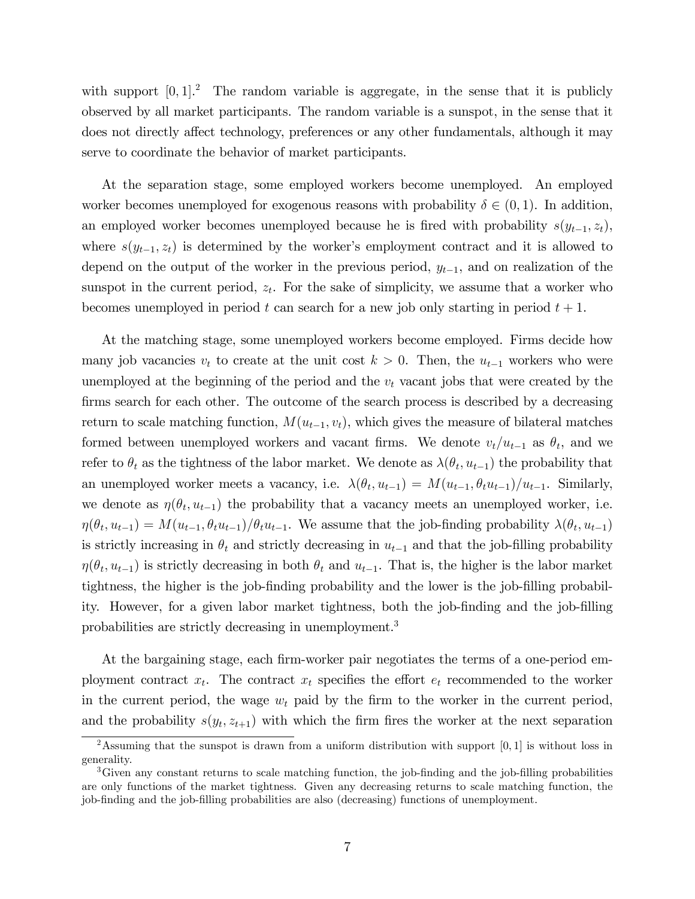with support $[0,1]$.[2] The random variable is aggregate, in the sense that it is publicly observed by all market participants. The random variable is a sunspot, in the sense that it does not directly affect technology, preferences or any other fundamentals, although it may serve to coordinate the behavior of market participants.

At the separation stage, some employed workers become unemployed. An employed worker becomes unemployed for exogenous reasons with probability $\delta \in (0,1)$. In addition, an employed worker becomes unemployed because he is fired with probability $s(y_{t-1}, z_t)$, where $s(y_{t-1}, z_t)$ is determined by the worker's employment contract and it is allowed to depend on the output of the worker in the previous period, $y_{t-1}$, and on realization of the sunspot in the current period, $z_t$. For the sake of simplicity, we assume that a worker who becomes unemployed in period $t$ can search for a new job only starting in period $t+1$.

At the matching stage, some unemployed workers become employed. Firms decide how many job vacancies $v_t$ to create at the unit cost $k > 0$. Then, the $u_{t-1}$ workers who were unemployed at the beginning of the period and the $v_t$ vacant jobs that were created by the firms search for each other. The outcome of the search process is described by a decreasing return to scale matching function, $M(u_{t-1}, v_t)$, which gives the measure of bilateral matches formed between unemployed workers and vacant firms. We denote $v_t/u_{t-1}$ as $\theta_t$, and we refer to $\theta_t$ as the tightness of the labor market. We denote as $\lambda(\theta_t, u_{t-1})$ the probability that an unemployed worker meets a vacancy, i.e. $\lambda(\theta_t, u_{t-1}) = M(u_{t-1}, \theta_t u_{t-1})/u_{t-1}$. Similarly, we denote as $\eta(\theta_t, u_{t-1})$ the probability that a vacancy meets an unemployed worker, i.e. $\eta(\theta_t, u_{t-1}) = M(u_{t-1}, \theta_t u_{t-1})/\theta_t u_{t-1}$. We assume that the job-finding probability $\lambda(\theta_t, u_{t-1})$ is strictly increasing in $\theta_t$ and strictly decreasing in $u_{t-1}$ and that the job-filling probability $\eta(\theta_t, u_{t-1})$ is strictly decreasing in both $\theta_t$ and $u_{t-1}$. That is, the higher is the labor market tightness, the higher is the job-finding probability and the lower is the job-filling probability. However, for a given labor market tightness, both the job-finding and the job-filling probabilities are strictly decreasing in unemployment.[3]

At the bargaining stage, each firm-worker pair negotiates the terms of a one-period employment contract $x_t$. The contract $x_t$ specifies the effort $e_t$ recommended to the worker in the current period, the wage $w_t$ paid by the firm to the worker in the current period, and the probability $s(y_t, z_{t+1})$ with which the firm fires the worker at the next separation

[2] Assuming that the sunspot is drawn from a uniform distribution with support $[0,1]$ is without loss in generality.

[3] Given any constant returns to scale matching function, the job-finding and the job-filling probabilities are only functions of the market tightness. Given any decreasing returns to scale matching function, the job-finding and the job-filling probabilities are also (decreasing) functions of unemployment.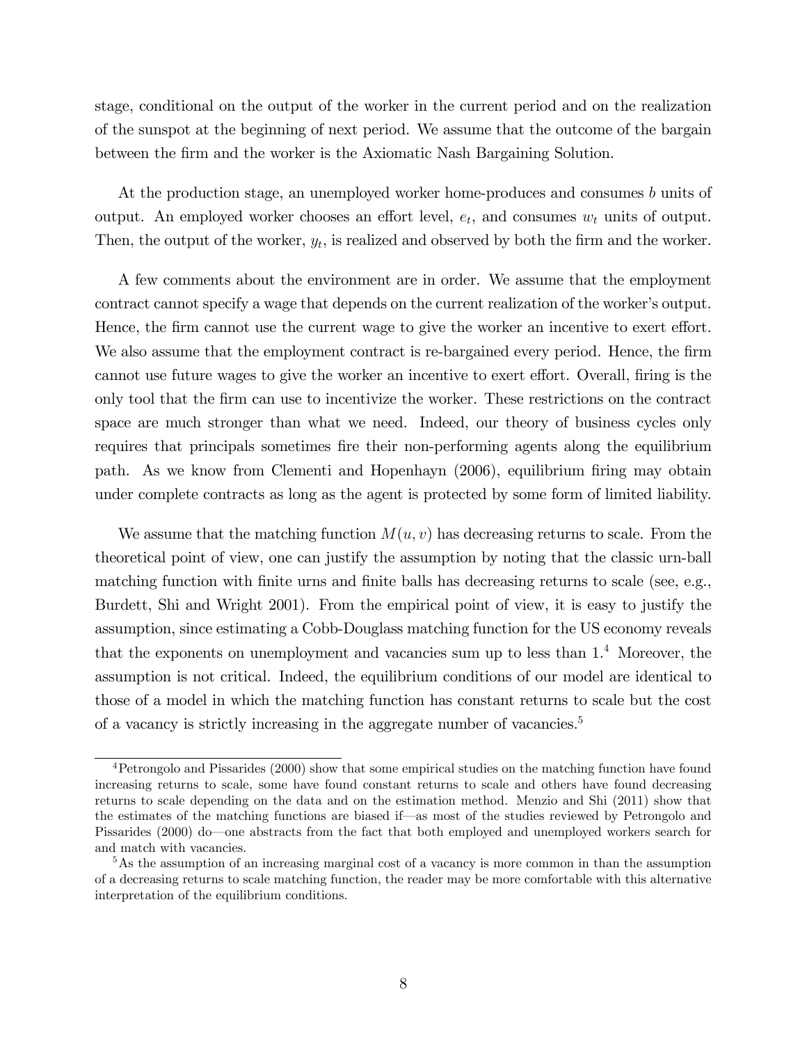stage, conditional on the output of the worker in the current period and on the realization of the sunspot at the beginning of next period. We assume that the outcome of the bargain between the firm and the worker is the Axiomatic Nash Bargaining Solution.

At the production stage, an unemployed worker home-produces and consumes $b$ units of output. An employed worker chooses an effort level, $e_t$, and consumes $w_t$ units of output. Then, the output of the worker, $y_t$, is realized and observed by both the firm and the worker.

A few comments about the environment are in order. We assume that the employment contract cannot specify a wage that depends on the current realization of the worker's output. Hence, the firm cannot use the current wage to give the worker an incentive to exert effort. We also assume that the employment contract is re-bargained every period. Hence, the firm cannot use future wages to give the worker an incentive to exert effort. Overall, firing is the only tool that the firm can use to incentivize the worker. These restrictions on the contract space are much stronger than what we need. Indeed, our theory of business cycles only requires that principals sometimes fire their non-performing agents along the equilibrium path. As we know from Clementi and Hopenhayn (2006), equilibrium firing may obtain under complete contracts as long as the agent is protected by some form of limited liability.

We assume that the matching function $M(u, v)$ has decreasing returns to scale. From the theoretical point of view, one can justify the assumption by noting that the classic urn-ball matching function with finite urns and finite balls has decreasing returns to scale (see, e.g., Burdett, Shi and Wright 2001). From the empirical point of view, it is easy to justify the assumption, since estimating a Cobb-Douglass matching function for the US economy reveals that the exponents on unemployment and vacancies sum up to less than 1.[4] Moreover, the assumption is not critical. Indeed, the equilibrium conditions of our model are identical to those of a model in which the matching function has constant returns to scale but the cost of a vacancy is strictly increasing in the aggregate number of vacancies.[5]

[4]Petrongolo and Pissarides (2000) show that some empirical studies on the matching function have found increasing returns to scale, some have found constant returns to scale and others have found decreasing returns to scale depending on the data and on the estimation method. Menzio and Shi (2011) show that the estimates of the matching functions are biased if—as most of the studies reviewed by Petrongolo and Pissarides (2000) do—one abstracts from the fact that both employed and unemployed workers search for and match with vacancies.

[5]As the assumption of an increasing marginal cost of a vacancy is more common in than the assumption of a decreasing returns to scale matching function, the reader may be more comfortable with this alternative interpretation of the equilibrium conditions.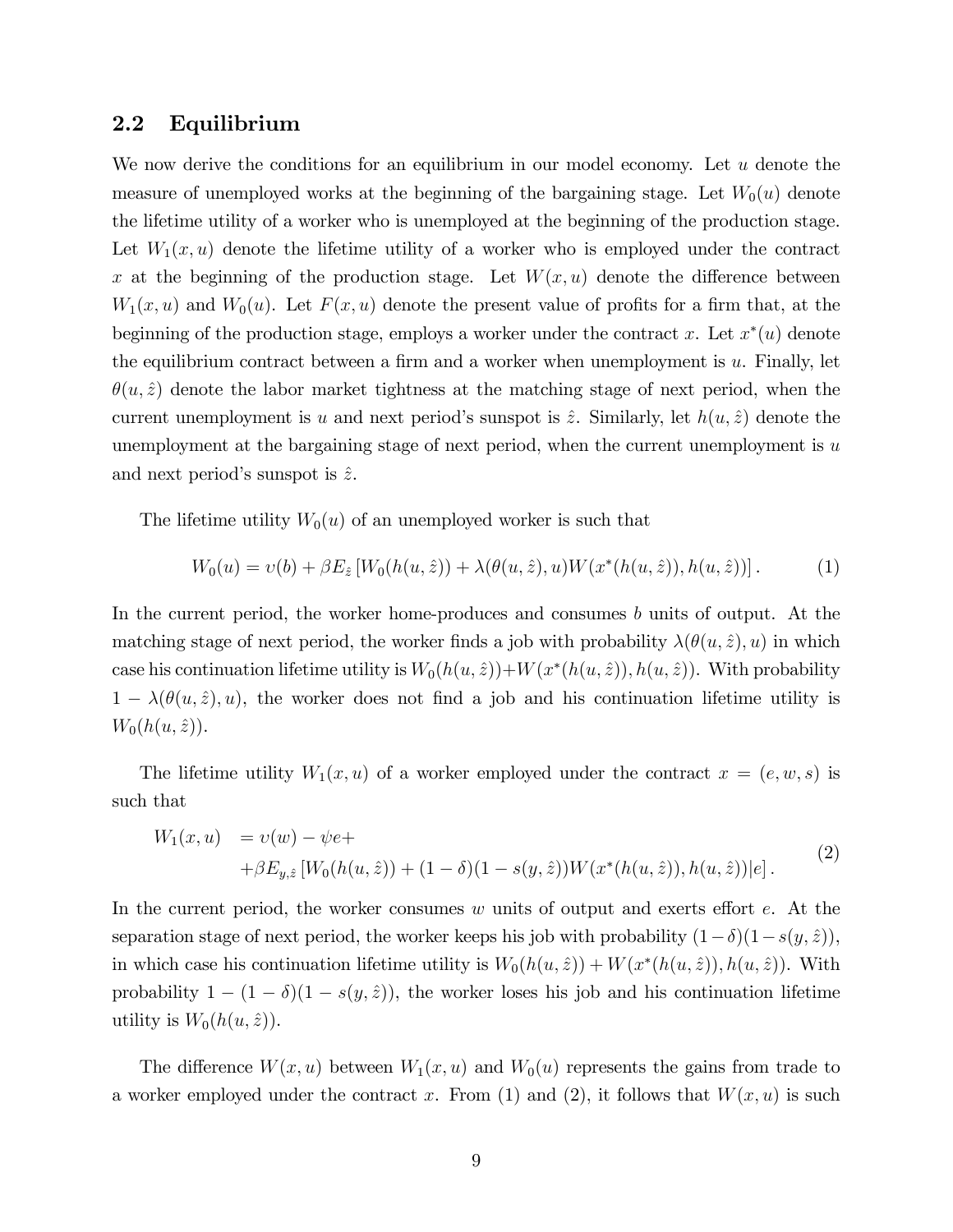## 2.2 Equilibrium

We now derive the conditions for an equilibrium in our model economy. Let $u$ denote the measure of unemployed works at the beginning of the bargaining stage. Let $W_0(u)$ denote the lifetime utility of a worker who is unemployed at the beginning of the production stage. Let $W_1(x, u)$ denote the lifetime utility of a worker who is employed under the contract $x$ at the beginning of the production stage. Let $W(x, u)$ denote the difference between $W_1(x, u)$ and $W_0(u)$. Let $F(x, u)$ denote the present value of profits for a firm that, at the beginning of the production stage, employs a worker under the contract $x$. Let $x^*(u)$ denote the equilibrium contract between a firm and a worker when unemployment is $u$. Finally, let $\theta(u, \hat{z})$ denote the labor market tightness at the matching stage of next period, when the current unemployment is $u$ and next period's sunspot is $\hat{z}$. Similarly, let $h(u, \hat{z})$ denote the unemployment at the bargaining stage of next period, when the current unemployment is $u$ and next period's sunspot is $\hat{z}$.

The lifetime utility $W_0(u)$ of an unemployed worker is such that

$$W_0(u) = \upsilon(b) + \beta E_{\hat{z}} \left[ W_0(h(u, \hat{z})) + \lambda(\theta(u, \hat{z}), u) W(x^*(h(u, \hat{z})), h(u, \hat{z})) \right]. \tag{1}$$

In the current period, the worker home-produces and consumes $b$ units of output. At the matching stage of next period, the worker finds a job with probability $\lambda(\theta(u, \hat{z}), u)$ in which case his continuation lifetime utility is $W_0(h(u, \hat{z})) + W(x^*(h(u, \hat{z})), h(u, \hat{z}))$. With probability $1 - \lambda(\theta(u, \hat{z}), u)$, the worker does not find a job and his continuation lifetime utility is $W_0(h(u, \hat{z}))$.

The lifetime utility $W_1(x, u)$ of a worker employed under the contract $x = (e, w, s)$ is such that

$$\begin{aligned} W_1(x, u) \ &= \upsilon(w) - \psi e + \\ &+ \beta E_{y, \hat{z}} \left[ W_0(h(u, \hat{z})) + (1 - \delta)(1 - s(y, \hat{z})) W(x^*(h(u, \hat{z})), h(u, \hat{z})) | e \right]. \end{aligned} \tag{2}$$

In the current period, the worker consumes $w$ units of output and exerts effort $e$. At the separation stage of next period, the worker keeps his job with probability $(1 - \delta)(1 - s(y, \hat{z}))$, in which case his continuation lifetime utility is $W_0(h(u, \hat{z})) + W(x^*(h(u, \hat{z})), h(u, \hat{z}))$. With probability $1 - (1 - \delta)(1 - s(y, \hat{z}))$, the worker loses his job and his continuation lifetime utility is $W_0(h(u, \hat{z}))$.

The difference $W(x, u)$ between $W_1(x, u)$ and $W_0(u)$ represents the gains from trade to a worker employed under the contract $x$. From (1) and (2), it follows that $W(x, u)$ is such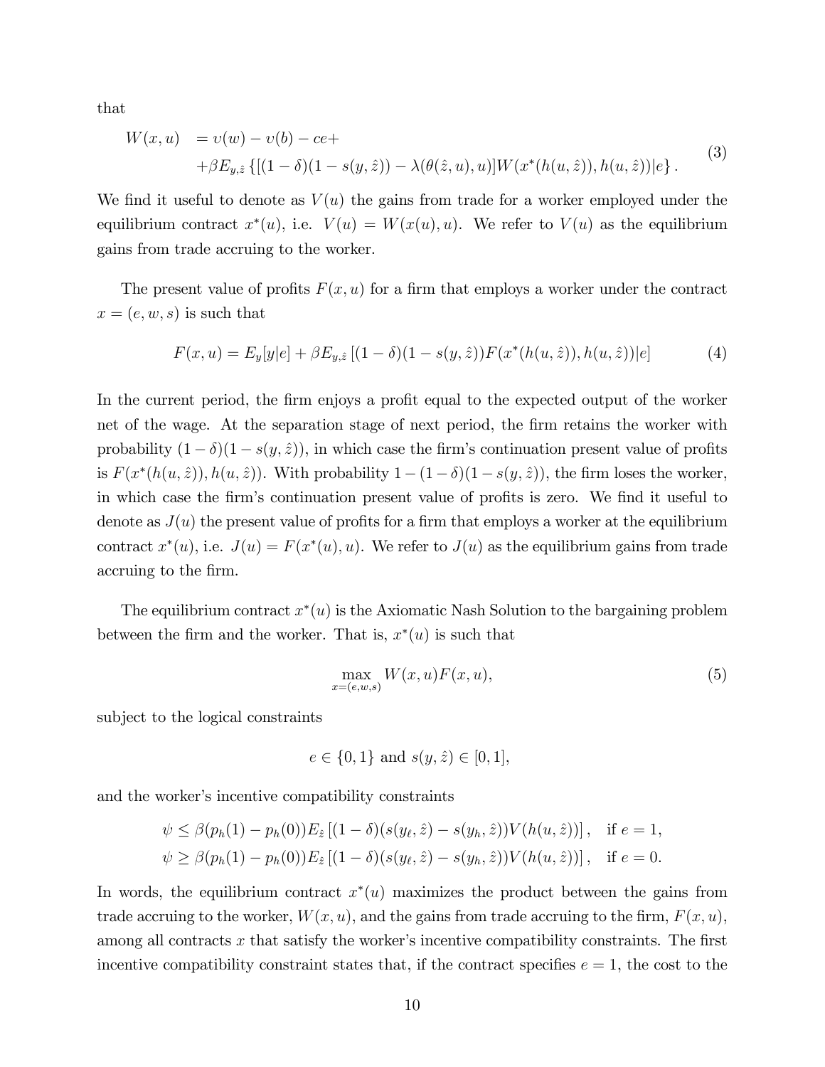that

$$
\begin{aligned}
W(x,u) \quad &= \upsilon(w) - \upsilon(b) - ce + \\
&+\beta E_{y,\hat{z}} \left\{ [(1-\delta)(1-s(y,\hat{z})) - \lambda(\theta(\hat{z},u),u)] W(x^*(h(u,\hat{z})), h(u,\hat{z})) | e \right\}.
\end{aligned}
\tag{3}
$$

We find it useful to denote as $V(u)$ the gains from trade for a worker employed under the equilibrium contract $x^*(u)$, i.e. $V(u) = W(x(u), u)$. We refer to $V(u)$ as the equilibrium gains from trade accruing to the worker.

The present value of profits $F(x,u)$ for a firm that employs a worker under the contract $x = (e, w, s)$ is such that

$$
F(x,u) = E_y[y|e] + \beta E_{y,\hat{z}} \left[ (1-\delta)(1-s(y,\hat{z})) F(x^*(h(u,\hat{z})), h(u,\hat{z})) | e \right] \tag{4}
$$

In the current period, the firm enjoys a profit equal to the expected output of the worker net of the wage. At the separation stage of next period, the firm retains the worker with probability $(1-\delta)(1-s(y,\hat{z}))$, in which case the firm's continuation present value of profits is $F(x^*(h(u,\hat{z})), h(u,\hat{z}))$. With probability $1-(1-\delta)(1-s(y,\hat{z}))$, the firm loses the worker, in which case the firm's continuation present value of profits is zero. We find it useful to denote as $J(u)$ the present value of profits for a firm that employs a worker at the equilibrium contract $x^*(u)$, i.e. $J(u) = F(x^*(u), u)$. We refer to $J(u)$ as the equilibrium gains from trade accruing to the firm.

The equilibrium contract $x^*(u)$ is the Axiomatic Nash Solution to the bargaining problem between the firm and the worker. That is, $x^*(u)$ is such that

$$
\max_{x=(e,w,s)} W(x,u) F(x,u), \tag{5}
$$

subject to the logical constraints

$$
e \in \{0,1\} \text{ and } s(y,\hat{z}) \in [0,1],
$$

and the worker's incentive compatibility constraints

$$
\begin{aligned}
\psi &\leq \beta(p_h(1) - p_h(0)) E_{\hat{z}} \left[ (1-\delta)(s(y_\ell,\hat{z}) - s(y_h,\hat{z})) V(h(u,\hat{z})) \right], \quad \text{if } e = 1, \\
\psi &\geq \beta(p_h(1) - p_h(0)) E_{\hat{z}} \left[ (1-\delta)(s(y_\ell,\hat{z}) - s(y_h,\hat{z})) V(h(u,\hat{z})) \right], \quad \text{if } e = 0.
\end{aligned}
$$

In words, the equilibrium contract $x^*(u)$ maximizes the product between the gains from trade accruing to the worker, $W(x,u)$, and the gains from trade accruing to the firm, $F(x,u)$, among all contracts $x$ that satisfy the worker's incentive compatibility constraints. The first incentive compatibility constraint states that, if the contract specifies $e = 1$, the cost to the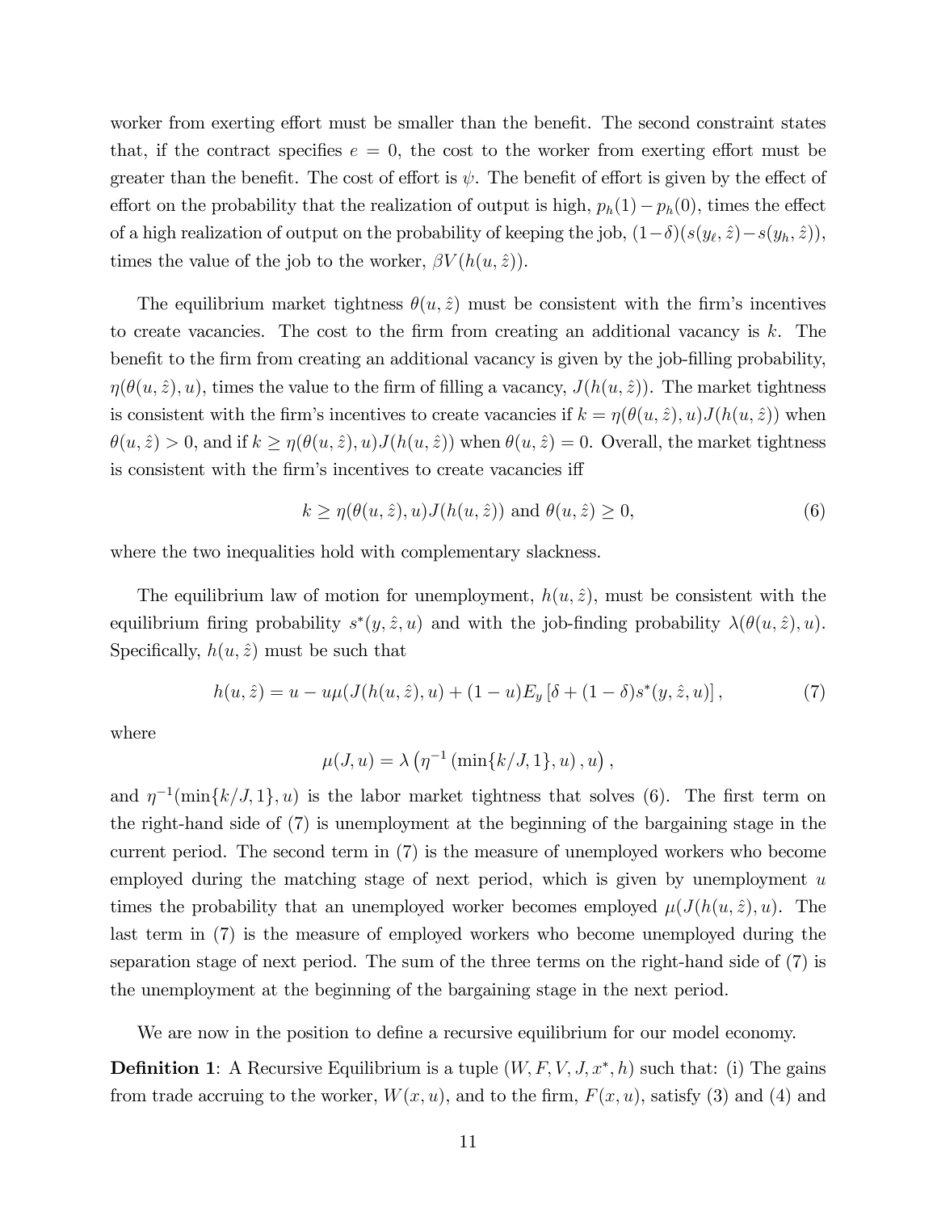worker from exerting effort must be smaller than the benefit. The second constraint states that, if the contract specifies $e = 0$, the cost to the worker from exerting effort must be greater than the benefit. The cost of effort is $\psi$. The benefit of effort is given by the effect of effort on the probability that the realization of output is high, $p_h(1) - p_h(0)$, times the effect of a high realization of output on the probability of keeping the job, $(1-\delta)(s(y_\ell, \hat{z}) - s(y_h, \hat{z}))$, times the value of the job to the worker, $\beta V(h(u, \hat{z}))$.

The equilibrium market tightness $\theta(u, \hat{z})$ must be consistent with the firm's incentives to create vacancies. The cost to the firm from creating an additional vacancy is $k$. The benefit to the firm from creating an additional vacancy is given by the job-filling probability, $\eta(\theta(u, \hat{z}), u)$, times the value to the firm of filling a vacancy, $J(h(u, \hat{z}))$. The market tightness is consistent with the firm's incentives to create vacancies if $k = \eta(\theta(u, \hat{z}), u) J(h(u, \hat{z}))$ when $\theta(u, \hat{z}) > 0$, and if $k \geq \eta(\theta(u, \hat{z}), u) J(h(u, \hat{z}))$ when $\theta(u, \hat{z}) = 0$. Overall, the market tightness is consistent with the firm's incentives to create vacancies iff

$$k \geq \eta(\theta(u, \hat{z}), u) J(h(u, \hat{z})) \text{ and } \theta(u, \hat{z}) \geq 0, \tag{6}$$

where the two inequalities hold with complementary slackness.

The equilibrium law of motion for unemployment, $h(u, \hat{z})$, must be consistent with the equilibrium firing probability $s^*(y, \hat{z}, u)$ and with the job-finding probability $\lambda(\theta(u, \hat{z}), u)$. Specifically, $h(u, \hat{z})$ must be such that

$$h(u, \hat{z}) = u - u\mu(J(h(u, \hat{z}), u) + (1-u)E_y \left[\delta + (1-\delta)s^*(y, \hat{z}, u)\right], \tag{7}$$

where

$$\mu(J, u) = \lambda\left(\eta^{-1}\left(\min\{k/J, 1\}, u\right), u\right),$$

and $\eta^{-1}(\min\{k/J, 1\}, u)$ is the labor market tightness that solves (6). The first term on the right-hand side of (7) is unemployment at the beginning of the bargaining stage in the current period. The second term in (7) is the measure of unemployed workers who become employed during the matching stage of next period, which is given by unemployment $u$ times the probability that an unemployed worker becomes employed $\mu(J(h(u, \hat{z}), u)$. The last term in (7) is the measure of employed workers who become unemployed during the separation stage of next period. The sum of the three terms on the right-hand side of (7) is the unemployment at the beginning of the bargaining stage in the next period.

We are now in the position to define a recursive equilibrium for our model economy.

**Definition 1**: A Recursive Equilibrium is a tuple $(W, F, V, J, x^*, h)$ such that: (i) The gains from trade accruing to the worker, $W(x, u)$, and to the firm, $F(x, u)$, satisfy (3) and (4) and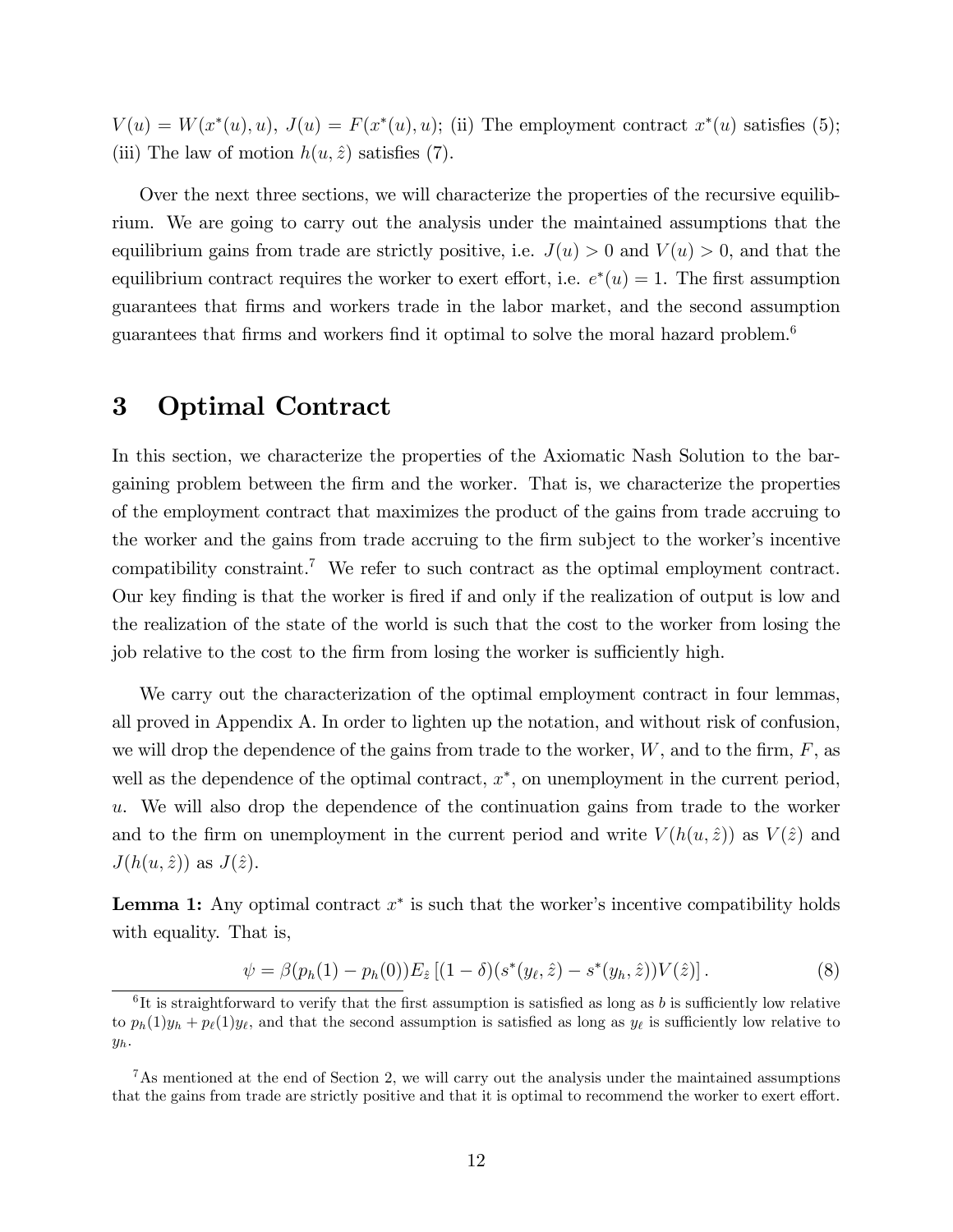$V(u) = W(x^*(u), u)$, $J(u) = F(x^*(u), u)$; (ii) The employment contract $x^*(u)$ satisfies (5); (iii) The law of motion $h(u, \hat{z})$ satisfies (7).

Over the next three sections, we will characterize the properties of the recursive equilibrium. We are going to carry out the analysis under the maintained assumptions that the equilibrium gains from trade are strictly positive, i.e. $J(u) > 0$ and $V(u) > 0$, and that the equilibrium contract requires the worker to exert effort, i.e. $e^*(u) = 1$. The first assumption guarantees that firms and workers trade in the labor market, and the second assumption guarantees that firms and workers find it optimal to solve the moral hazard problem.[6]

# 3 Optimal Contract

In this section, we characterize the properties of the Axiomatic Nash Solution to the bargaining problem between the firm and the worker. That is, we characterize the properties of the employment contract that maximizes the product of the gains from trade accruing to the worker and the gains from trade accruing to the firm subject to the worker's incentive compatibility constraint.[7] We refer to such contract as the optimal employment contract. Our key finding is that the worker is fired if and only if the realization of output is low and the realization of the state of the world is such that the cost to the worker from losing the job relative to the cost to the firm from losing the worker is sufficiently high.

We carry out the characterization of the optimal employment contract in four lemmas, all proved in Appendix A. In order to lighten up the notation, and without risk of confusion, we will drop the dependence of the gains from trade to the worker, $W$, and to the firm, $F$, as well as the dependence of the optimal contract, $x^*$, on unemployment in the current period, $u$. We will also drop the dependence of the continuation gains from trade to the worker and to the firm on unemployment in the current period and write $V(h(u, \hat{z}))$ as $V(\hat{z})$ and $J(h(u, \hat{z}))$ as $J(\hat{z})$.

**Lemma 1:** Any optimal contract $x^*$ is such that the worker's incentive compatibility holds with equality. That is,

$$\psi = \beta(p_h(1) - p_h(0))E_{\hat{z}}\left[(1 - \delta)(s^*(y_\ell, \hat{z}) - s^*(y_h, \hat{z}))V(\hat{z})\right]. \tag{8}$$

[6] It is straightforward to verify that the first assumption is satisfied as long as $b$ is sufficiently low relative to $p_h(1)y_h + p_\ell(1)y_\ell$, and that the second assumption is satisfied as long as $y_\ell$ is sufficiently low relative to $y_h$.

[7] As mentioned at the end of Section 2, we will carry out the analysis under the maintained assumptions that the gains from trade are strictly positive and that it is optimal to recommend the worker to exert effort.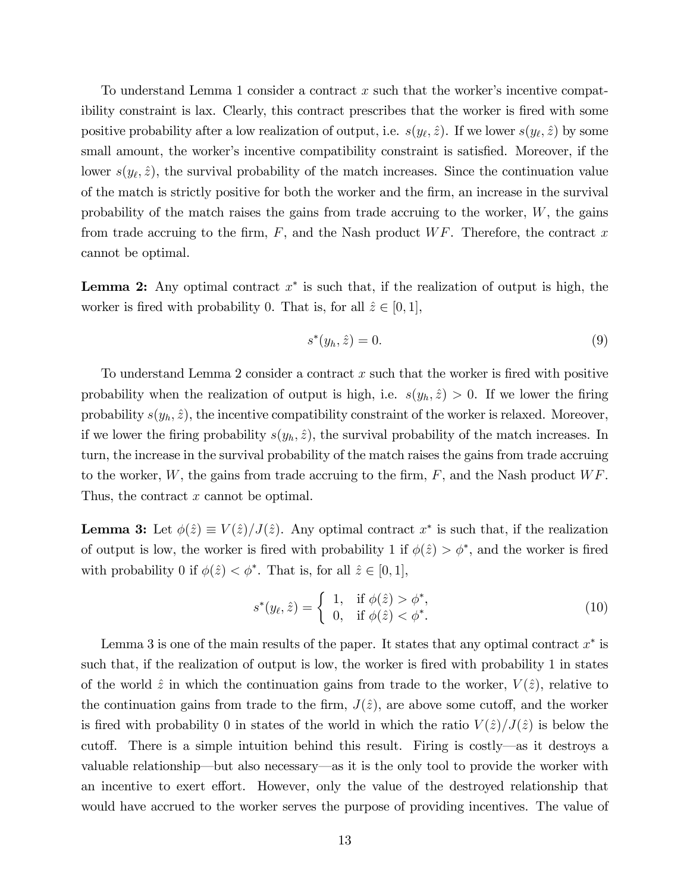To understand Lemma 1 consider a contract $x$ such that the worker's incentive compatibility constraint is lax. Clearly, this contract prescribes that the worker is fired with some positive probability after a low realization of output, i.e. $s(y_\ell, \hat{z})$. If we lower $s(y_\ell, \hat{z})$ by some small amount, the worker's incentive compatibility constraint is satisfied. Moreover, if the lower $s(y_\ell, \hat{z})$, the survival probability of the match increases. Since the continuation value of the match is strictly positive for both the worker and the firm, an increase in the survival probability of the match raises the gains from trade accruing to the worker, $W$, the gains from trade accruing to the firm, $F$, and the Nash product $WF$. Therefore, the contract $x$ cannot be optimal.

**Lemma 2:** Any optimal contract $x^*$ is such that, if the realization of output is high, the worker is fired with probability 0. That is, for all $\hat{z} \in [0, 1]$,

$$s^*(y_h, \hat{z}) = 0. \tag{9}$$

To understand Lemma 2 consider a contract $x$ such that the worker is fired with positive probability when the realization of output is high, i.e. $s(y_h, \hat{z}) > 0$. If we lower the firing probability $s(y_h, \hat{z})$, the incentive compatibility constraint of the worker is relaxed. Moreover, if we lower the firing probability $s(y_h, \hat{z})$, the survival probability of the match increases. In turn, the increase in the survival probability of the match raises the gains from trade accruing to the worker, $W$, the gains from trade accruing to the firm, $F$, and the Nash product $WF$. Thus, the contract $x$ cannot be optimal.

**Lemma 3:** Let $\phi(\hat{z}) \equiv V(\hat{z})/J(\hat{z})$. Any optimal contract $x^*$ is such that, if the realization of output is low, the worker is fired with probability 1 if $\phi(\hat{z}) > \phi^*$, and the worker is fired with probability 0 if $\phi(\hat{z}) < \phi^*$. That is, for all $\hat{z} \in [0, 1]$,

$$s^*(y_\ell, \hat{z}) = \begin{cases} 1, & \text{if } \phi(\hat{z}) > \phi^*, \\ 0, & \text{if } \phi(\hat{z}) < \phi^*. \end{cases} \tag{10}$$

Lemma 3 is one of the main results of the paper. It states that any optimal contract $x^*$ is such that, if the realization of output is low, the worker is fired with probability 1 in states of the world $\hat{z}$ in which the continuation gains from trade to the worker, $V(\hat{z})$, relative to the continuation gains from trade to the firm, $J(\hat{z})$, are above some cutoff, and the worker is fired with probability 0 in states of the world in which the ratio $V(\hat{z})/J(\hat{z})$ is below the cutoff. There is a simple intuition behind this result. Firing is costly—as it destroys a valuable relationship—but also necessary—as it is the only tool to provide the worker with an incentive to exert effort. However, only the value of the destroyed relationship that would have accrued to the worker serves the purpose of providing incentives. The value of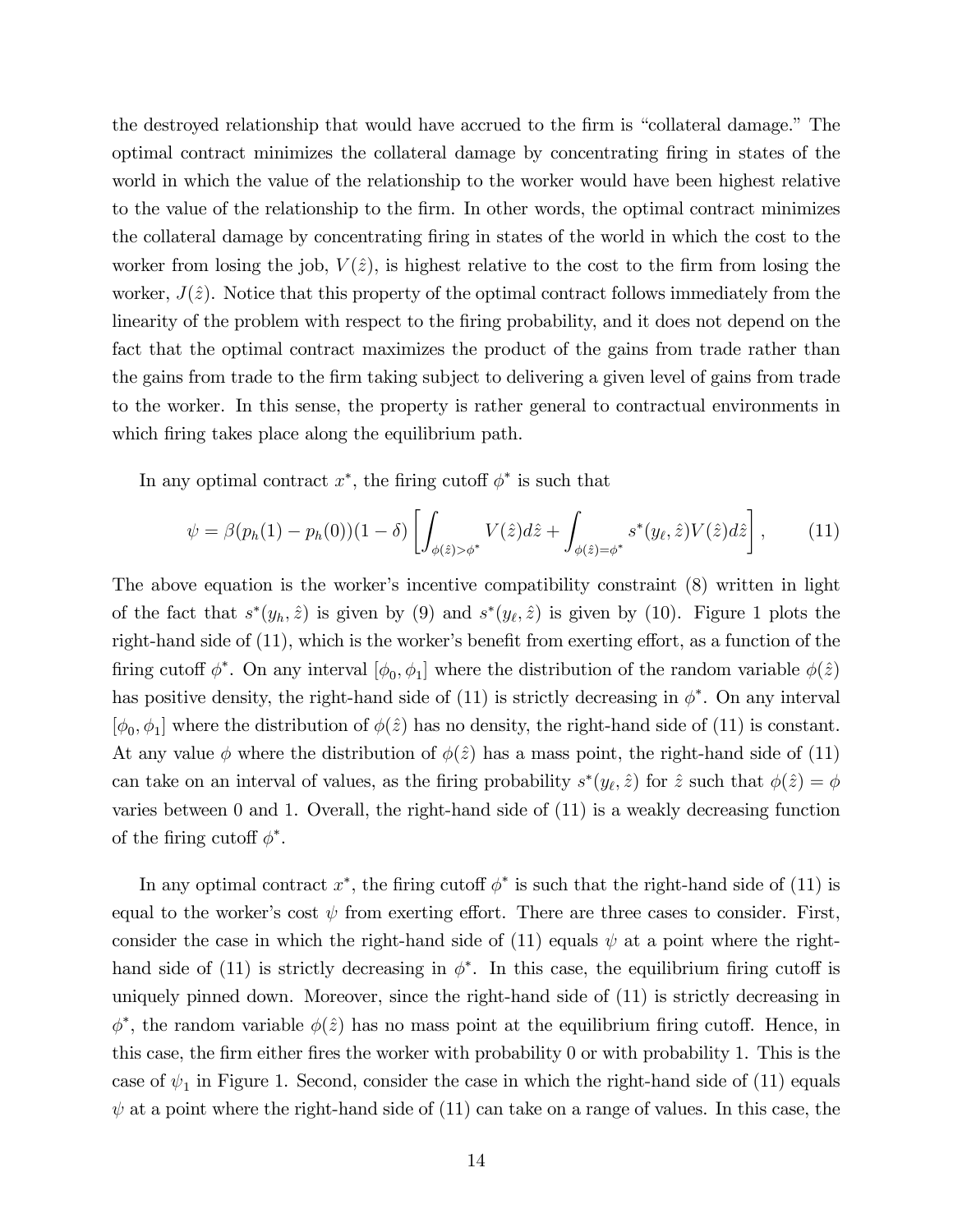the destroyed relationship that would have accrued to the firm is "collateral damage." The optimal contract minimizes the collateral damage by concentrating firing in states of the world in which the value of the relationship to the worker would have been highest relative to the value of the relationship to the firm. In other words, the optimal contract minimizes the collateral damage by concentrating firing in states of the world in which the cost to the worker from losing the job, $V(\hat{z})$, is highest relative to the cost to the firm from losing the worker, $J(\hat{z})$. Notice that this property of the optimal contract follows immediately from the linearity of the problem with respect to the firing probability, and it does not depend on the fact that the optimal contract maximizes the product of the gains from trade rather than the gains from trade to the firm taking subject to delivering a given level of gains from trade to the worker. In this sense, the property is rather general to contractual environments in which firing takes place along the equilibrium path.

In any optimal contract $x^*$, the firing cutoff $\phi^*$ is such that

$$\psi = \beta(p_h(1) - p_h(0))(1-\delta)\left[\int_{\phi(\hat{z})>\phi^*} V(\hat{z})d\hat{z} + \int_{\phi(\hat{z})=\phi^*} s^*(y_\ell, \hat{z})V(\hat{z})d\hat{z}\right], \tag{11}$$

The above equation is the worker's incentive compatibility constraint (8) written in light of the fact that $s^*(y_h, \hat{z})$ is given by (9) and $s^*(y_\ell, \hat{z})$ is given by (10). Figure 1 plots the right-hand side of (11), which is the worker's benefit from exerting effort, as a function of the firing cutoff $\phi^*$. On any interval $[\phi_0, \phi_1]$ where the distribution of the random variable $\phi(\hat{z})$ has positive density, the right-hand side of (11) is strictly decreasing in $\phi^*$. On any interval $[\phi_0, \phi_1]$ where the distribution of $\phi(\hat{z})$ has no density, the right-hand side of (11) is constant. At any value $\phi$ where the distribution of $\phi(\hat{z})$ has a mass point, the right-hand side of (11) can take on an interval of values, as the firing probability $s^*(y_\ell, \hat{z})$ for $\hat{z}$ such that $\phi(\hat{z}) = \phi$ varies between 0 and 1. Overall, the right-hand side of (11) is a weakly decreasing function of the firing cutoff $\phi^*$.

In any optimal contract $x^*$, the firing cutoff $\phi^*$ is such that the right-hand side of (11) is equal to the worker's cost $\psi$ from exerting effort. There are three cases to consider. First, consider the case in which the right-hand side of (11) equals $\psi$ at a point where the right-hand side of (11) is strictly decreasing in $\phi^*$. In this case, the equilibrium firing cutoff is uniquely pinned down. Moreover, since the right-hand side of (11) is strictly decreasing in $\phi^*$, the random variable $\phi(\hat{z})$ has no mass point at the equilibrium firing cutoff. Hence, in this case, the firm either fires the worker with probability 0 or with probability 1. This is the case of $\psi_1$ in Figure 1. Second, consider the case in which the right-hand side of (11) equals $\psi$ at a point where the right-hand side of (11) can take on a range of values. In this case, the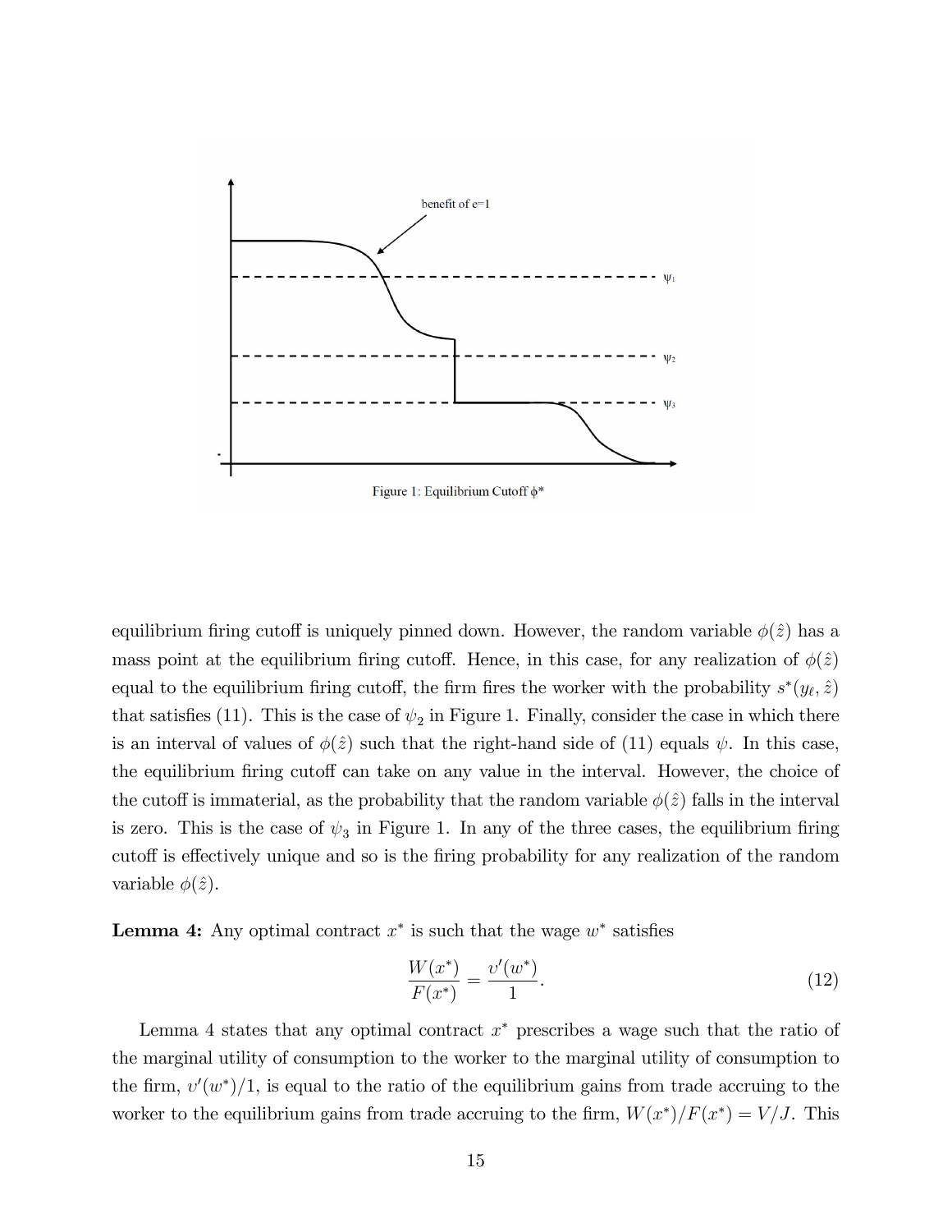Figure 1: Equilibrium Cutoff $\phi^*$

equilibrium firing cutoff is uniquely pinned down. However, the random variable $\phi(\hat{z})$ has a mass point at the equilibrium firing cutoff. Hence, in this case, for any realization of $\phi(\hat{z})$ equal to the equilibrium firing cutoff, the firm fires the worker with the probability $s^*(y_\ell, \hat{z})$ that satisfies (11). This is the case of $\psi_2$ in Figure 1. Finally, consider the case in which there is an interval of values of $\phi(\hat{z})$ such that the right-hand side of (11) equals $\psi$. In this case, the equilibrium firing cutoff can take on any value in the interval. However, the choice of the cutoff is immaterial, as the probability that the random variable $\phi(\hat{z})$ falls in the interval is zero. This is the case of $\psi_3$ in Figure 1. In any of the three cases, the equilibrium firing cutoff is effectively unique and so is the firing probability for any realization of the random variable $\phi(\hat{z})$.

**Lemma 4:** Any optimal contract $x^*$ is such that the wage $w^*$ satisfies

$$\frac{W(x^*)}{F(x^*)} = \frac{v'(w^*)}{1}. \tag{12}$$

Lemma 4 states that any optimal contract $x^*$ prescribes a wage such that the ratio of the marginal utility of consumption to the worker to the marginal utility of consumption to the firm, $v'(w^*)/1$, is equal to the ratio of the equilibrium gains from trade accruing to the worker to the equilibrium gains from trade accruing to the firm, $W(x^*)/F(x^*) = V/J$. This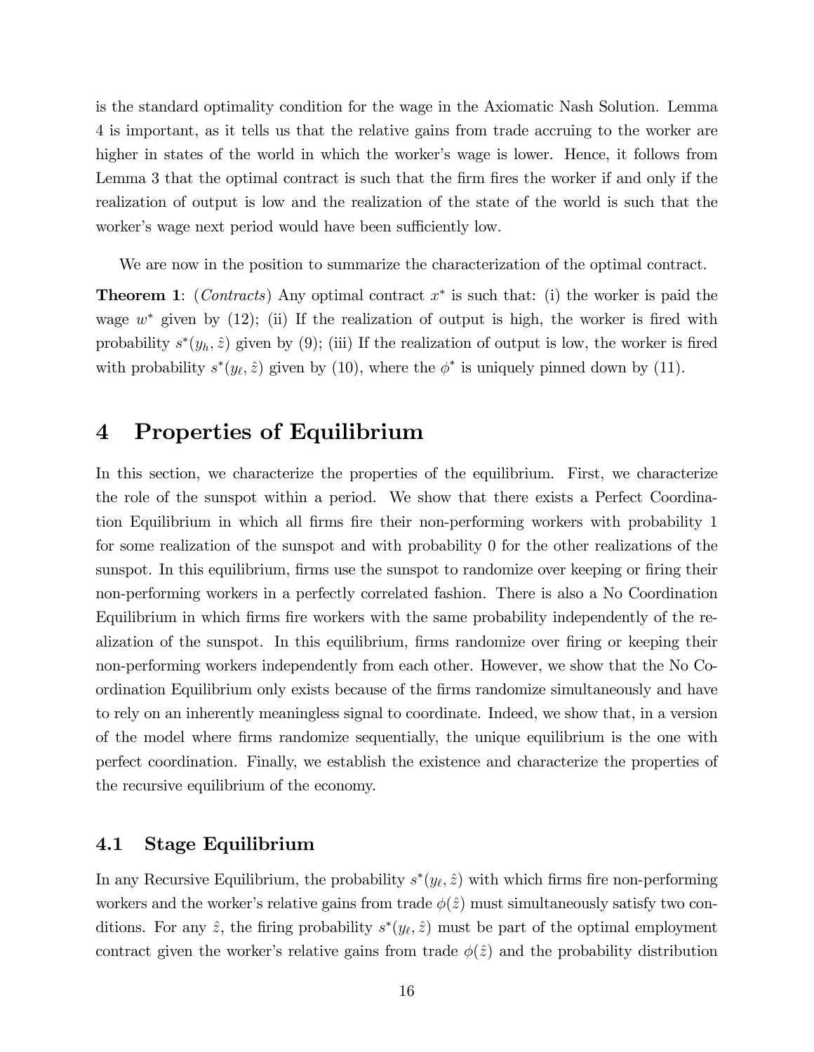is the standard optimality condition for the wage in the Axiomatic Nash Solution. Lemma 4 is important, as it tells us that the relative gains from trade accruing to the worker are higher in states of the world in which the worker's wage is lower. Hence, it follows from Lemma 3 that the optimal contract is such that the firm fires the worker if and only if the realization of output is low and the realization of the state of the world is such that the worker's wage next period would have been sufficiently low.

We are now in the position to summarize the characterization of the optimal contract.

**Theorem 1**: (*Contracts*) Any optimal contract $x^*$ is such that: (i) the worker is paid the wage $w^*$ given by (12); (ii) If the realization of output is high, the worker is fired with probability $s^*(y_h, \hat{z})$ given by (9); (iii) If the realization of output is low, the worker is fired with probability $s^*(y_\ell, \hat{z})$ given by (10), where the $\phi^*$ is uniquely pinned down by (11).

# 4 Properties of Equilibrium

In this section, we characterize the properties of the equilibrium. First, we characterize the role of the sunspot within a period. We show that there exists a Perfect Coordination Equilibrium in which all firms fire their non-performing workers with probability 1 for some realization of the sunspot and with probability 0 for the other realizations of the sunspot. In this equilibrium, firms use the sunspot to randomize over keeping or firing their non-performing workers in a perfectly correlated fashion. There is also a No Coordination Equilibrium in which firms fire workers with the same probability independently of the realization of the sunspot. In this equilibrium, firms randomize over firing or keeping their non-performing workers independently from each other. However, we show that the No Coordination Equilibrium only exists because of the firms randomize simultaneously and have to rely on an inherently meaningless signal to coordinate. Indeed, we show that, in a version of the model where firms randomize sequentially, the unique equilibrium is the one with perfect coordination. Finally, we establish the existence and characterize the properties of the recursive equilibrium of the economy.

## 4.1 Stage Equilibrium

In any Recursive Equilibrium, the probability $s^*(y_\ell, \hat{z})$ with which firms fire non-performing workers and the worker's relative gains from trade $\phi(\hat{z})$ must simultaneously satisfy two conditions. For any $\hat{z}$, the firing probability $s^*(y_\ell, \hat{z})$ must be part of the optimal employment contract given the worker's relative gains from trade $\phi(\hat{z})$ and the probability distribution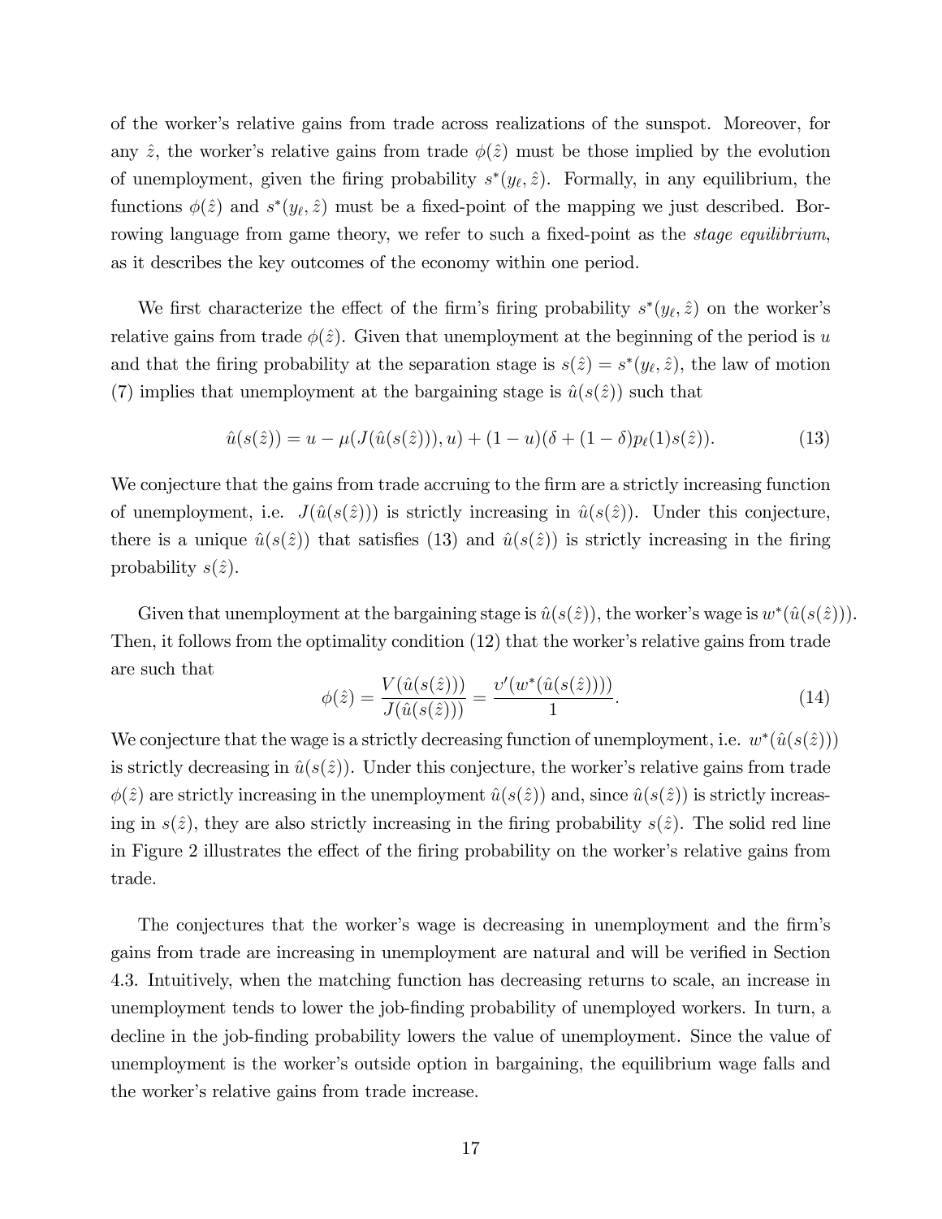of the worker's relative gains from trade across realizations of the sunspot. Moreover, for any $\hat{z}$, the worker's relative gains from trade $\phi(\hat{z})$ must be those implied by the evolution of unemployment, given the firing probability $s^*(y_\ell, \hat{z})$. Formally, in any equilibrium, the functions $\phi(\hat{z})$ and $s^*(y_\ell, \hat{z})$ must be a fixed-point of the mapping we just described. Borrowing language from game theory, we refer to such a fixed-point as the *stage equilibrium*, as it describes the key outcomes of the economy within one period.

We first characterize the effect of the firm's firing probability $s^*(y_\ell, \hat{z})$ on the worker's relative gains from trade $\phi(\hat{z})$. Given that unemployment at the beginning of the period is $u$ and that the firing probability at the separation stage is $s(\hat{z}) = s^*(y_\ell, \hat{z})$, the law of motion (7) implies that unemployment at the bargaining stage is $\hat{u}(s(\hat{z}))$ such that

$$\hat{u}(s(\hat{z})) = u - \mu(J(\hat{u}(s(\hat{z}))), u) + (1-u)(\delta + (1-\delta)p_\ell(1)s(\hat{z})). \tag{13}$$

We conjecture that the gains from trade accruing to the firm are a strictly increasing function of unemployment, i.e. $J(\hat{u}(s(\hat{z})))$ is strictly increasing in $\hat{u}(s(\hat{z}))$. Under this conjecture, there is a unique $\hat{u}(s(\hat{z}))$ that satisfies (13) and $\hat{u}(s(\hat{z}))$ is strictly increasing in the firing probability $s(\hat{z})$.

Given that unemployment at the bargaining stage is $\hat{u}(s(\hat{z}))$, the worker's wage is $w^*(\hat{u}(s(\hat{z})))$. Then, it follows from the optimality condition (12) that the worker's relative gains from trade are such that

$$\phi(\hat{z}) = \frac{V(\hat{u}(s(\hat{z})))}{J(\hat{u}(s(\hat{z})))} = \frac{v'(w^*(\hat{u}(s(\hat{z}))))}{1}. \tag{14}$$

We conjecture that the wage is a strictly decreasing function of unemployment, i.e. $w^*(\hat{u}(s(\hat{z})))$ is strictly decreasing in $\hat{u}(s(\hat{z}))$. Under this conjecture, the worker's relative gains from trade $\phi(\hat{z})$ are strictly increasing in the unemployment $\hat{u}(s(\hat{z}))$ and, since $\hat{u}(s(\hat{z}))$ is strictly increasing in $s(\hat{z})$, they are also strictly increasing in the firing probability $s(\hat{z})$. The solid red line in Figure 2 illustrates the effect of the firing probability on the worker's relative gains from trade.

The conjectures that the worker's wage is decreasing in unemployment and the firm's gains from trade are increasing in unemployment are natural and will be verified in Section 4.3. Intuitively, when the matching function has decreasing returns to scale, an increase in unemployment tends to lower the job-finding probability of unemployed workers. In turn, a decline in the job-finding probability lowers the value of unemployment. Since the value of unemployment is the worker's outside option in bargaining, the equilibrium wage falls and the worker's relative gains from trade increase.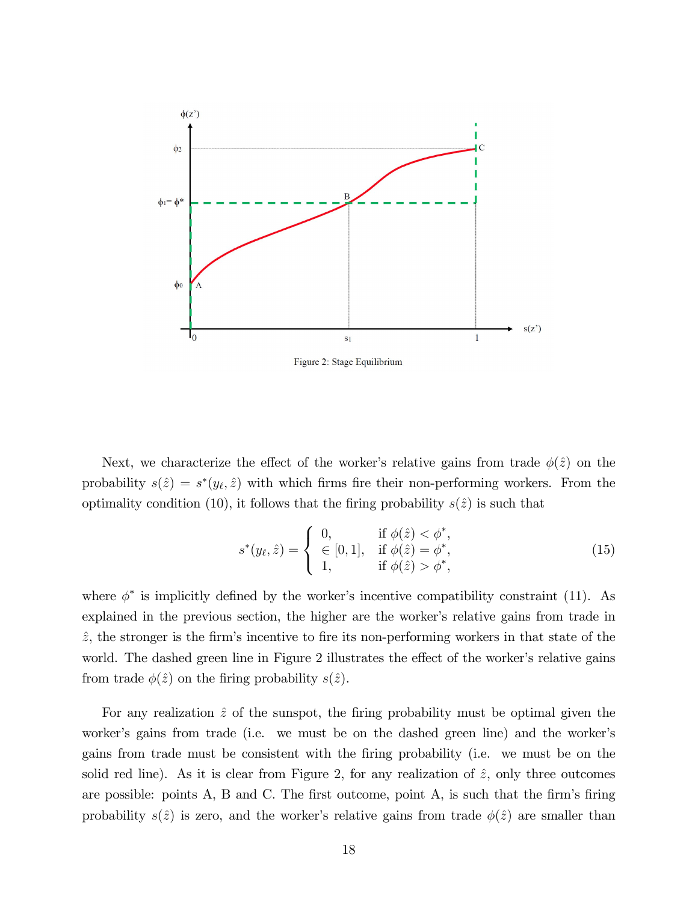Figure 2: Stage Equilibrium

Next, we characterize the effect of the worker's relative gains from trade $\phi(\hat{z})$ on the probability $s(\hat{z}) = s^*(y_\ell, \hat{z})$ with which firms fire their non-performing workers. From the optimality condition (10), it follows that the firing probability $s(\hat{z})$ is such that

$$s^*(y_\ell, \hat{z}) = \begin{cases} 0, & \text{if } \phi(\hat{z}) < \phi^*, \\ \in [0,1], & \text{if } \phi(\hat{z}) = \phi^*, \\ 1, & \text{if } \phi(\hat{z}) > \phi^*, \end{cases} \tag{15}$$

where $\phi^*$ is implicitly defined by the worker's incentive compatibility constraint (11). As explained in the previous section, the higher are the worker's relative gains from trade in $\hat{z}$, the stronger is the firm's incentive to fire its non-performing workers in that state of the world. The dashed green line in Figure 2 illustrates the effect of the worker's relative gains from trade $\phi(\hat{z})$ on the firing probability $s(\hat{z})$.

For any realization $\hat{z}$ of the sunspot, the firing probability must be optimal given the worker's gains from trade (i.e. we must be on the dashed green line) and the worker's gains from trade must be consistent with the firing probability (i.e. we must be on the solid red line). As it is clear from Figure 2, for any realization of $\hat{z}$, only three outcomes are possible: points A, B and C. The first outcome, point A, is such that the firm's firing probability $s(\hat{z})$ is zero, and the worker's relative gains from trade $\phi(\hat{z})$ are smaller than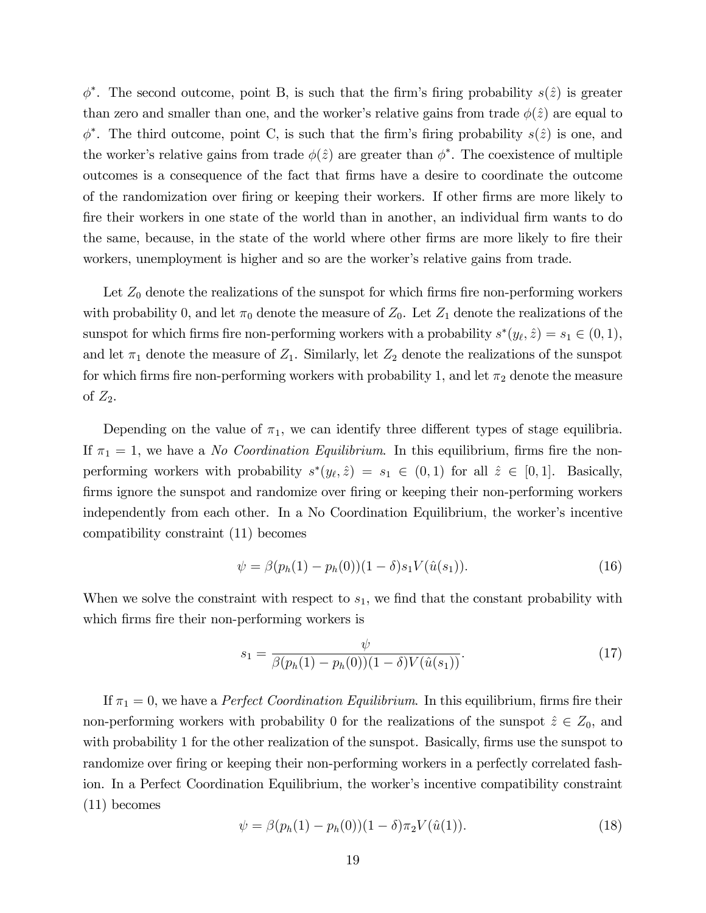$\phi^*$. The second outcome, point B, is such that the firm's firing probability $s(\hat{z})$ is greater than zero and smaller than one, and the worker's relative gains from trade $\phi(\hat{z})$ are equal to $\phi^*$. The third outcome, point C, is such that the firm's firing probability $s(\hat{z})$ is one, and the worker's relative gains from trade $\phi(\hat{z})$ are greater than $\phi^*$. The coexistence of multiple outcomes is a consequence of the fact that firms have a desire to coordinate the outcome of the randomization over firing or keeping their workers. If other firms are more likely to fire their workers in one state of the world than in another, an individual firm wants to do the same, because, in the state of the world where other firms are more likely to fire their workers, unemployment is higher and so are the worker's relative gains from trade.

Let $Z_0$ denote the realizations of the sunspot for which firms fire non-performing workers with probability 0, and let $\pi_0$ denote the measure of $Z_0$. Let $Z_1$ denote the realizations of the sunspot for which firms fire non-performing workers with a probability $s^*(y_\ell, \hat{z}) = s_1 \in (0,1)$, and let $\pi_1$ denote the measure of $Z_1$. Similarly, let $Z_2$ denote the realizations of the sunspot for which firms fire non-performing workers with probability 1, and let $\pi_2$ denote the measure of $Z_2$.

Depending on the value of $\pi_1$, we can identify three different types of stage equilibria. If $\pi_1 = 1$, we have a *No Coordination Equilibrium*. In this equilibrium, firms fire the non-performing workers with probability $s^*(y_\ell, \hat{z}) = s_1 \in (0,1)$ for all $\hat{z} \in [0,1]$. Basically, firms ignore the sunspot and randomize over firing or keeping their non-performing workers independently from each other. In a No Coordination Equilibrium, the worker's incentive compatibility constraint (11) becomes

$$\psi = \beta(p_h(1) - p_h(0))(1-\delta)s_1 V(\hat{u}(s_1)). \tag{16}$$

When we solve the constraint with respect to $s_1$, we find that the constant probability with which firms fire their non-performing workers is

$$s_1 = \frac{\psi}{\beta(p_h(1) - p_h(0))(1-\delta)V(\hat{u}(s_1))}. \tag{17}$$

If $\pi_1 = 0$, we have a *Perfect Coordination Equilibrium*. In this equilibrium, firms fire their non-performing workers with probability 0 for the realizations of the sunspot $\hat{z} \in Z_0$, and with probability 1 for the other realization of the sunspot. Basically, firms use the sunspot to randomize over firing or keeping their non-performing workers in a perfectly correlated fashion. In a Perfect Coordination Equilibrium, the worker's incentive compatibility constraint (11) becomes

$$\psi = \beta(p_h(1) - p_h(0))(1-\delta)\pi_2 V(\hat{u}(1)). \tag{18}$$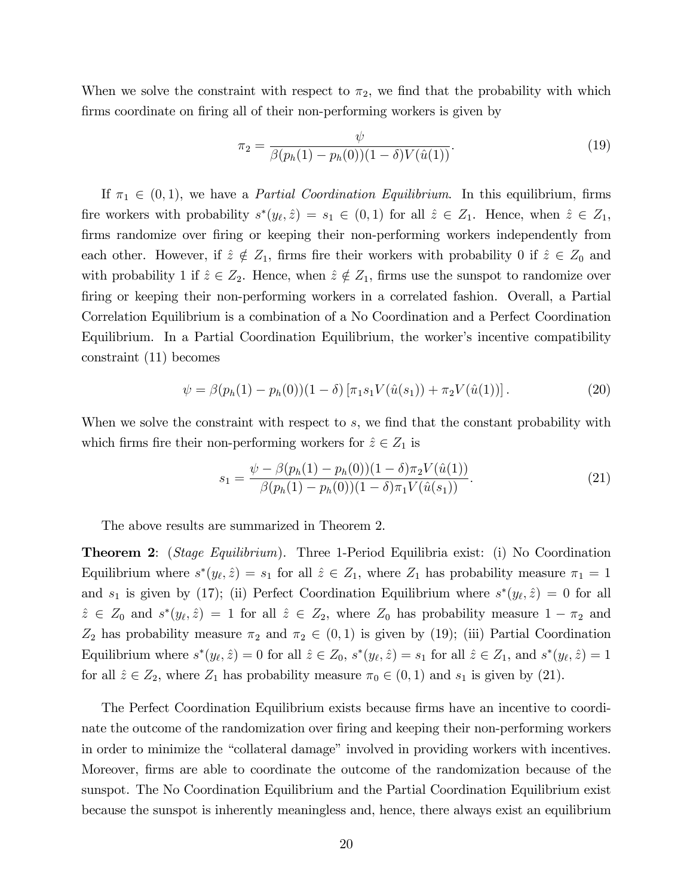When we solve the constraint with respect to $\pi_2$, we find that the probability with which firms coordinate on firing all of their non-performing workers is given by

$$\pi_2 = \frac{\psi}{\beta(p_h(1) - p_h(0))(1-\delta)V(\hat{u}(1))}. \tag{19}$$

If $\pi_1 \in (0,1)$, we have a *Partial Coordination Equilibrium*. In this equilibrium, firms fire workers with probability $s^*(y_\ell, \hat{z}) = s_1 \in (0,1)$ for all $\hat{z} \in Z_1$. Hence, when $\hat{z} \in Z_1$, firms randomize over firing or keeping their non-performing workers independently from each other. However, if $\hat{z} \notin Z_1$, firms fire their workers with probability 0 if $\hat{z} \in Z_0$ and with probability 1 if $\hat{z} \in Z_2$. Hence, when $\hat{z} \notin Z_1$, firms use the sunspot to randomize over firing or keeping their non-performing workers in a correlated fashion. Overall, a Partial Correlation Equilibrium is a combination of a No Coordination and a Perfect Coordination Equilibrium. In a Partial Coordination Equilibrium, the worker's incentive compatibility constraint (11) becomes

$$\psi = \beta(p_h(1) - p_h(0))(1-\delta)\left[\pi_1 s_1 V(\hat{u}(s_1)) + \pi_2 V(\hat{u}(1))\right]. \tag{20}$$

When we solve the constraint with respect to $s$, we find that the constant probability with which firms fire their non-performing workers for $\hat{z} \in Z_1$ is

$$s_1 = \frac{\psi - \beta(p_h(1) - p_h(0))(1-\delta)\pi_2 V(\hat{u}(1))}{\beta(p_h(1) - p_h(0))(1-\delta)\pi_1 V(\hat{u}(s_1))}. \tag{21}$$

The above results are summarized in Theorem 2.

**Theorem 2**: (*Stage Equilibrium*). Three 1-Period Equilibria exist: (i) No Coordination Equilibrium where $s^*(y_\ell, \hat{z}) = s_1$ for all $\hat{z} \in Z_1$, where $Z_1$ has probability measure $\pi_1 = 1$ and $s_1$ is given by (17); (ii) Perfect Coordination Equilibrium where $s^*(y_\ell, \hat{z}) = 0$ for all $\hat{z} \in Z_0$ and $s^*(y_\ell, \hat{z}) = 1$ for all $\hat{z} \in Z_2$, where $Z_0$ has probability measure $1 - \pi_2$ and $Z_2$ has probability measure $\pi_2$ and $\pi_2 \in (0,1)$ is given by (19); (iii) Partial Coordination Equilibrium where $s^*(y_\ell, \hat{z}) = 0$ for all $\hat{z} \in Z_0$, $s^*(y_\ell, \hat{z}) = s_1$ for all $\hat{z} \in Z_1$, and $s^*(y_\ell, \hat{z}) = 1$ for all $\hat{z} \in Z_2$, where $Z_1$ has probability measure $\pi_0 \in (0,1)$ and $s_1$ is given by (21).

The Perfect Coordination Equilibrium exists because firms have an incentive to coordinate the outcome of the randomization over firing and keeping their non-performing workers in order to minimize the "collateral damage" involved in providing workers with incentives. Moreover, firms are able to coordinate the outcome of the randomization because of the sunspot. The No Coordination Equilibrium and the Partial Coordination Equilibrium exist because the sunspot is inherently meaningless and, hence, there always exist an equilibrium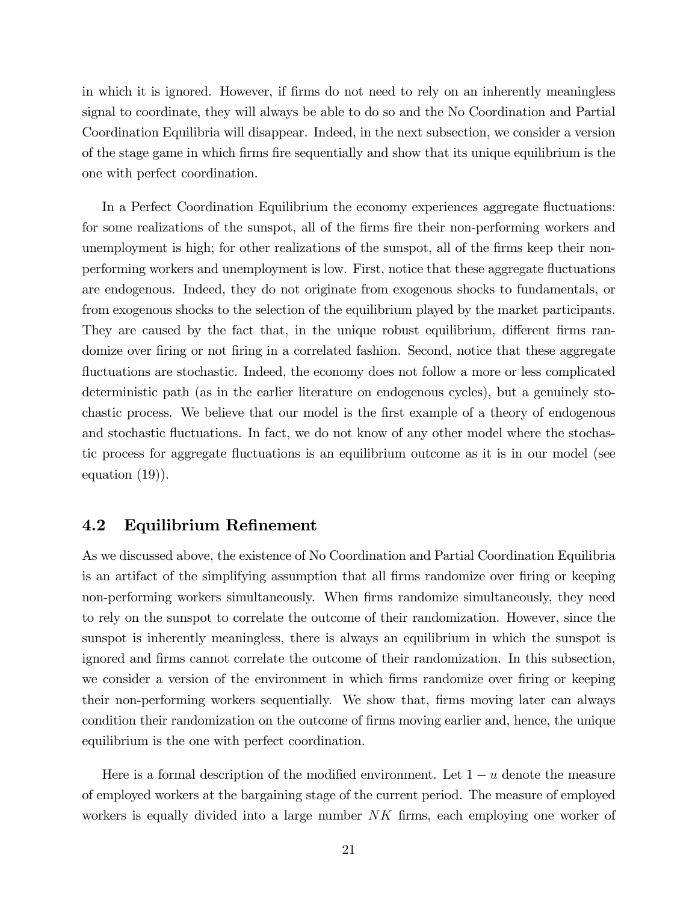in which it is ignored. However, if firms do not need to rely on an inherently meaningless signal to coordinate, they will always be able to do so and the No Coordination and Partial Coordination Equilibria will disappear. Indeed, in the next subsection, we consider a version of the stage game in which firms fire sequentially and show that its unique equilibrium is the one with perfect coordination.

In a Perfect Coordination Equilibrium the economy experiences aggregate fluctuations: for some realizations of the sunspot, all of the firms fire their non-performing workers and unemployment is high; for other realizations of the sunspot, all of the firms keep their non-performing workers and unemployment is low. First, notice that these aggregate fluctuations are endogenous. Indeed, they do not originate from exogenous shocks to fundamentals, or from exogenous shocks to the selection of the equilibrium played by the market participants. They are caused by the fact that, in the unique robust equilibrium, different firms randomize over firing or not firing in a correlated fashion. Second, notice that these aggregate fluctuations are stochastic. Indeed, the economy does not follow a more or less complicated deterministic path (as in the earlier literature on endogenous cycles), but a genuinely stochastic process. We believe that our model is the first example of a theory of endogenous and stochastic fluctuations. In fact, we do not know of any other model where the stochastic process for aggregate fluctuations is an equilibrium outcome as it is in our model (see equation (19)).

## 4.2 Equilibrium Refinement

As we discussed above, the existence of No Coordination and Partial Coordination Equilibria is an artifact of the simplifying assumption that all firms randomize over firing or keeping non-performing workers simultaneously. When firms randomize simultaneously, they need to rely on the sunspot to correlate the outcome of their randomization. However, since the sunspot is inherently meaningless, there is always an equilibrium in which the sunspot is ignored and firms cannot correlate the outcome of their randomization. In this subsection, we consider a version of the environment in which firms randomize over firing or keeping their non-performing workers sequentially. We show that, firms moving later can always condition their randomization on the outcome of firms moving earlier and, hence, the unique equilibrium is the one with perfect coordination.

Here is a formal description of the modified environment. Let $1 - u$ denote the measure of employed workers at the bargaining stage of the current period. The measure of employed workers is equally divided into a large number $NK$ firms, each employing one worker of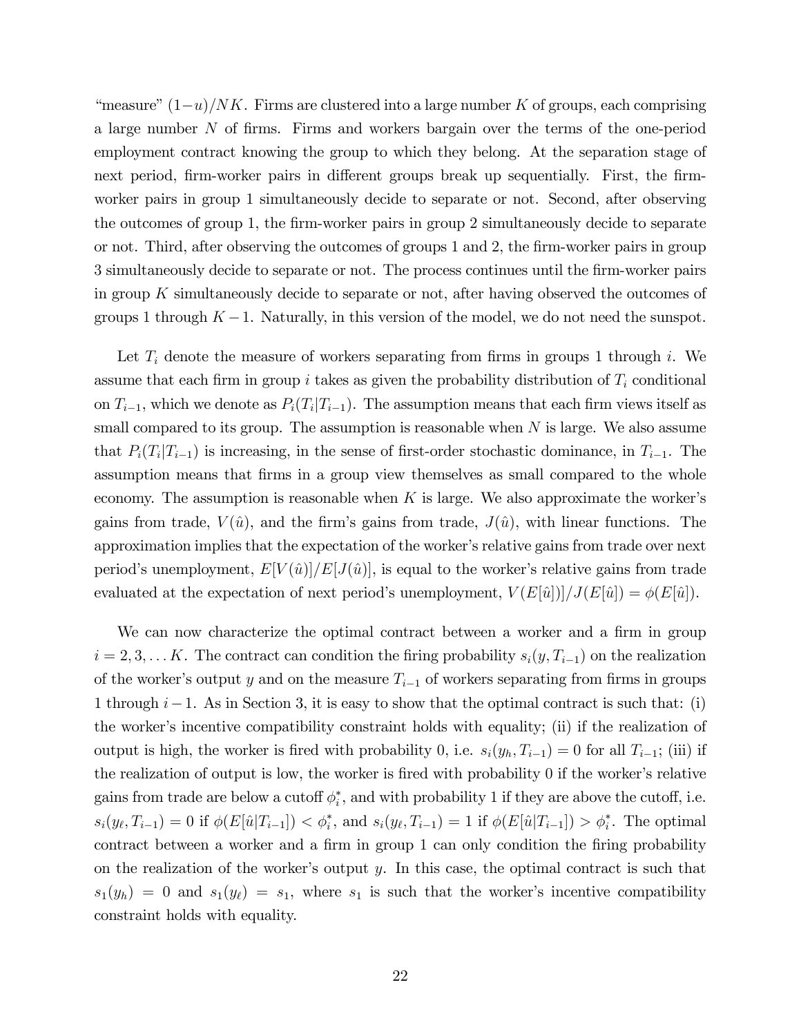"measure" $(1-u)/NK$. Firms are clustered into a large number $K$ of groups, each comprising a large number $N$ of firms. Firms and workers bargain over the terms of the one-period employment contract knowing the group to which they belong. At the separation stage of next period, firm-worker pairs in different groups break up sequentially. First, the firm-worker pairs in group 1 simultaneously decide to separate or not. Second, after observing the outcomes of group 1, the firm-worker pairs in group 2 simultaneously decide to separate or not. Third, after observing the outcomes of groups 1 and 2, the firm-worker pairs in group 3 simultaneously decide to separate or not. The process continues until the firm-worker pairs in group $K$ simultaneously decide to separate or not, after having observed the outcomes of groups 1 through $K-1$. Naturally, in this version of the model, we do not need the sunspot.

Let $T_i$ denote the measure of workers separating from firms in groups 1 through $i$. We assume that each firm in group $i$ takes as given the probability distribution of $T_i$ conditional on $T_{i-1}$, which we denote as $P_i(T_i|T_{i-1})$. The assumption means that each firm views itself as small compared to its group. The assumption is reasonable when $N$ is large. We also assume that $P_i(T_i|T_{i-1})$ is increasing, in the sense of first-order stochastic dominance, in $T_{i-1}$. The assumption means that firms in a group view themselves as small compared to the whole economy. The assumption is reasonable when $K$ is large. We also approximate the worker's gains from trade, $V(\hat{u})$, and the firm's gains from trade, $J(\hat{u})$, with linear functions. The approximation implies that the expectation of the worker's relative gains from trade over next period's unemployment, $E[V(\hat{u})]/E[J(\hat{u})]$, is equal to the worker's relative gains from trade evaluated at the expectation of next period's unemployment, $V(E[\hat{u}])/J(E[\hat{u}]) = \phi(E[\hat{u}])$.

We can now characterize the optimal contract between a worker and a firm in group $i = 2, 3, \ldots K$. The contract can condition the firing probability $s_i(y, T_{i-1})$ on the realization of the worker's output $y$ and on the measure $T_{i-1}$ of workers separating from firms in groups 1 through $i-1$. As in Section 3, it is easy to show that the optimal contract is such that: (i) the worker's incentive compatibility constraint holds with equality; (ii) if the realization of output is high, the worker is fired with probability 0, i.e. $s_i(y_h, T_{i-1}) = 0$ for all $T_{i-1}$; (iii) if the realization of output is low, the worker is fired with probability 0 if the worker's relative gains from trade are below a cutoff $\phi_i^*$, and with probability 1 if they are above the cutoff, i.e. $s_i(y_\ell, T_{i-1}) = 0$ if $\phi(E[\hat{u}|T_{i-1}]) < \phi_i^*$, and $s_i(y_\ell, T_{i-1}) = 1$ if $\phi(E[\hat{u}|T_{i-1}]) > \phi_i^*$. The optimal contract between a worker and a firm in group 1 can only condition the firing probability on the realization of the worker's output $y$. In this case, the optimal contract is such that $s_1(y_h) = 0$ and $s_1(y_\ell) = s_1$, where $s_1$ is such that the worker's incentive compatibility constraint holds with equality.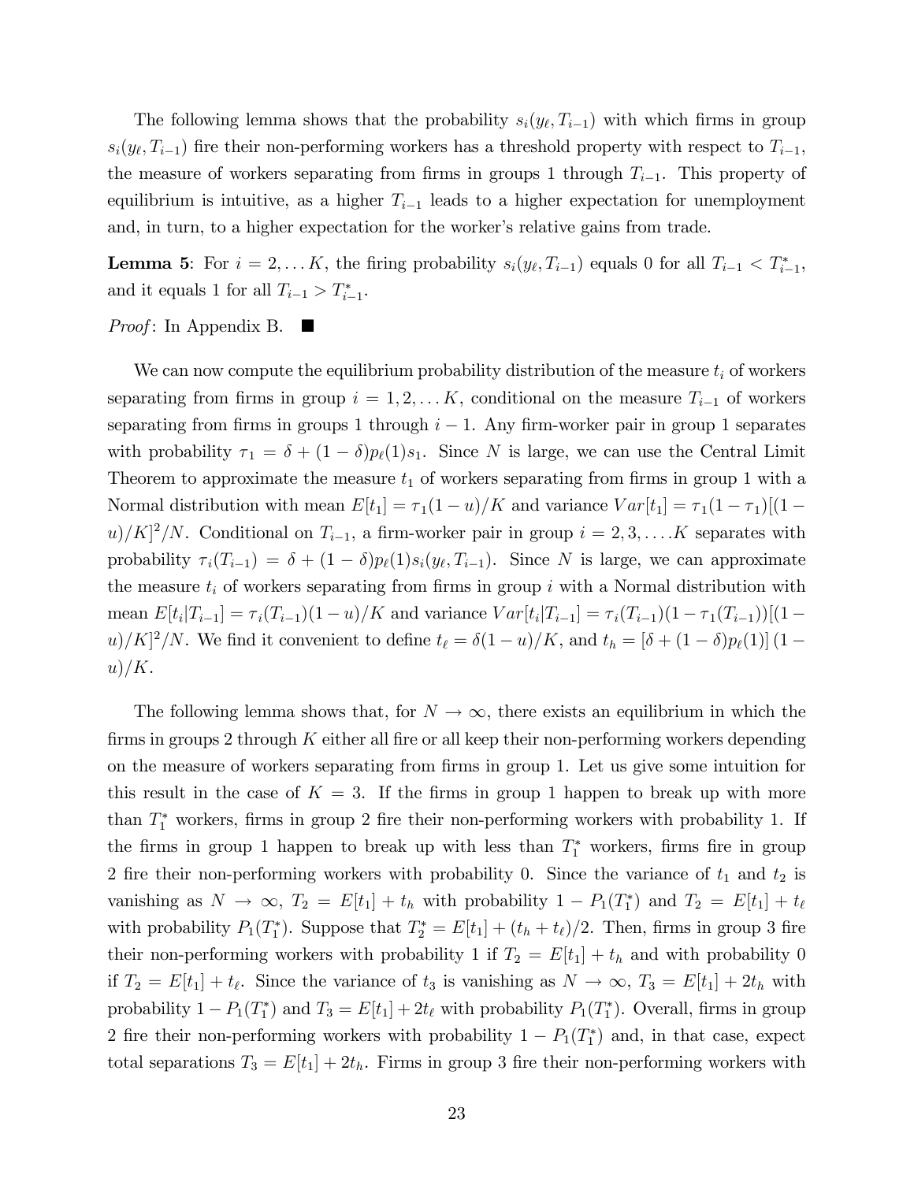The following lemma shows that the probability $s_i(y_\ell, T_{i-1})$ with which firms in group $s_i(y_\ell, T_{i-1})$ fire their non-performing workers has a threshold property with respect to $T_{i-1}$, the measure of workers separating from firms in groups 1 through $T_{i-1}$. This property of equilibrium is intuitive, as a higher $T_{i-1}$ leads to a higher expectation for unemployment and, in turn, to a higher expectation for the worker's relative gains from trade.

**Lemma 5**: For $i = 2, \ldots K$, the firing probability $s_i(y_\ell, T_{i-1})$ equals 0 for all $T_{i-1} < T_{i-1}^*$, and it equals 1 for all $T_{i-1} > T_{i-1}^*$.

*Proof*: In Appendix B. ■

We can now compute the equilibrium probability distribution of the measure $t_i$ of workers separating from firms in group $i = 1, 2, \ldots K$, conditional on the measure $T_{i-1}$ of workers separating from firms in groups 1 through $i - 1$. Any firm-worker pair in group 1 separates with probability $\tau_1 = \delta + (1 - \delta)p_\ell(1)s_1$. Since $N$ is large, we can use the Central Limit Theorem to approximate the measure $t_1$ of workers separating from firms in group 1 with a Normal distribution with mean $E[t_1] = \tau_1(1 - u)/K$ and variance $Var[t_1] = \tau_1(1 - \tau_1)[(1 - u)/K]^2/N$. Conditional on $T_{i-1}$, a firm-worker pair in group $i = 2, 3, \ldots K$ separates with probability $\tau_i(T_{i-1}) = \delta + (1 - \delta)p_\ell(1)s_i(y_\ell, T_{i-1})$. Since $N$ is large, we can approximate the measure $t_i$ of workers separating from firms in group $i$ with a Normal distribution with mean $E[t_i|T_{i-1}] = \tau_i(T_{i-1})(1 - u)/K$ and variance $Var[t_i|T_{i-1}] = \tau_i(T_{i-1})(1 - \tau_1(T_{i-1}))[(1 - u)/K]^2/N$. We find it convenient to define $t_\ell = \delta(1 - u)/K$, and $t_h = [\delta + (1 - \delta)p_\ell(1)]\,(1 - u)/K$.

The following lemma shows that, for $N \to \infty$, there exists an equilibrium in which the firms in groups 2 through $K$ either all fire or all keep their non-performing workers depending on the measure of workers separating from firms in group 1. Let us give some intuition for this result in the case of $K = 3$. If the firms in group 1 happen to break up with more than $T_1^*$ workers, firms in group 2 fire their non-performing workers with probability 1. If the firms in group 1 happen to break up with less than $T_1^*$ workers, firms fire in group 2 fire their non-performing workers with probability 0. Since the variance of $t_1$ and $t_2$ is vanishing as $N \to \infty$, $T_2 = E[t_1] + t_h$ with probability $1 - P_1(T_1^*)$ and $T_2 = E[t_1] + t_\ell$ with probability $P_1(T_1^*)$. Suppose that $T_2^* = E[t_1] + (t_h + t_\ell)/2$. Then, firms in group 3 fire their non-performing workers with probability 1 if $T_2 = E[t_1] + t_h$ and with probability 0 if $T_2 = E[t_1] + t_\ell$. Since the variance of $t_3$ is vanishing as $N \to \infty$, $T_3 = E[t_1] + 2t_h$ with probability $1 - P_1(T_1^*)$ and $T_3 = E[t_1] + 2t_\ell$ with probability $P_1(T_1^*)$. Overall, firms in group 2 fire their non-performing workers with probability $1 - P_1(T_1^*)$ and, in that case, expect total separations $T_3 = E[t_1] + 2t_h$. Firms in group 3 fire their non-performing workers with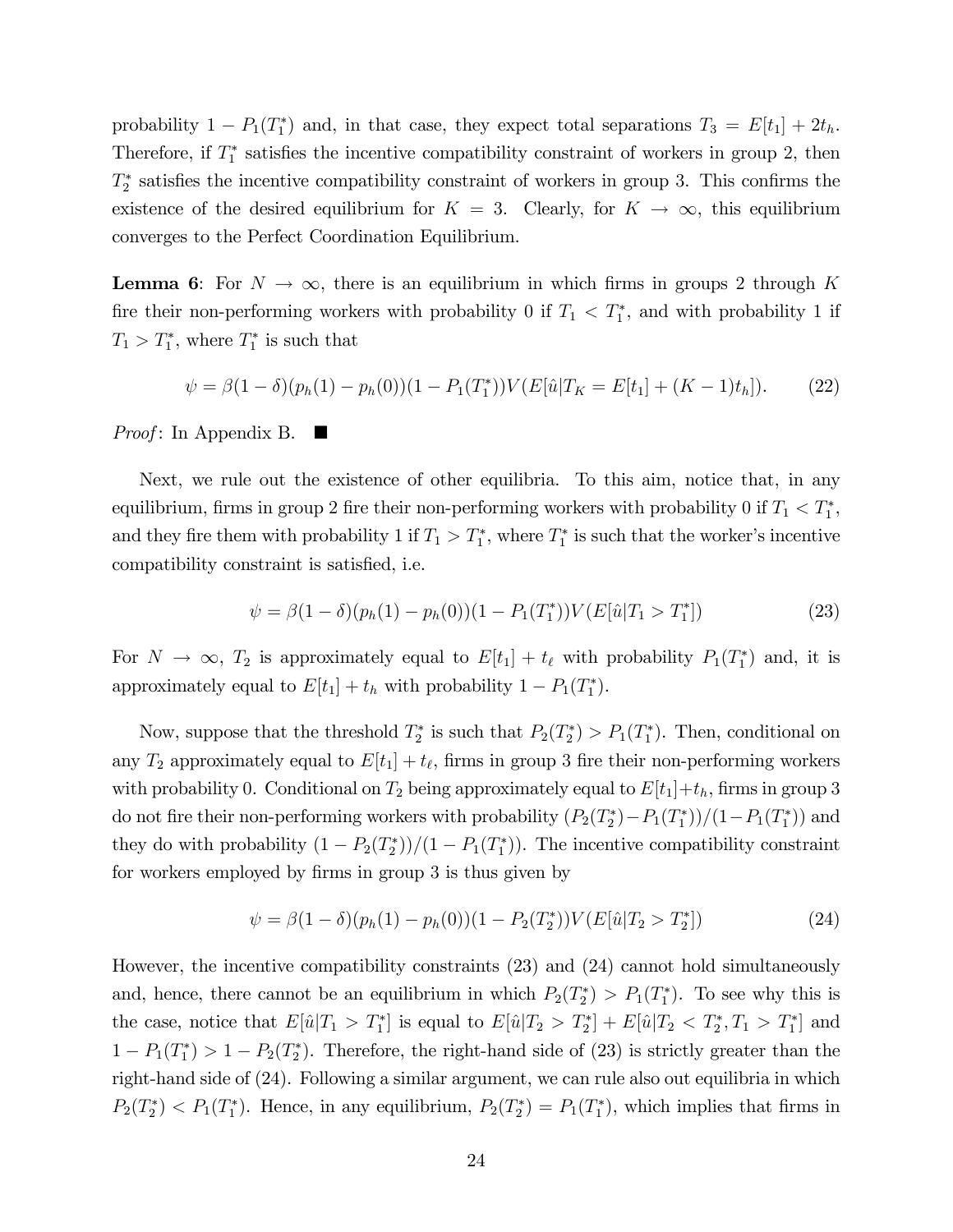probability $1 - P_1(T_1^*)$ and, in that case, they expect total separations $T_3 = E[t_1] + 2t_h$. Therefore, if $T_1^*$ satisfies the incentive compatibility constraint of workers in group 2, then $T_2^*$ satisfies the incentive compatibility constraint of workers in group 3. This confirms the existence of the desired equilibrium for $K = 3$. Clearly, for $K \to \infty$, this equilibrium converges to the Perfect Coordination Equilibrium.

**Lemma 6**: For $N \to \infty$, there is an equilibrium in which firms in groups 2 through $K$ fire their non-performing workers with probability 0 if $T_1 < T_1^*$, and with probability 1 if $T_1 > T_1^*$, where $T_1^*$ is such that

$$\psi = \beta(1-\delta)(p_h(1) - p_h(0))(1 - P_1(T_1^*))V(E[\hat{u}|T_K = E[t_1] + (K-1)t_h]). \tag{22}$$

*Proof*: In Appendix B. ■

Next, we rule out the existence of other equilibria. To this aim, notice that, in any equilibrium, firms in group 2 fire their non-performing workers with probability 0 if $T_1 < T_1^*$, and they fire them with probability 1 if $T_1 > T_1^*$, where $T_1^*$ is such that the worker's incentive compatibility constraint is satisfied, i.e.

$$\psi = \beta(1-\delta)(p_h(1) - p_h(0))(1 - P_1(T_1^*))V(E[\hat{u}|T_1 > T_1^*]) \tag{23}$$

For $N \to \infty$, $T_2$ is approximately equal to $E[t_1] + t_\ell$ with probability $P_1(T_1^*)$ and, it is approximately equal to $E[t_1] + t_h$ with probability $1 - P_1(T_1^*)$.

Now, suppose that the threshold $T_2^*$ is such that $P_2(T_2^*) > P_1(T_1^*)$. Then, conditional on any $T_2$ approximately equal to $E[t_1] + t_\ell$, firms in group 3 fire their non-performing workers with probability 0. Conditional on $T_2$ being approximately equal to $E[t_1]+t_h$, firms in group 3 do not fire their non-performing workers with probability $(P_2(T_2^*) - P_1(T_1^*))/(1 - P_1(T_1^*))$ and they do with probability $(1 - P_2(T_2^*))/(1 - P_1(T_1^*))$. The incentive compatibility constraint for workers employed by firms in group 3 is thus given by

$$\psi = \beta(1-\delta)(p_h(1) - p_h(0))(1 - P_2(T_2^*))V(E[\hat{u}|T_2 > T_2^*]) \tag{24}$$

However, the incentive compatibility constraints (23) and (24) cannot hold simultaneously and, hence, there cannot be an equilibrium in which $P_2(T_2^*) > P_1(T_1^*)$. To see why this is the case, notice that $E[\hat{u}|T_1 > T_1^*]$ is equal to $E[\hat{u}|T_2 > T_2^*] + E[\hat{u}|T_2 < T_2^*, T_1 > T_1^*]$ and $1 - P_1(T_1^*) > 1 - P_2(T_2^*)$. Therefore, the right-hand side of (23) is strictly greater than the right-hand side of (24). Following a similar argument, we can rule also out equilibria in which $P_2(T_2^*) < P_1(T_1^*)$. Hence, in any equilibrium, $P_2(T_2^*) = P_1(T_1^*)$, which implies that firms in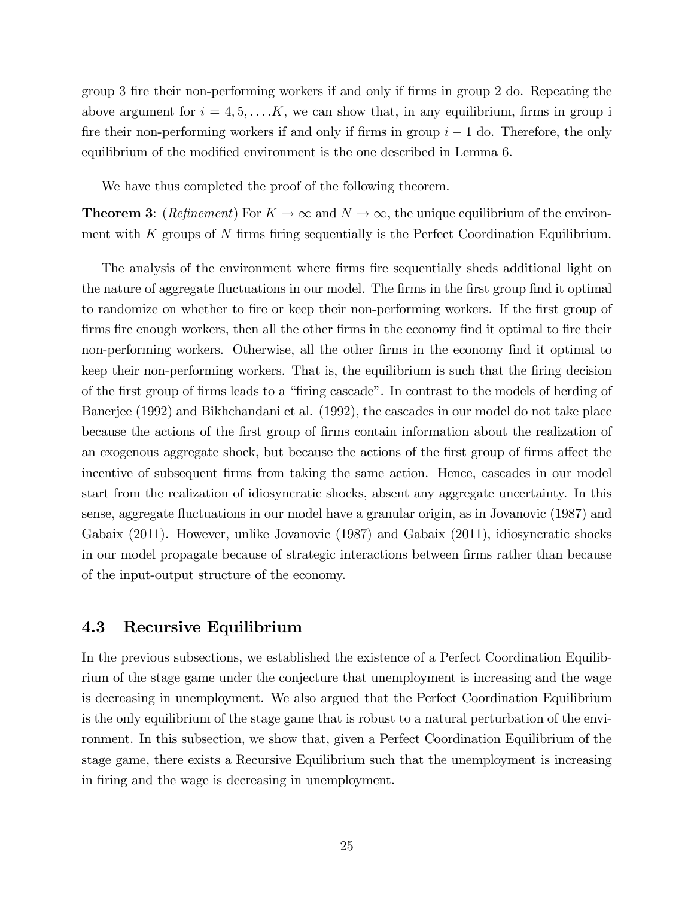group 3 fire their non-performing workers if and only if firms in group 2 do. Repeating the above argument for $i = 4, 5, \ldots K$, we can show that, in any equilibrium, firms in group i fire their non-performing workers if and only if firms in group $i - 1$ do. Therefore, the only equilibrium of the modified environment is the one described in Lemma 6.

We have thus completed the proof of the following theorem.

**Theorem 3**: (*Refinement*) For $K \to \infty$ and $N \to \infty$, the unique equilibrium of the environment with $K$ groups of $N$ firms firing sequentially is the Perfect Coordination Equilibrium.

The analysis of the environment where firms fire sequentially sheds additional light on the nature of aggregate fluctuations in our model. The firms in the first group find it optimal to randomize on whether to fire or keep their non-performing workers. If the first group of firms fire enough workers, then all the other firms in the economy find it optimal to fire their non-performing workers. Otherwise, all the other firms in the economy find it optimal to keep their non-performing workers. That is, the equilibrium is such that the firing decision of the first group of firms leads to a "firing cascade". In contrast to the models of herding of Banerjee (1992) and Bikhchandani et al. (1992), the cascades in our model do not take place because the actions of the first group of firms contain information about the realization of an exogenous aggregate shock, but because the actions of the first group of firms affect the incentive of subsequent firms from taking the same action. Hence, cascades in our model start from the realization of idiosyncratic shocks, absent any aggregate uncertainty. In this sense, aggregate fluctuations in our model have a granular origin, as in Jovanovic (1987) and Gabaix (2011). However, unlike Jovanovic (1987) and Gabaix (2011), idiosyncratic shocks in our model propagate because of strategic interactions between firms rather than because of the input-output structure of the economy.

### 4.3 Recursive Equilibrium

In the previous subsections, we established the existence of a Perfect Coordination Equilibrium of the stage game under the conjecture that unemployment is increasing and the wage is decreasing in unemployment. We also argued that the Perfect Coordination Equilibrium is the only equilibrium of the stage game that is robust to a natural perturbation of the environment. In this subsection, we show that, given a Perfect Coordination Equilibrium of the stage game, there exists a Recursive Equilibrium such that the unemployment is increasing in firing and the wage is decreasing in unemployment.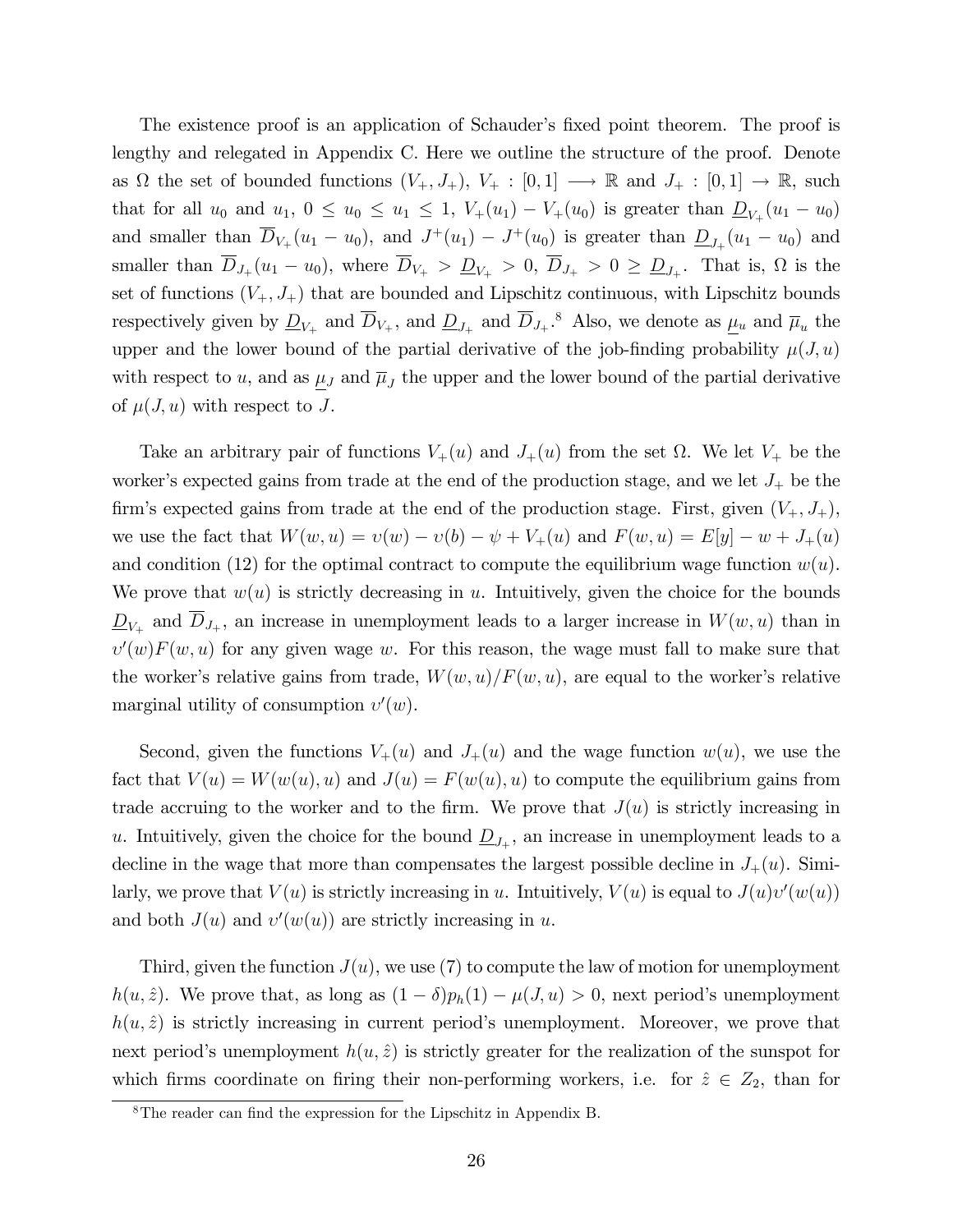The existence proof is an application of Schauder's fixed point theorem. The proof is lengthy and relegated in Appendix C. Here we outline the structure of the proof. Denote as $\Omega$ the set of bounded functions $(V_+, J_+)$, $V_+ : [0,1] \longrightarrow \mathbb{R}$ and $J_+ : [0,1] \rightarrow \mathbb{R}$, such that for all $u_0$ and $u_1$, $0 \leq u_0 \leq u_1 \leq 1$, $V_+(u_1) - V_+(u_0)$ is greater than $\underline{D}_{V_+}(u_1 - u_0)$ and smaller than $\overline{D}_{V_+}(u_1 - u_0)$, and $J^+(u_1) - J^+(u_0)$ is greater than $\underline{D}_{J_+}(u_1 - u_0)$ and smaller than $\overline{D}_{J_+}(u_1 - u_0)$, where $\overline{D}_{V_+} > \underline{D}_{V_+} > 0$, $\overline{D}_{J_+} > 0 \geq \underline{D}_{J_+}$. That is, $\Omega$ is the set of functions $(V_+, J_+)$ that are bounded and Lipschitz continuous, with Lipschitz bounds respectively given by $\underline{D}_{V_+}$ and $\overline{D}_{V_+}$, and $\underline{D}_{J_+}$ and $\overline{D}_{J_+}$.[8] Also, we denote as $\underline{\mu}_u$ and $\overline{\mu}_u$ the upper and the lower bound of the partial derivative of the job-finding probability $\mu(J, u)$ with respect to $u$, and as $\underline{\mu}_J$ and $\overline{\mu}_J$ the upper and the lower bound of the partial derivative of $\mu(J, u)$ with respect to $J$.

Take an arbitrary pair of functions $V_+(u)$ and $J_+(u)$ from the set $\Omega$. We let $V_+$ be the worker's expected gains from trade at the end of the production stage, and we let $J_+$ be the firm's expected gains from trade at the end of the production stage. First, given $(V_+, J_+)$, we use the fact that $W(w, u) = \upsilon(w) - \upsilon(b) - \psi + V_+(u)$ and $F(w, u) = E[y] - w + J_+(u)$ and condition (12) for the optimal contract to compute the equilibrium wage function $w(u)$. We prove that $w(u)$ is strictly decreasing in $u$. Intuitively, given the choice for the bounds $\underline{D}_{V_+}$ and $\overline{D}_{J_+}$, an increase in unemployment leads to a larger increase in $W(w, u)$ than in $\upsilon'(w)F(w, u)$ for any given wage $w$. For this reason, the wage must fall to make sure that the worker's relative gains from trade, $W(w, u)/F(w, u)$, are equal to the worker's relative marginal utility of consumption $\upsilon'(w)$.

Second, given the functions $V_+(u)$ and $J_+(u)$ and the wage function $w(u)$, we use the fact that $V(u) = W(w(u), u)$ and $J(u) = F(w(u), u)$ to compute the equilibrium gains from trade accruing to the worker and to the firm. We prove that $J(u)$ is strictly increasing in $u$. Intuitively, given the choice for the bound $\underline{D}_{J_+}$, an increase in unemployment leads to a decline in the wage that more than compensates the largest possible decline in $J_+(u)$. Similarly, we prove that $V(u)$ is strictly increasing in $u$. Intuitively, $V(u)$ is equal to $J(u)\upsilon'(w(u))$ and both $J(u)$ and $\upsilon'(w(u))$ are strictly increasing in $u$.

Third, given the function $J(u)$, we use (7) to compute the law of motion for unemployment $h(u, \hat{z})$. We prove that, as long as $(1 - \delta)p_h(1) - \mu(J, u) > 0$, next period's unemployment $h(u, \hat{z})$ is strictly increasing in current period's unemployment. Moreover, we prove that next period's unemployment $h(u, \hat{z})$ is strictly greater for the realization of the sunspot for which firms coordinate on firing their non-performing workers, i.e. for $\hat{z} \in Z_2$, than for

[8] The reader can find the expression for the Lipschitz in Appendix B.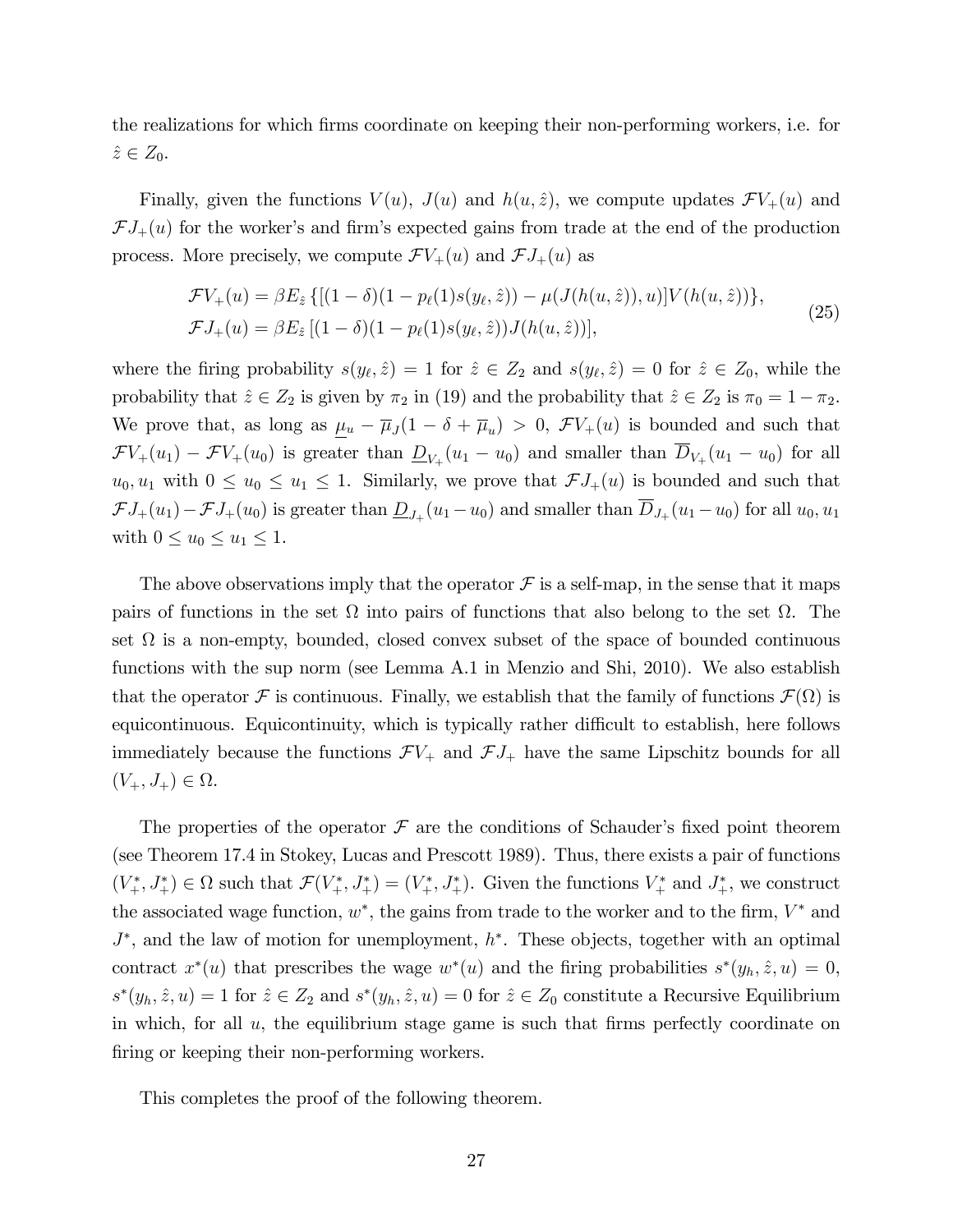the realizations for which firms coordinate on keeping their non-performing workers, i.e. for $\hat{z} \in Z_0$.

Finally, given the functions $V(u)$, $J(u)$ and $h(u, \hat{z})$, we compute updates $\mathcal{F}V_+(u)$ and $\mathcal{F}J_+(u)$ for the worker's and firm's expected gains from trade at the end of the production process. More precisely, we compute $\mathcal{F}V_+(u)$ and $\mathcal{F}J_+(u)$ as

$$
\begin{aligned}
\mathcal{F}V_+(u) &= \beta E_{\hat{z}} \left\{[(1-\delta)(1-p_\ell(1)s(y_\ell, \hat{z})) - \mu(J(h(u, \hat{z})), u)]V(h(u, \hat{z}))\right\}, \\
\mathcal{F}J_+(u) &= \beta E_{\hat{z}} \left[(1-\delta)(1-p_\ell(1)s(y_\ell, \hat{z}))J(h(u, \hat{z}))\right],
\end{aligned}
\tag{25}
$$

where the firing probability $s(y_\ell, \hat{z}) = 1$ for $\hat{z} \in Z_2$ and $s(y_\ell, \hat{z}) = 0$ for $\hat{z} \in Z_0$, while the probability that $\hat{z} \in Z_2$ is given by $\pi_2$ in (19) and the probability that $\hat{z} \in Z_2$ is $\pi_0 = 1 - \pi_2$. We prove that, as long as $\underline{\mu}_u - \overline{\mu}_J(1 - \delta + \overline{\mu}_u) > 0$, $\mathcal{F}V_+(u)$ is bounded and such that $\mathcal{F}V_+(u_1) - \mathcal{F}V_+(u_0)$ is greater than $\underline{D}_{V_+}(u_1 - u_0)$ and smaller than $\overline{D}_{V_+}(u_1 - u_0)$ for all $u_0, u_1$ with $0 \leq u_0 \leq u_1 \leq 1$. Similarly, we prove that $\mathcal{F}J_+(u)$ is bounded and such that $\mathcal{F}J_+(u_1) - \mathcal{F}J_+(u_0)$ is greater than $\underline{D}_{J_+}(u_1 - u_0)$ and smaller than $\overline{D}_{J_+}(u_1 - u_0)$ for all $u_0, u_1$ with $0 \leq u_0 \leq u_1 \leq 1$.

The above observations imply that the operator $\mathcal{F}$ is a self-map, in the sense that it maps pairs of functions in the set $\Omega$ into pairs of functions that also belong to the set $\Omega$. The set $\Omega$ is a non-empty, bounded, closed convex subset of the space of bounded continuous functions with the sup norm (see Lemma A.1 in Menzio and Shi, 2010). We also establish that the operator $\mathcal{F}$ is continuous. Finally, we establish that the family of functions $\mathcal{F}(\Omega)$ is equicontinuous. Equicontinuity, which is typically rather difficult to establish, here follows immediately because the functions $\mathcal{F}V_+$ and $\mathcal{F}J_+$ have the same Lipschitz bounds for all $(V_+, J_+) \in \Omega$.

The properties of the operator $\mathcal{F}$ are the conditions of Schauder's fixed point theorem (see Theorem 17.4 in Stokey, Lucas and Prescott 1989). Thus, there exists a pair of functions $(V_+^*, J_+^*) \in \Omega$ such that $\mathcal{F}(V_+^*, J_+^*) = (V_+^*, J_+^*)$. Given the functions $V_+^*$ and $J_+^*$, we construct the associated wage function, $w^*$, the gains from trade to the worker and to the firm, $V^*$ and $J^*$, and the law of motion for unemployment, $h^*$. These objects, together with an optimal contract $x^*(u)$ that prescribes the wage $w^*(u)$ and the firing probabilities $s^*(y_h, \hat{z}, u) = 0$, $s^*(y_h, \hat{z}, u) = 1$ for $\hat{z} \in Z_2$ and $s^*(y_h, \hat{z}, u) = 0$ for $\hat{z} \in Z_0$ constitute a Recursive Equilibrium in which, for all $u$, the equilibrium stage game is such that firms perfectly coordinate on firing or keeping their non-performing workers.

This completes the proof of the following theorem.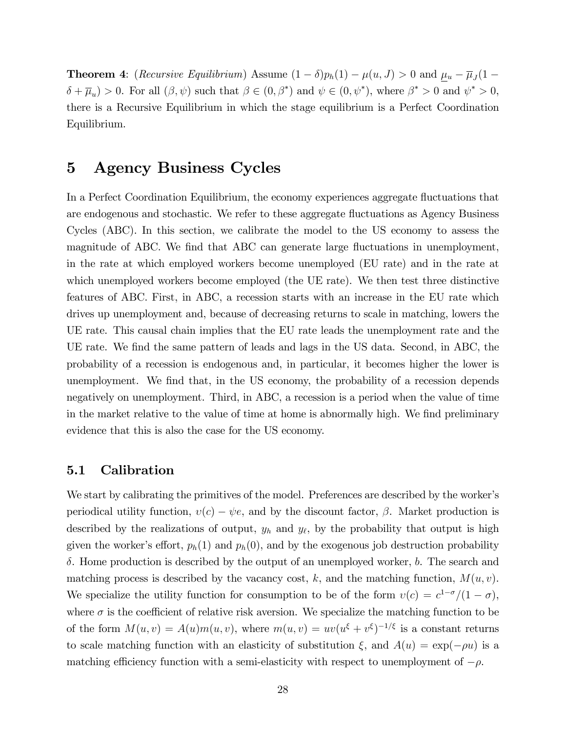**Theorem 4**: (*Recursive Equilibrium*) Assume $(1-\delta)p_h(1) - \mu(u, J) > 0$ and $\underline{\mu}_u - \overline{\mu}_J(1 - \delta + \overline{\mu}_u) > 0$. For all $(\beta, \psi)$ such that $\beta \in (0, \beta^*)$ and $\psi \in (0, \psi^*)$, where $\beta^* > 0$ and $\psi^* > 0$, there is a Recursive Equilibrium in which the stage equilibrium is a Perfect Coordination Equilibrium.

# 5 Agency Business Cycles

In a Perfect Coordination Equilibrium, the economy experiences aggregate fluctuations that are endogenous and stochastic. We refer to these aggregate fluctuations as Agency Business Cycles (ABC). In this section, we calibrate the model to the US economy to assess the magnitude of ABC. We find that ABC can generate large fluctuations in unemployment, in the rate at which employed workers become unemployed (EU rate) and in the rate at which unemployed workers become employed (the UE rate). We then test three distinctive features of ABC. First, in ABC, a recession starts with an increase in the EU rate which drives up unemployment and, because of decreasing returns to scale in matching, lowers the UE rate. This causal chain implies that the EU rate leads the unemployment rate and the UE rate. We find the same pattern of leads and lags in the US data. Second, in ABC, the probability of a recession is endogenous and, in particular, it becomes higher the lower is unemployment. We find that, in the US economy, the probability of a recession depends negatively on unemployment. Third, in ABC, a recession is a period when the value of time in the market relative to the value of time at home is abnormally high. We find preliminary evidence that this is also the case for the US economy.

## 5.1 Calibration

We start by calibrating the primitives of the model. Preferences are described by the worker's periodical utility function, $\upsilon(c) - \psi e$, and by the discount factor, $\beta$. Market production is described by the realizations of output, $y_h$ and $y_\ell$, by the probability that output is high given the worker's effort, $p_h(1)$ and $p_h(0)$, and by the exogenous job destruction probability $\delta$. Home production is described by the output of an unemployed worker, $b$. The search and matching process is described by the vacancy cost, $k$, and the matching function, $M(u, v)$. We specialize the utility function for consumption to be of the form $\upsilon(c) = c^{1-\sigma}/(1-\sigma)$, where $\sigma$ is the coefficient of relative risk aversion. We specialize the matching function to be of the form $M(u, v) = A(u)m(u, v)$, where $m(u, v) = uv(u^\xi + v^\xi)^{-1/\xi}$ is a constant returns to scale matching function with an elasticity of substitution $\xi$, and $A(u) = \exp(-\rho u)$ is a matching efficiency function with a semi-elasticity with respect to unemployment of $-\rho$.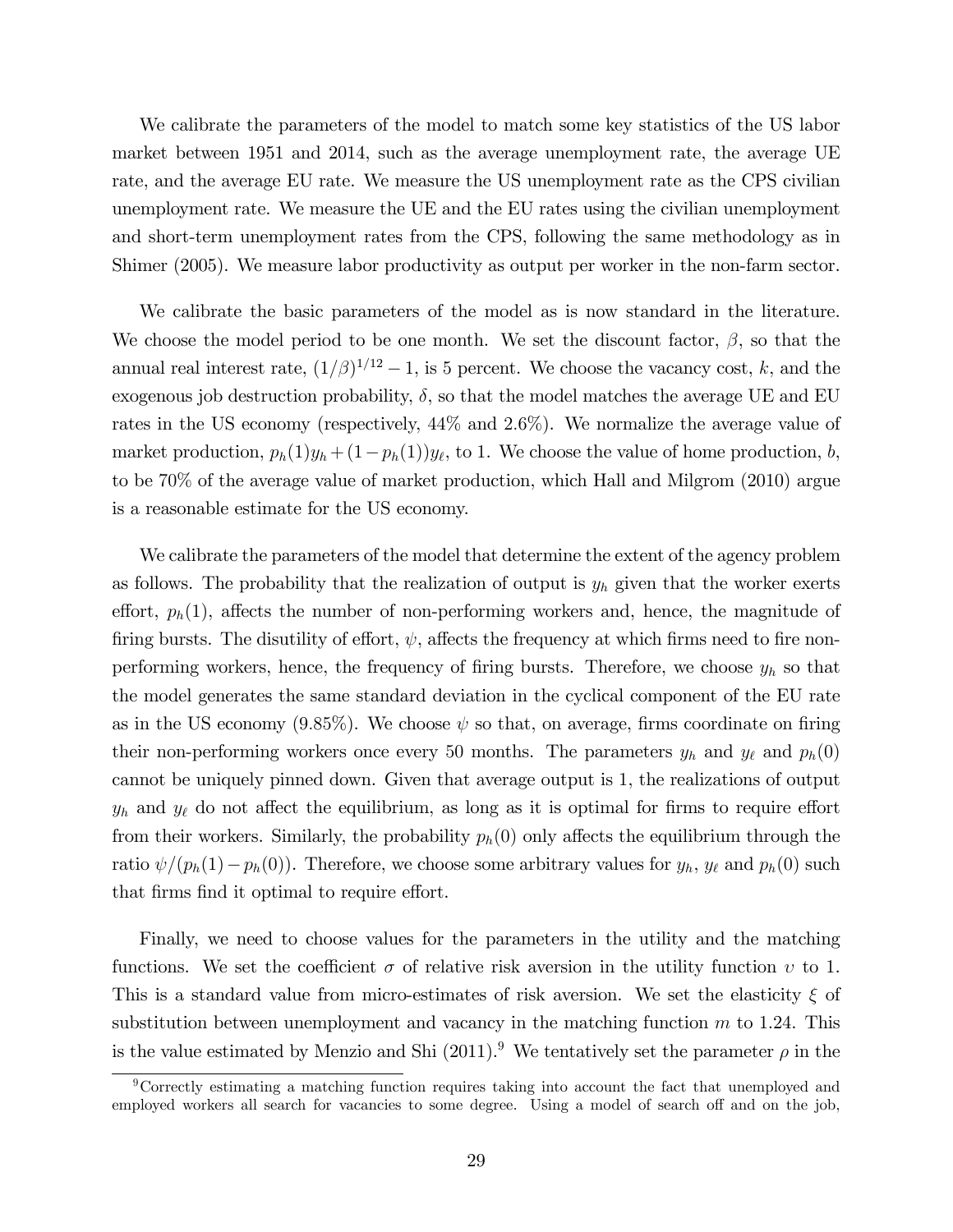We calibrate the parameters of the model to match some key statistics of the US labor market between 1951 and 2014, such as the average unemployment rate, the average UE rate, and the average EU rate. We measure the US unemployment rate as the CPS civilian unemployment rate. We measure the UE and the EU rates using the civilian unemployment and short-term unemployment rates from the CPS, following the same methodology as in Shimer (2005). We measure labor productivity as output per worker in the non-farm sector.

We calibrate the basic parameters of the model as is now standard in the literature. We choose the model period to be one month. We set the discount factor, $\beta$, so that the annual real interest rate, $(1/\beta)^{1/12} - 1$, is 5 percent. We choose the vacancy cost, $k$, and the exogenous job destruction probability, $\delta$, so that the model matches the average UE and EU rates in the US economy (respectively, 44% and 2.6%). We normalize the average value of market production, $p_h(1)y_h + (1 - p_h(1))y_\ell$, to 1. We choose the value of home production, $b$, to be 70% of the average value of market production, which Hall and Milgrom (2010) argue is a reasonable estimate for the US economy.

We calibrate the parameters of the model that determine the extent of the agency problem as follows. The probability that the realization of output is $y_h$ given that the worker exerts effort, $p_h(1)$, affects the number of non-performing workers and, hence, the magnitude of firing bursts. The disutility of effort, $\psi$, affects the frequency at which firms need to fire non-performing workers, hence, the frequency of firing bursts. Therefore, we choose $y_h$ so that the model generates the same standard deviation in the cyclical component of the EU rate as in the US economy (9.85%). We choose $\psi$ so that, on average, firms coordinate on firing their non-performing workers once every 50 months. The parameters $y_h$ and $y_\ell$ and $p_h(0)$ cannot be uniquely pinned down. Given that average output is 1, the realizations of output $y_h$ and $y_\ell$ do not affect the equilibrium, as long as it is optimal for firms to require effort from their workers. Similarly, the probability $p_h(0)$ only affects the equilibrium through the ratio $\psi/(p_h(1) - p_h(0))$. Therefore, we choose some arbitrary values for $y_h$, $y_\ell$ and $p_h(0)$ such that firms find it optimal to require effort.

Finally, we need to choose values for the parameters in the utility and the matching functions. We set the coefficient $\sigma$ of relative risk aversion in the utility function $\upsilon$ to 1. This is a standard value from micro-estimates of risk aversion. We set the elasticity $\xi$ of substitution between unemployment and vacancy in the matching function $m$ to 1.24. This is the value estimated by Menzio and Shi (2011).[9] We tentatively set the parameter $\rho$ in the

[9] Correctly estimating a matching function requires taking into account the fact that unemployed and employed workers all search for vacancies to some degree. Using a model of search off and on the job,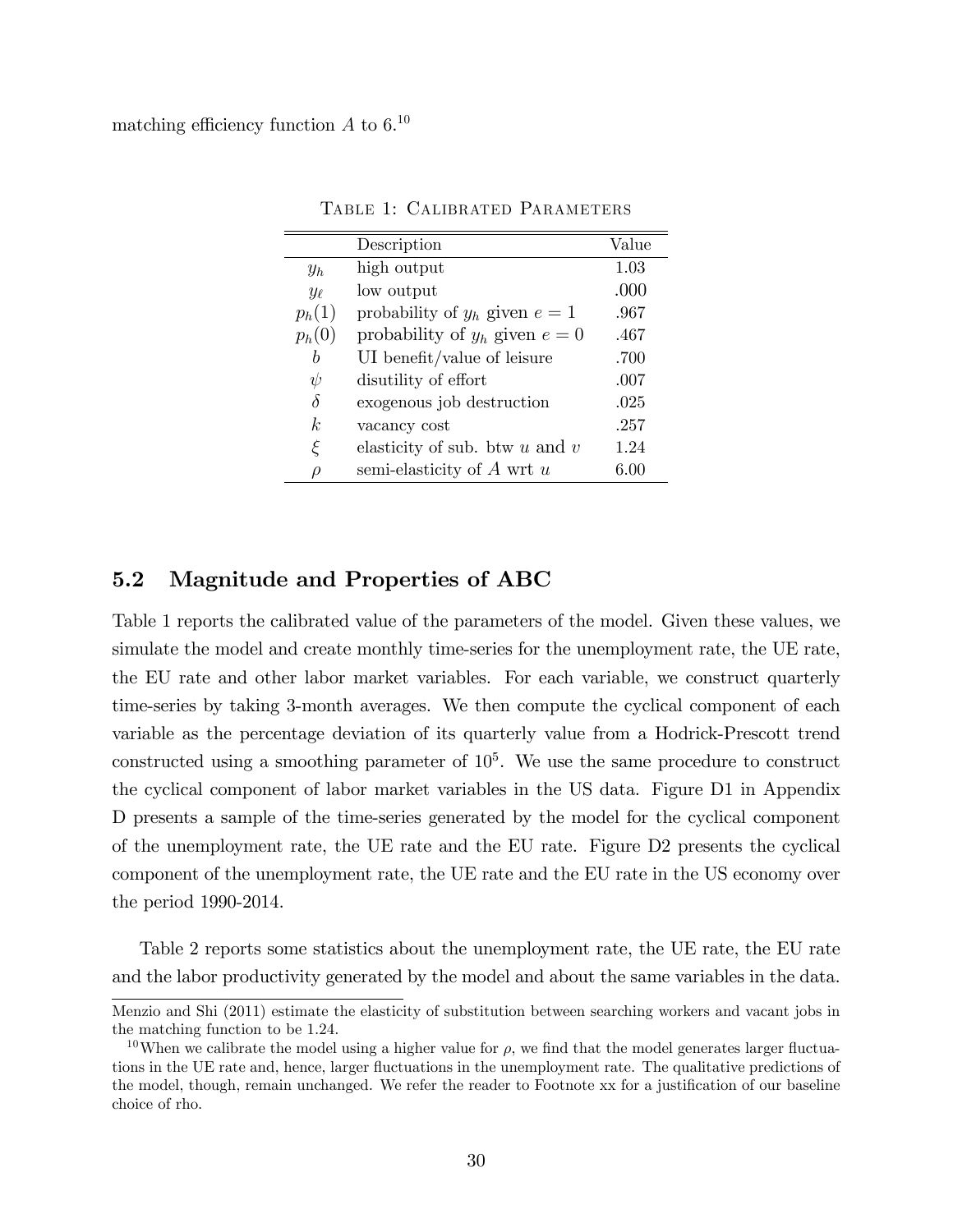matching efficiency function $A$ to 6.[10]

Table 1: Calibrated Parameters

| | Description | Value |
|---|---|---|
| $y_h$ | high output | 1.03 |
| $y_\ell$ | low output | .000 |
| $p_h(1)$ | probability of $y_h$ given $e = 1$ | .967 |
| $p_h(0)$ | probability of $y_h$ given $e = 0$ | .467 |
| $b$ | UI benefit/value of leisure | .700 |
| $\psi$ | disutility of effort | .007 |
| $\delta$ | exogenous job destruction | .025 |
| $k$ | vacancy cost | .257 |
| $\xi$ | elasticity of sub. btw $u$ and $v$ | 1.24 |
| $\rho$ | semi-elasticity of $A$ wrt $u$ | 6.00 |

## 5.2 Magnitude and Properties of ABC

Table 1 reports the calibrated value of the parameters of the model. Given these values, we simulate the model and create monthly time-series for the unemployment rate, the UE rate, the EU rate and other labor market variables. For each variable, we construct quarterly time-series by taking 3-month averages. We then compute the cyclical component of each variable as the percentage deviation of its quarterly value from a Hodrick-Prescott trend constructed using a smoothing parameter of $10^5$. We use the same procedure to construct the cyclical component of labor market variables in the US data. Figure D1 in Appendix D presents a sample of the time-series generated by the model for the cyclical component of the unemployment rate, the UE rate and the EU rate. Figure D2 presents the cyclical component of the unemployment rate, the UE rate and the EU rate in the US economy over the period 1990-2014.

Table 2 reports some statistics about the unemployment rate, the UE rate, the EU rate and the labor productivity generated by the model and about the same variables in the data.

Menzio and Shi (2011) estimate the elasticity of substitution between searching workers and vacant jobs in the matching function to be 1.24.

[10] When we calibrate the model using a higher value for $\rho$, we find that the model generates larger fluctuations in the UE rate and, hence, larger fluctuations in the unemployment rate. The qualitative predictions of the model, though, remain unchanged. We refer the reader to Footnote xx for a justification of our baseline choice of rho.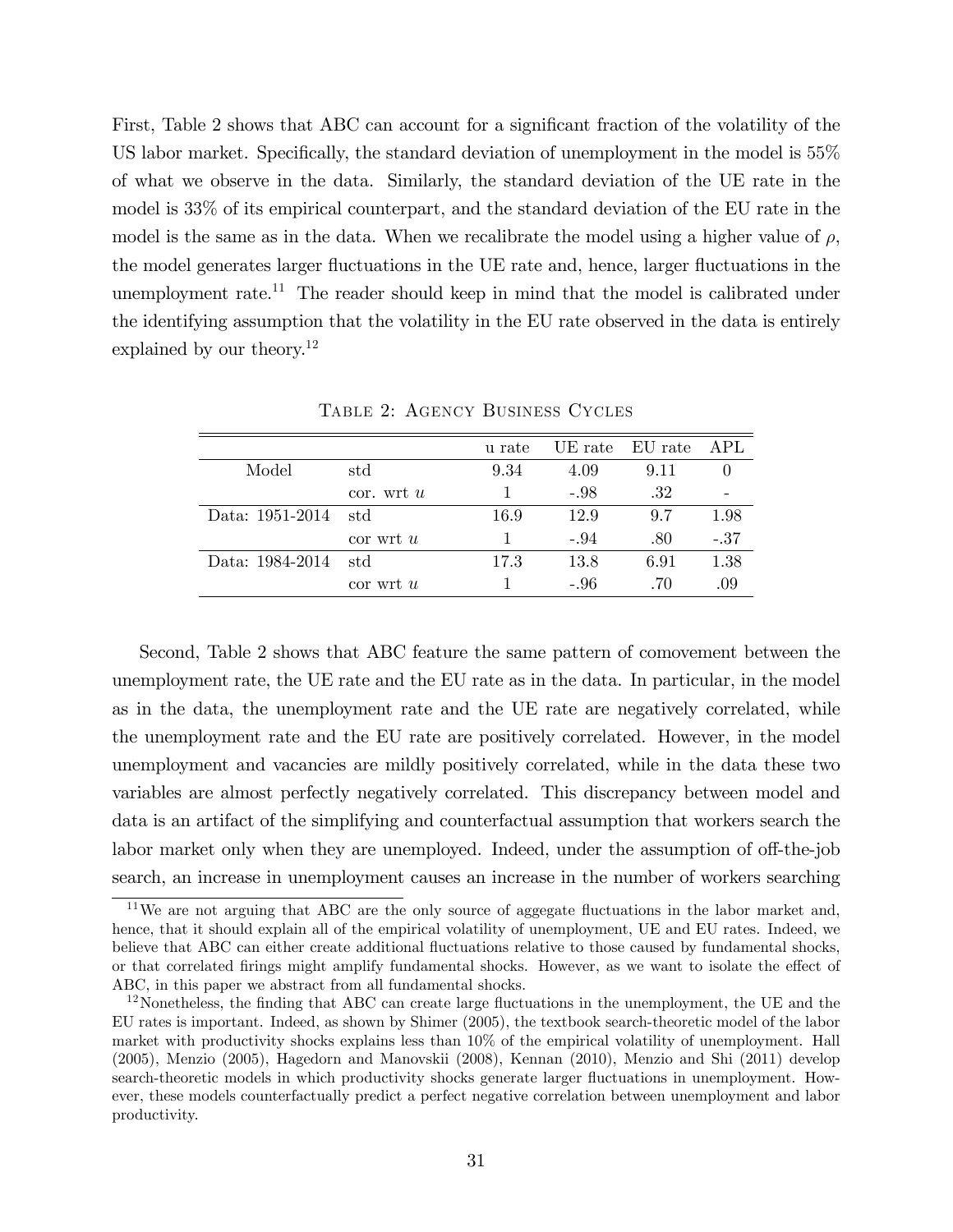First, Table 2 shows that ABC can account for a significant fraction of the volatility of the US labor market. Specifically, the standard deviation of unemployment in the model is 55% of what we observe in the data. Similarly, the standard deviation of the UE rate in the model is 33% of its empirical counterpart, and the standard deviation of the EU rate in the model is the same as in the data. When we recalibrate the model using a higher value of $\rho$, the model generates larger fluctuations in the UE rate and, hence, larger fluctuations in the unemployment rate.[11] The reader should keep in mind that the model is calibrated under the identifying assumption that the volatility in the EU rate observed in the data is entirely explained by our theory.[12]

Table 2: Agency Business Cycles

| | | u rate | UE rate | EU rate | APL |
|---|---|---|---|---|---|
| Model | std | 9.34 | 4.09 | 9.11 | 0 |
| | cor. wrt $u$ | 1 | -.98 | .32 | - |
| Data: 1951-2014 | std | 16.9 | 12.9 | 9.7 | 1.98 |
| | cor wrt $u$ | 1 | -.94 | .80 | -.37 |
| Data: 1984-2014 | std | 17.3 | 13.8 | 6.91 | 1.38 |
| | cor wrt $u$ | 1 | -.96 | .70 | .09 |

Second, Table 2 shows that ABC feature the same pattern of comovement between the unemployment rate, the UE rate and the EU rate as in the data. In particular, in the model as in the data, the unemployment rate and the UE rate are negatively correlated, while the unemployment rate and the EU rate are positively correlated. However, in the model unemployment and vacancies are mildly positively correlated, while in the data these two variables are almost perfectly negatively correlated. This discrepancy between model and data is an artifact of the simplifying and counterfactual assumption that workers search the labor market only when they are unemployed. Indeed, under the assumption of off-the-job search, an increase in unemployment causes an increase in the number of workers searching

[11] We are not arguing that ABC are the only source of aggegate fluctuations in the labor market and, hence, that it should explain all of the empirical volatility of unemployment, UE and EU rates. Indeed, we believe that ABC can either create additional fluctuations relative to those caused by fundamental shocks, or that correlated firings might amplify fundamental shocks. However, as we want to isolate the effect of ABC, in this paper we abstract from all fundamental shocks.

[12] Nonetheless, the finding that ABC can create large fluctuations in the unemployment, the UE and the EU rates is important. Indeed, as shown by Shimer (2005), the textbook search-theoretic model of the labor market with productivity shocks explains less than 10% of the empirical volatility of unemployment. Hall (2005), Menzio (2005), Hagedorn and Manovskii (2008), Kennan (2010), Menzio and Shi (2011) develop search-theoretic models in which productivity shocks generate larger fluctuations in unemployment. However, these models counterfactually predict a perfect negative correlation between unemployment and labor productivity.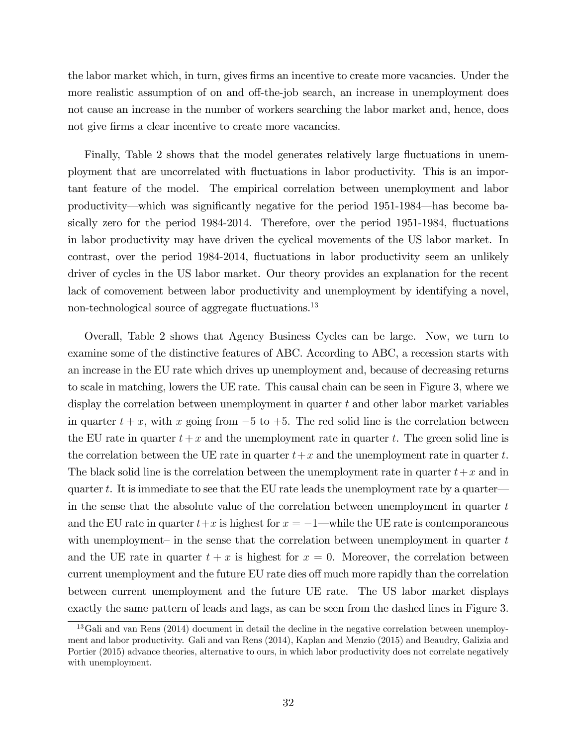the labor market which, in turn, gives firms an incentive to create more vacancies. Under the more realistic assumption of on and off-the-job search, an increase in unemployment does not cause an increase in the number of workers searching the labor market and, hence, does not give firms a clear incentive to create more vacancies.

Finally, Table 2 shows that the model generates relatively large fluctuations in unemployment that are uncorrelated with fluctuations in labor productivity. This is an important feature of the model. The empirical correlation between unemployment and labor productivity—which was significantly negative for the period 1951-1984—has become basically zero for the period 1984-2014. Therefore, over the period 1951-1984, fluctuations in labor productivity may have driven the cyclical movements of the US labor market. In contrast, over the period 1984-2014, fluctuations in labor productivity seem an unlikely driver of cycles in the US labor market. Our theory provides an explanation for the recent lack of comovement between labor productivity and unemployment by identifying a novel, non-technological source of aggregate fluctuations.[13]

Overall, Table 2 shows that Agency Business Cycles can be large. Now, we turn to examine some of the distinctive features of ABC. According to ABC, a recession starts with an increase in the EU rate which drives up unemployment and, because of decreasing returns to scale in matching, lowers the UE rate. This causal chain can be seen in Figure 3, where we display the correlation between unemployment in quarter $t$ and other labor market variables in quarter $t + x$, with $x$ going from $-5$ to $+5$. The red solid line is the correlation between the EU rate in quarter $t + x$ and the unemployment rate in quarter $t$. The green solid line is the correlation between the UE rate in quarter $t+x$ and the unemployment rate in quarter $t$. The black solid line is the correlation between the unemployment rate in quarter $t+x$ and in quarter $t$. It is immediate to see that the EU rate leads the unemployment rate by a quarter—in the sense that the absolute value of the correlation between unemployment in quarter $t$ and the EU rate in quarter $t+x$ is highest for $x = -1$—while the UE rate is contemporaneous with unemployment– in the sense that the correlation between unemployment in quarter $t$ and the UE rate in quarter $t + x$ is highest for $x = 0$. Moreover, the correlation between current unemployment and the future EU rate dies off much more rapidly than the correlation between current unemployment and the future UE rate. The US labor market displays exactly the same pattern of leads and lags, as can be seen from the dashed lines in Figure 3.

[13] Gali and van Rens (2014) document in detail the decline in the negative correlation between unemployment and labor productivity. Gali and van Rens (2014), Kaplan and Menzio (2015) and Beaudry, Galizia and Portier (2015) advance theories, alternative to ours, in which labor productivity does not correlate negatively with unemployment.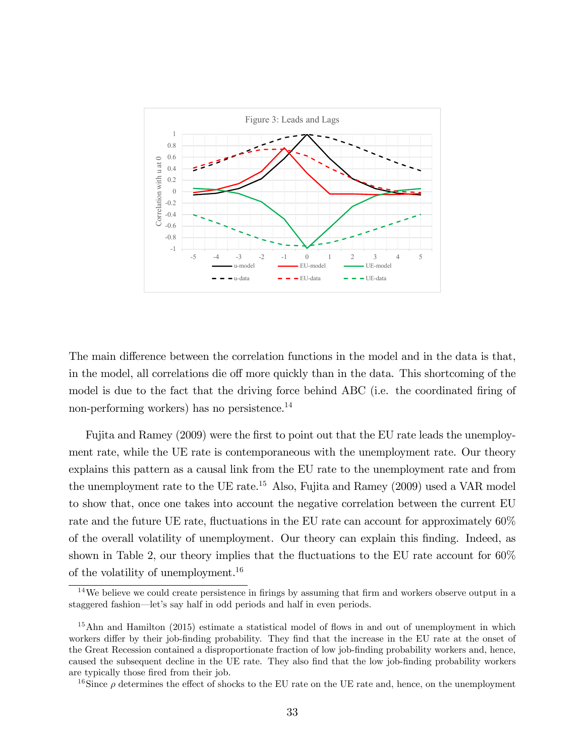Figure 3: Leads and Lags

The main difference between the correlation functions in the model and in the data is that, in the model, all correlations die off more quickly than in the data. This shortcoming of the model is due to the fact that the driving force behind ABC (i.e. the coordinated firing of non-performing workers) has no persistence.[14]

Fujita and Ramey (2009) were the first to point out that the EU rate leads the unemployment rate, while the UE rate is contemporaneous with the unemployment rate. Our theory explains this pattern as a causal link from the EU rate to the unemployment rate and from the unemployment rate to the UE rate.[15] Also, Fujita and Ramey (2009) used a VAR model to show that, once one takes into account the negative correlation between the current EU rate and the future UE rate, fluctuations in the EU rate can account for approximately 60% of the overall volatility of unemployment. Our theory can explain this finding. Indeed, as shown in Table 2, our theory implies that the fluctuations to the EU rate account for 60% of the volatility of unemployment.[16]

[14] We believe we could create persistence in firings by assuming that firm and workers observe output in a staggered fashion—let's say half in odd periods and half in even periods.

[15] Ahn and Hamilton (2015) estimate a statistical model of flows in and out of unemployment in which workers differ by their job-finding probability. They find that the increase in the EU rate at the onset of the Great Recession contained a disproportionate fraction of low job-finding probability workers and, hence, caused the subsequent decline in the UE rate. They also find that the low job-finding probability workers are typically those fired from their job.

[16] Since $\rho$ determines the effect of shocks to the EU rate on the UE rate and, hence, on the unemployment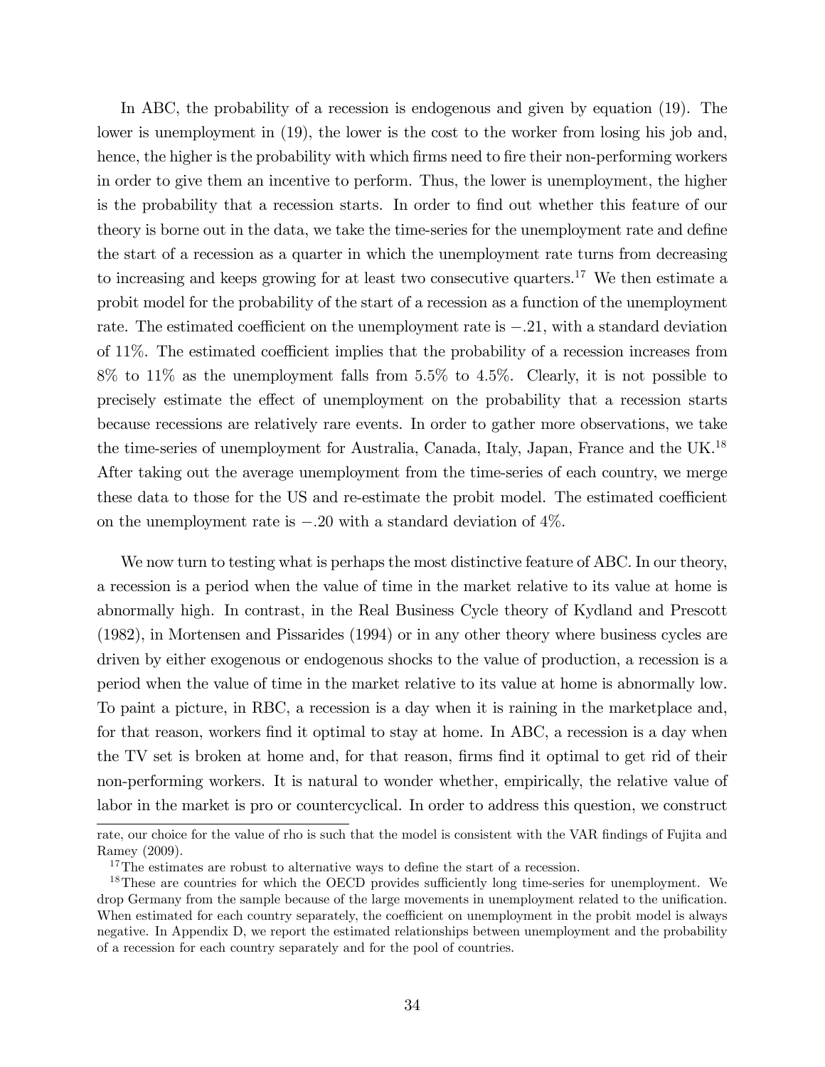In ABC, the probability of a recession is endogenous and given by equation (19). The lower is unemployment in (19), the lower is the cost to the worker from losing his job and, hence, the higher is the probability with which firms need to fire their non-performing workers in order to give them an incentive to perform. Thus, the lower is unemployment, the higher is the probability that a recession starts. In order to find out whether this feature of our theory is borne out in the data, we take the time-series for the unemployment rate and define the start of a recession as a quarter in which the unemployment rate turns from decreasing to increasing and keeps growing for at least two consecutive quarters.[17] We then estimate a probit model for the probability of the start of a recession as a function of the unemployment rate. The estimated coefficient on the unemployment rate is $-.21$, with a standard deviation of 11%. The estimated coefficient implies that the probability of a recession increases from 8% to 11% as the unemployment falls from 5.5% to 4.5%. Clearly, it is not possible to precisely estimate the effect of unemployment on the probability that a recession starts because recessions are relatively rare events. In order to gather more observations, we take the time-series of unemployment for Australia, Canada, Italy, Japan, France and the UK.[18] After taking out the average unemployment from the time-series of each country, we merge these data to those for the US and re-estimate the probit model. The estimated coefficient on the unemployment rate is $-.20$ with a standard deviation of 4%.

We now turn to testing what is perhaps the most distinctive feature of ABC. In our theory, a recession is a period when the value of time in the market relative to its value at home is abnormally high. In contrast, in the Real Business Cycle theory of Kydland and Prescott (1982), in Mortensen and Pissarides (1994) or in any other theory where business cycles are driven by either exogenous or endogenous shocks to the value of production, a recession is a period when the value of time in the market relative to its value at home is abnormally low. To paint a picture, in RBC, a recession is a day when it is raining in the marketplace and, for that reason, workers find it optimal to stay at home. In ABC, a recession is a day when the TV set is broken at home and, for that reason, firms find it optimal to get rid of their non-performing workers. It is natural to wonder whether, empirically, the relative value of labor in the market is pro or countercyclical. In order to address this question, we construct

rate, our choice for the value of rho is such that the model is consistent with the VAR findings of Fujita and Ramey (2009).

[17] The estimates are robust to alternative ways to define the start of a recession.

[18] These are countries for which the OECD provides sufficiently long time-series for unemployment. We drop Germany from the sample because of the large movements in unemployment related to the unification. When estimated for each country separately, the coefficient on unemployment in the probit model is always negative. In Appendix D, we report the estimated relationships between unemployment and the probability of a recession for each country separately and for the pool of countries.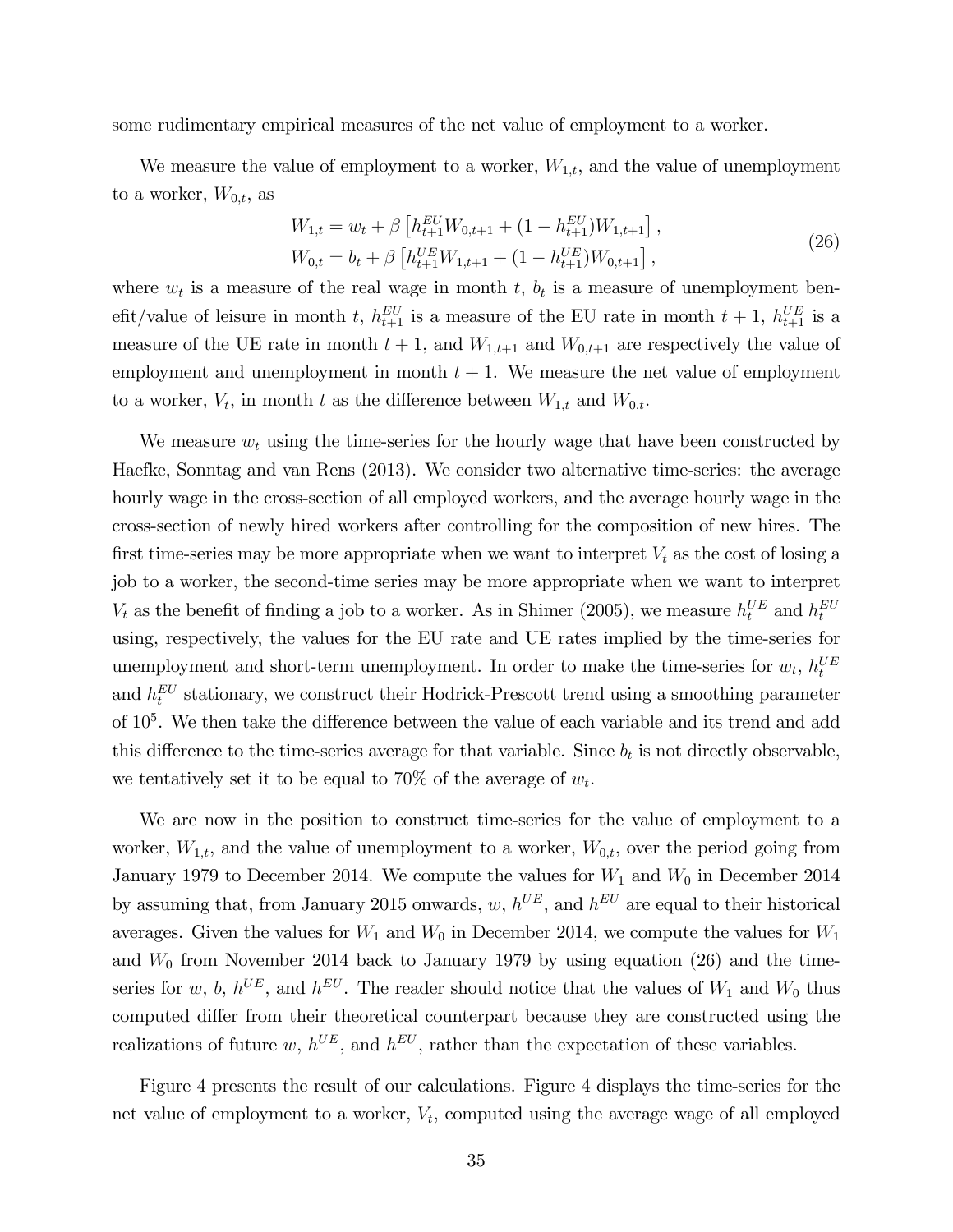some rudimentary empirical measures of the net value of employment to a worker.

We measure the value of employment to a worker, $W_{1,t}$, and the value of unemployment to a worker, $W_{0,t}$, as

$$
\begin{aligned}
W_{1,t} &= w_t + \beta\left[h^{EU}_{t+1}W_{0,t+1} + (1-h^{EU}_{t+1})W_{1,t+1}\right], \\
W_{0,t} &= b_t + \beta\left[h^{UE}_{t+1}W_{1,t+1} + (1-h^{UE}_{t+1})W_{0,t+1}\right],
\end{aligned}
\tag{26}
$$

where $w_t$ is a measure of the real wage in month $t$, $b_t$ is a measure of unemployment benefit/value of leisure in month $t$, $h^{EU}_{t+1}$ is a measure of the EU rate in month $t+1$, $h^{UE}_{t+1}$ is a measure of the UE rate in month $t+1$, and $W_{1,t+1}$ and $W_{0,t+1}$ are respectively the value of employment and unemployment in month $t+1$. We measure the net value of employment to a worker, $V_t$, in month $t$ as the difference between $W_{1,t}$ and $W_{0,t}$.

We measure $w_t$ using the time-series for the hourly wage that have been constructed by Haefke, Sonntag and van Rens (2013). We consider two alternative time-series: the average hourly wage in the cross-section of all employed workers, and the average hourly wage in the cross-section of newly hired workers after controlling for the composition of new hires. The first time-series may be more appropriate when we want to interpret $V_t$ as the cost of losing a job to a worker, the second-time series may be more appropriate when we want to interpret $V_t$ as the benefit of finding a job to a worker. As in Shimer (2005), we measure $h^{UE}_t$ and $h^{EU}_t$ using, respectively, the values for the EU rate and UE rates implied by the time-series for unemployment and short-term unemployment. In order to make the time-series for $w_t$, $h^{UE}_t$ and $h^{EU}_t$ stationary, we construct their Hodrick-Prescott trend using a smoothing parameter of $10^5$. We then take the difference between the value of each variable and its trend and add this difference to the time-series average for that variable. Since $b_t$ is not directly observable, we tentatively set it to be equal to 70% of the average of $w_t$.

We are now in the position to construct time-series for the value of employment to a worker, $W_{1,t}$, and the value of unemployment to a worker, $W_{0,t}$, over the period going from January 1979 to December 2014. We compute the values for $W_1$ and $W_0$ in December 2014 by assuming that, from January 2015 onwards, $w$, $h^{UE}$, and $h^{EU}$ are equal to their historical averages. Given the values for $W_1$ and $W_0$ in December 2014, we compute the values for $W_1$ and $W_0$ from November 2014 back to January 1979 by using equation (26) and the time-series for $w$, $b$, $h^{UE}$, and $h^{EU}$. The reader should notice that the values of $W_1$ and $W_0$ thus computed differ from their theoretical counterpart because they are constructed using the realizations of future $w$, $h^{UE}$, and $h^{EU}$, rather than the expectation of these variables.

Figure 4 presents the result of our calculations. Figure 4 displays the time-series for the net value of employment to a worker, $V_t$, computed using the average wage of all employed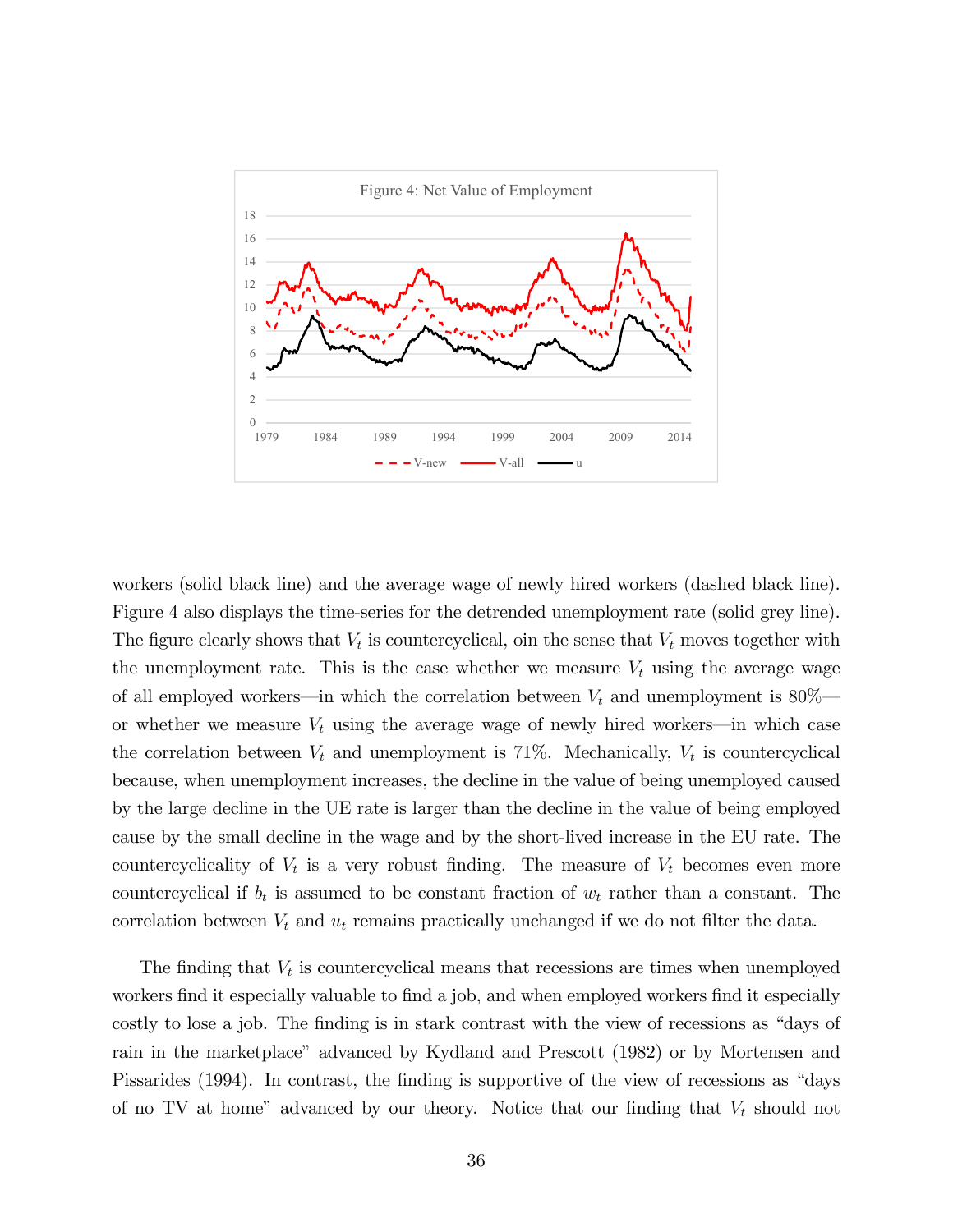Figure 4: Net Value of Employment

workers (solid black line) and the average wage of newly hired workers (dashed black line). Figure 4 also displays the time-series for the detrended unemployment rate (solid grey line). The figure clearly shows that $V_t$ is countercyclical, oin the sense that $V_t$ moves together with the unemployment rate. This is the case whether we measure $V_t$ using the average wage of all employed workers—in which the correlation between $V_t$ and unemployment is 80%—or whether we measure $V_t$ using the average wage of newly hired workers—in which case the correlation between $V_t$ and unemployment is 71%. Mechanically, $V_t$ is countercyclical because, when unemployment increases, the decline in the value of being unemployed caused by the large decline in the UE rate is larger than the decline in the value of being employed cause by the small decline in the wage and by the short-lived increase in the EU rate. The countercyclicality of $V_t$ is a very robust finding. The measure of $V_t$ becomes even more countercyclical if $b_t$ is assumed to be constant fraction of $w_t$ rather than a constant. The correlation between $V_t$ and $u_t$ remains practically unchanged if we do not filter the data.

The finding that $V_t$ is countercyclical means that recessions are times when unemployed workers find it especially valuable to find a job, and when employed workers find it especially costly to lose a job. The finding is in stark contrast with the view of recessions as "days of rain in the marketplace" advanced by Kydland and Prescott (1982) or by Mortensen and Pissarides (1994). In contrast, the finding is supportive of the view of recessions as "days of no TV at home" advanced by our theory. Notice that our finding that $V_t$ should not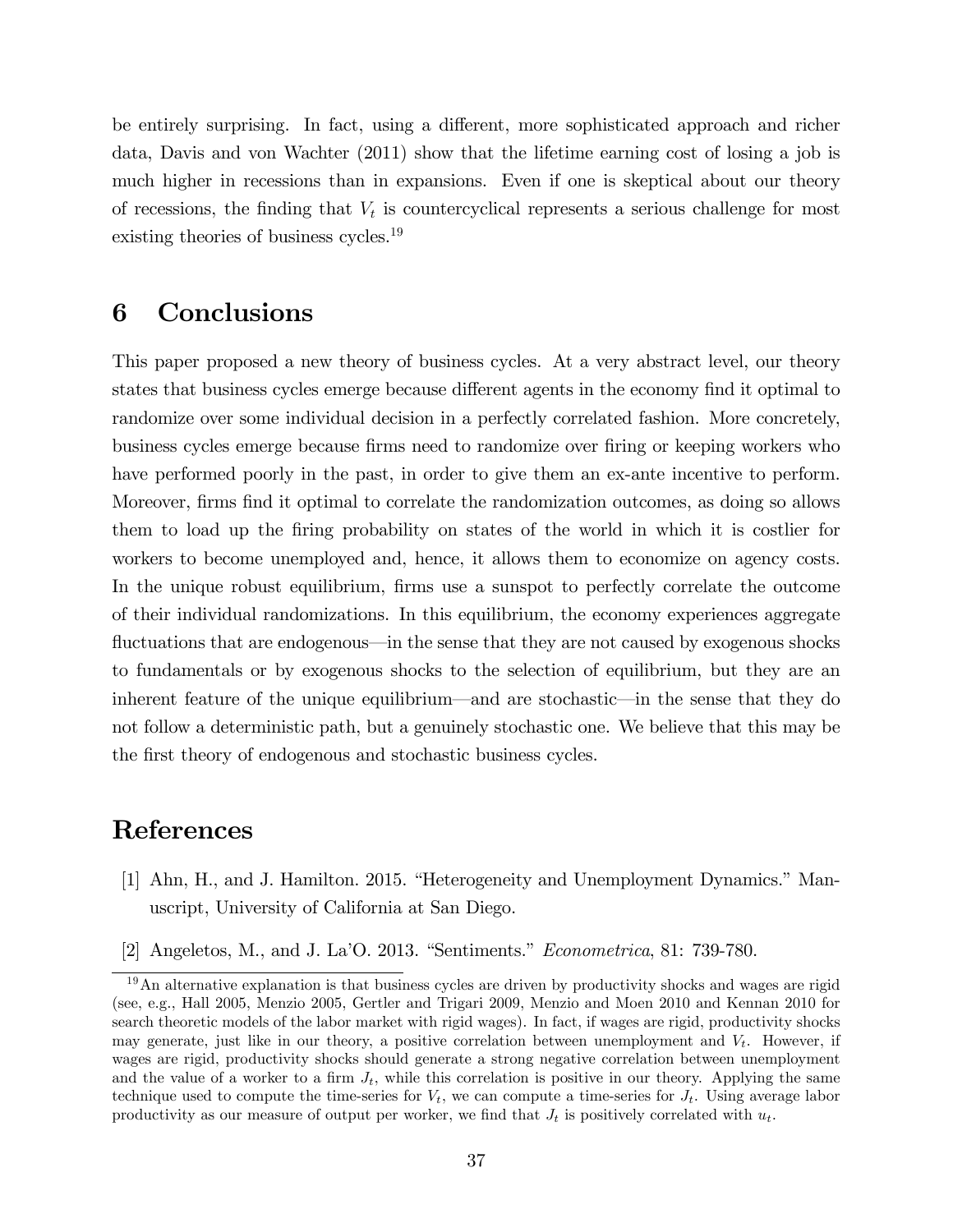be entirely surprising. In fact, using a different, more sophisticated approach and richer data, Davis and von Wachter (2011) show that the lifetime earning cost of losing a job is much higher in recessions than in expansions. Even if one is skeptical about our theory of recessions, the finding that $V_t$ is countercyclical represents a serious challenge for most existing theories of business cycles.[19]

# 6 Conclusions

This paper proposed a new theory of business cycles. At a very abstract level, our theory states that business cycles emerge because different agents in the economy find it optimal to randomize over some individual decision in a perfectly correlated fashion. More concretely, business cycles emerge because firms need to randomize over firing or keeping workers who have performed poorly in the past, in order to give them an ex-ante incentive to perform. Moreover, firms find it optimal to correlate the randomization outcomes, as doing so allows them to load up the firing probability on states of the world in which it is costlier for workers to become unemployed and, hence, it allows them to economize on agency costs. In the unique robust equilibrium, firms use a sunspot to perfectly correlate the outcome of their individual randomizations. In this equilibrium, the economy experiences aggregate fluctuations that are endogenous—in the sense that they are not caused by exogenous shocks to fundamentals or by exogenous shocks to the selection of equilibrium, but they are an inherent feature of the unique equilibrium—and are stochastic—in the sense that they do not follow a deterministic path, but a genuinely stochastic one. We believe that this may be the first theory of endogenous and stochastic business cycles.

# References

[1] Ahn, H., and J. Hamilton. 2015. "Heterogeneity and Unemployment Dynamics." Manuscript, University of California at San Diego.

[2] Angeletos, M., and J. La'O. 2013. "Sentiments." *Econometrica*, 81: 739-780.

[19] An alternative explanation is that business cycles are driven by productivity shocks and wages are rigid (see, e.g., Hall 2005, Menzio 2005, Gertler and Trigari 2009, Menzio and Moen 2010 and Kennan 2010 for search theoretic models of the labor market with rigid wages). In fact, if wages are rigid, productivity shocks may generate, just like in our theory, a positive correlation between unemployment and $V_t$. However, if wages are rigid, productivity shocks should generate a strong negative correlation between unemployment and the value of a worker to a firm $J_t$, while this correlation is positive in our theory. Applying the same technique used to compute the time-series for $V_t$, we can compute a time-series for $J_t$. Using average labor productivity as our measure of output per worker, we find that $J_t$ is positively correlated with $u_t$.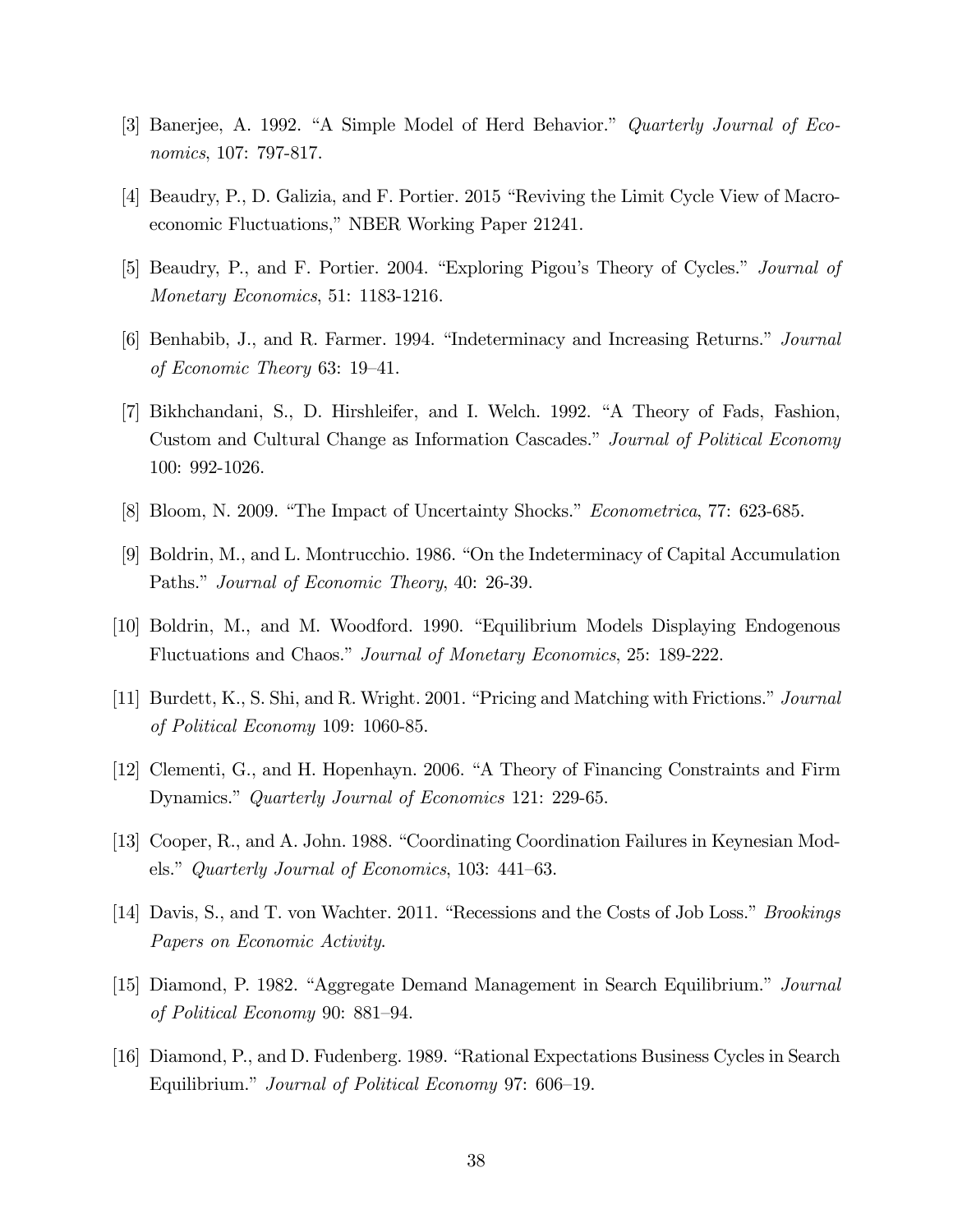[3] Banerjee, A. 1992. "A Simple Model of Herd Behavior." *Quarterly Journal of Economics*, 107: 797-817.

[4] Beaudry, P., D. Galizia, and F. Portier. 2015 "Reviving the Limit Cycle View of Macroeconomic Fluctuations," NBER Working Paper 21241.

[5] Beaudry, P., and F. Portier. 2004. "Exploring Pigou's Theory of Cycles." *Journal of Monetary Economics*, 51: 1183-1216.

[6] Benhabib, J., and R. Farmer. 1994. "Indeterminacy and Increasing Returns." *Journal of Economic Theory* 63: 19–41.

[7] Bikhchandani, S., D. Hirshleifer, and I. Welch. 1992. "A Theory of Fads, Fashion, Custom and Cultural Change as Information Cascades." *Journal of Political Economy* 100: 992-1026.

[8] Bloom, N. 2009. "The Impact of Uncertainty Shocks." *Econometrica*, 77: 623-685.

[9] Boldrin, M., and L. Montrucchio. 1986. "On the Indeterminacy of Capital Accumulation Paths." *Journal of Economic Theory*, 40: 26-39.

[10] Boldrin, M., and M. Woodford. 1990. "Equilibrium Models Displaying Endogenous Fluctuations and Chaos." *Journal of Monetary Economics*, 25: 189-222.

[11] Burdett, K., S. Shi, and R. Wright. 2001. "Pricing and Matching with Frictions." *Journal of Political Economy* 109: 1060-85.

[12] Clementi, G., and H. Hopenhayn. 2006. "A Theory of Financing Constraints and Firm Dynamics." *Quarterly Journal of Economics* 121: 229-65.

[13] Cooper, R., and A. John. 1988. "Coordinating Coordination Failures in Keynesian Models." *Quarterly Journal of Economics*, 103: 441–63.

[14] Davis, S., and T. von Wachter. 2011. "Recessions and the Costs of Job Loss." *Brookings Papers on Economic Activity*.

[15] Diamond, P. 1982. "Aggregate Demand Management in Search Equilibrium." *Journal of Political Economy* 90: 881–94.

[16] Diamond, P., and D. Fudenberg. 1989. "Rational Expectations Business Cycles in Search Equilibrium." *Journal of Political Economy* 97: 606–19.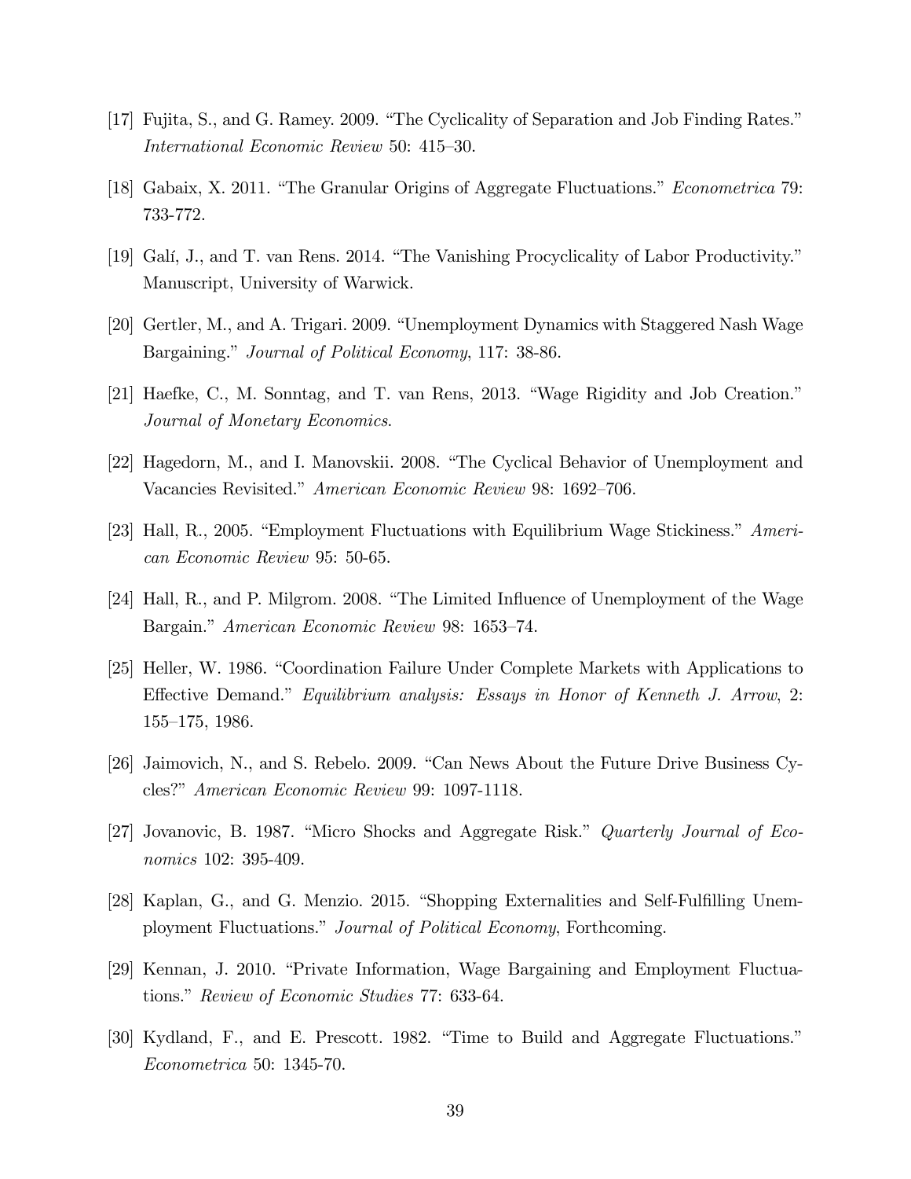[17] Fujita, S., and G. Ramey. 2009. "The Cyclicality of Separation and Job Finding Rates." *International Economic Review* 50: 415–30.

[18] Gabaix, X. 2011. "The Granular Origins of Aggregate Fluctuations." *Econometrica* 79: 733-772.

[19] Galí, J., and T. van Rens. 2014. "The Vanishing Procyclicality of Labor Productivity." Manuscript, University of Warwick.

[20] Gertler, M., and A. Trigari. 2009. "Unemployment Dynamics with Staggered Nash Wage Bargaining." *Journal of Political Economy*, 117: 38-86.

[21] Haefke, C., M. Sonntag, and T. van Rens, 2013. "Wage Rigidity and Job Creation." *Journal of Monetary Economics*.

[22] Hagedorn, M., and I. Manovskii. 2008. "The Cyclical Behavior of Unemployment and Vacancies Revisited." *American Economic Review* 98: 1692–706.

[23] Hall, R., 2005. "Employment Fluctuations with Equilibrium Wage Stickiness." *American Economic Review* 95: 50-65.

[24] Hall, R., and P. Milgrom. 2008. "The Limited Influence of Unemployment of the Wage Bargain." *American Economic Review* 98: 1653–74.

[25] Heller, W. 1986. "Coordination Failure Under Complete Markets with Applications to Effective Demand." *Equilibrium analysis: Essays in Honor of Kenneth J. Arrow*, 2: 155–175, 1986.

[26] Jaimovich, N., and S. Rebelo. 2009. "Can News About the Future Drive Business Cycles?" *American Economic Review* 99: 1097-1118.

[27] Jovanovic, B. 1987. "Micro Shocks and Aggregate Risk." *Quarterly Journal of Economics* 102: 395-409.

[28] Kaplan, G., and G. Menzio. 2015. "Shopping Externalities and Self-Fulfilling Unemployment Fluctuations." *Journal of Political Economy*, Forthcoming.

[29] Kennan, J. 2010. "Private Information, Wage Bargaining and Employment Fluctuations." *Review of Economic Studies* 77: 633-64.

[30] Kydland, F., and E. Prescott. 1982. "Time to Build and Aggregate Fluctuations." *Econometrica* 50: 1345-70.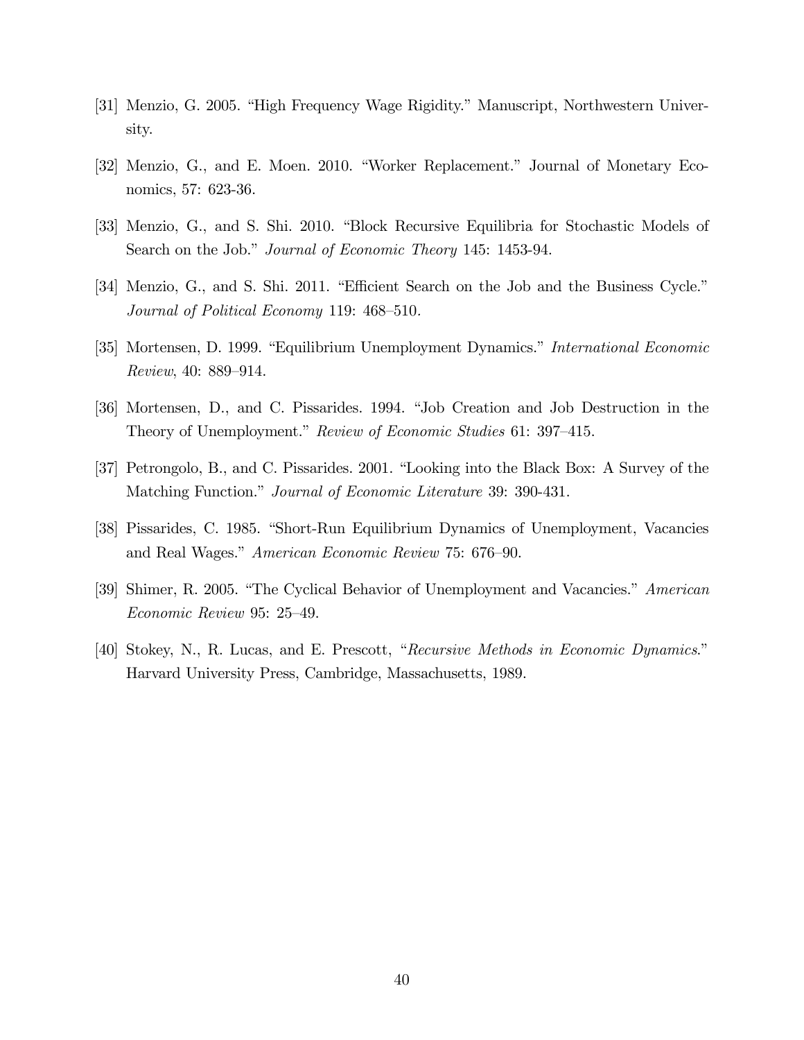[31] Menzio, G. 2005. "High Frequency Wage Rigidity." Manuscript, Northwestern University.

[32] Menzio, G., and E. Moen. 2010. "Worker Replacement." Journal of Monetary Economics, 57: 623-36.

[33] Menzio, G., and S. Shi. 2010. "Block Recursive Equilibria for Stochastic Models of Search on the Job." *Journal of Economic Theory* 145: 1453-94.

[34] Menzio, G., and S. Shi. 2011. "Efficient Search on the Job and the Business Cycle." *Journal of Political Economy* 119: 468–510.

[35] Mortensen, D. 1999. "Equilibrium Unemployment Dynamics." *International Economic Review*, 40: 889–914.

[36] Mortensen, D., and C. Pissarides. 1994. "Job Creation and Job Destruction in the Theory of Unemployment." *Review of Economic Studies* 61: 397–415.

[37] Petrongolo, B., and C. Pissarides. 2001. "Looking into the Black Box: A Survey of the Matching Function." *Journal of Economic Literature* 39: 390-431.

[38] Pissarides, C. 1985. "Short-Run Equilibrium Dynamics of Unemployment, Vacancies and Real Wages." *American Economic Review* 75: 676–90.

[39] Shimer, R. 2005. "The Cyclical Behavior of Unemployment and Vacancies." *American Economic Review* 95: 25–49.

[40] Stokey, N., R. Lucas, and E. Prescott, "*Recursive Methods in Economic Dynamics*." Harvard University Press, Cambridge, Massachusetts, 1989.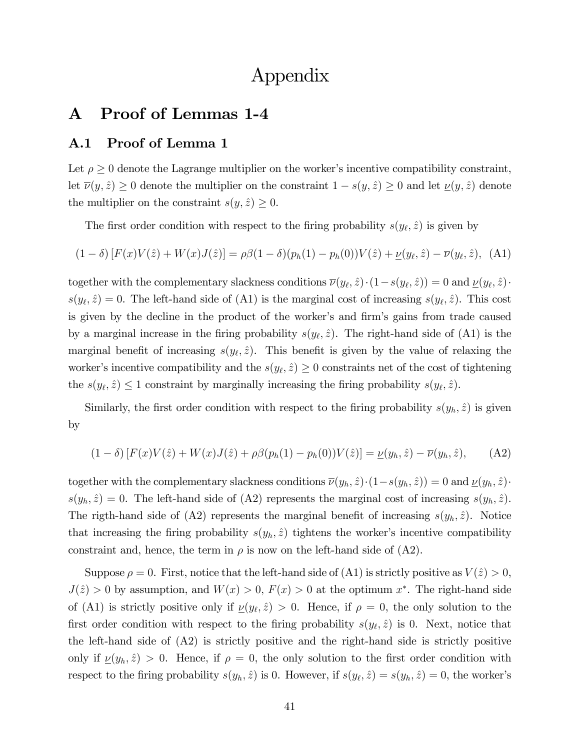# Appendix

## A Proof of Lemmas 1-4

### A.1 Proof of Lemma 1

Let $\rho \geq 0$ denote the Lagrange multiplier on the worker's incentive compatibility constraint, let $\overline{\nu}(y, \hat{z}) \geq 0$ denote the multiplier on the constraint $1 - s(y, \hat{z}) \geq 0$ and let $\underline{\nu}(y, \hat{z})$ denote the multiplier on the constraint $s(y, \hat{z}) \geq 0$.

The first order condition with respect to the firing probability $s(y_\ell, \hat{z})$ is given by

$$(1 - \delta) [F(x)V(\hat{z}) + W(x)J(\hat{z})] = \rho\beta(1 - \delta)(p_h(1) - p_h(0))V(\hat{z}) + \underline{\nu}(y_\ell, \hat{z}) - \overline{\nu}(y_\ell, \hat{z}), \quad \text{(A1)}$$

together with the complementary slackness conditions $\overline{\nu}(y_\ell, \hat{z}) \cdot (1 - s(y_\ell, \hat{z})) = 0$ and $\underline{\nu}(y_\ell, \hat{z}) \cdot s(y_\ell, \hat{z}) = 0$. The left-hand side of (A1) is the marginal cost of increasing $s(y_\ell, \hat{z})$. This cost is given by the decline in the product of the worker's and firm's gains from trade caused by a marginal increase in the firing probability $s(y_\ell, \hat{z})$. The right-hand side of (A1) is the marginal benefit of increasing $s(y_\ell, \hat{z})$. This benefit is given by the value of relaxing the worker's incentive compatibility and the $s(y_\ell, \hat{z}) \geq 0$ constraints net of the cost of tightening the $s(y_\ell, \hat{z}) \leq 1$ constraint by marginally increasing the firing probability $s(y_\ell, \hat{z})$.

Similarly, the first order condition with respect to the firing probability $s(y_h, \hat{z})$ is given by

$$(1 - \delta) [F(x)V(\hat{z}) + W(x)J(\hat{z}) + \rho\beta(p_h(1) - p_h(0))V(\hat{z})] = \underline{\nu}(y_h, \hat{z}) - \overline{\nu}(y_h, \hat{z}), \quad \text{(A2)}$$

together with the complementary slackness conditions $\overline{\nu}(y_h, \hat{z}) \cdot (1 - s(y_h, \hat{z})) = 0$ and $\underline{\nu}(y_h, \hat{z}) \cdot s(y_h, \hat{z}) = 0$. The left-hand side of (A2) represents the marginal cost of increasing $s(y_h, \hat{z})$. The rigth-hand side of (A2) represents the marginal benefit of increasing $s(y_h, \hat{z})$. Notice that increasing the firing probability $s(y_h, \hat{z})$ tightens the worker's incentive compatibility constraint and, hence, the term in $\rho$ is now on the left-hand side of (A2).

Suppose $\rho = 0$. First, notice that the left-hand side of (A1) is strictly positive as $V(\hat{z}) > 0$, $J(\hat{z}) > 0$ by assumption, and $W(x) > 0$, $F(x) > 0$ at the optimum $x^*$. The right-hand side of (A1) is strictly positive only if $\underline{\nu}(y_\ell, \hat{z}) > 0$. Hence, if $\rho = 0$, the only solution to the first order condition with respect to the firing probability $s(y_\ell, \hat{z})$ is 0. Next, notice that the left-hand side of (A2) is strictly positive and the right-hand side is strictly positive only if $\underline{\nu}(y_h, \hat{z}) > 0$. Hence, if $\rho = 0$, the only solution to the first order condition with respect to the firing probability $s(y_h, \hat{z})$ is 0. However, if $s(y_\ell, \hat{z}) = s(y_h, \hat{z}) = 0$, the worker's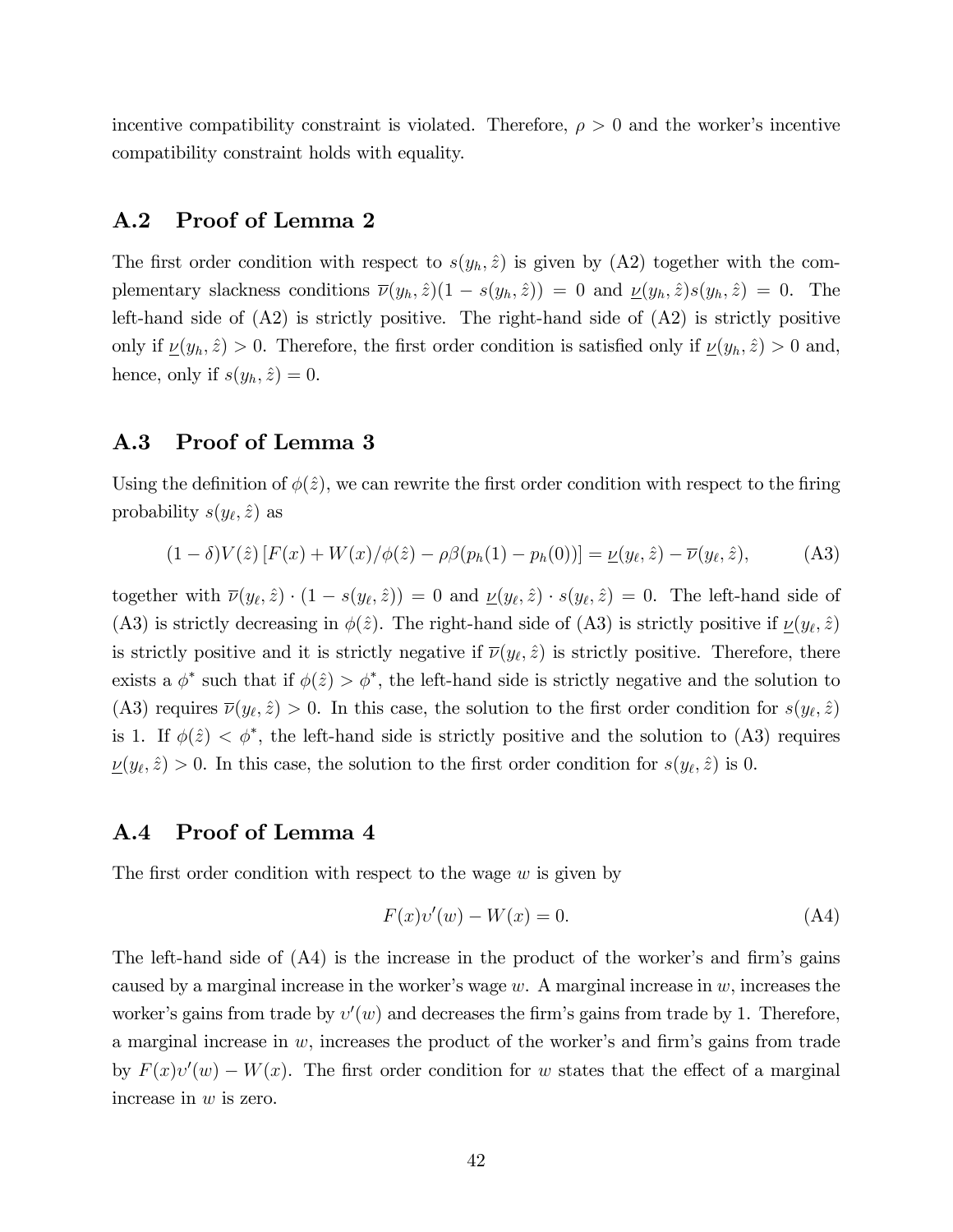incentive compatibility constraint is violated. Therefore, $\rho > 0$ and the worker's incentive compatibility constraint holds with equality.

## A.2 Proof of Lemma 2

The first order condition with respect to $s(y_h, \hat{z})$ is given by (A2) together with the complementary slackness conditions $\overline{\nu}(y_h, \hat{z})(1 - s(y_h, \hat{z})) = 0$ and $\underline{\nu}(y_h, \hat{z})s(y_h, \hat{z}) = 0$. The left-hand side of (A2) is strictly positive. The right-hand side of (A2) is strictly positive only if $\underline{\nu}(y_h, \hat{z}) > 0$. Therefore, the first order condition is satisfied only if $\underline{\nu}(y_h, \hat{z}) > 0$ and, hence, only if $s(y_h, \hat{z}) = 0$.

## A.3 Proof of Lemma 3

Using the definition of $\phi(\hat{z})$, we can rewrite the first order condition with respect to the firing probability $s(y_\ell, \hat{z})$ as

$$(1 - \delta)V(\hat{z})\left[F(x) + W(x)/\phi(\hat{z}) - \rho\beta(p_h(1) - p_h(0))\right] = \underline{\nu}(y_\ell, \hat{z}) - \overline{\nu}(y_\ell, \hat{z}), \tag{A3}$$

together with $\overline{\nu}(y_\ell, \hat{z}) \cdot (1 - s(y_\ell, \hat{z})) = 0$ and $\underline{\nu}(y_\ell, \hat{z}) \cdot s(y_\ell, \hat{z}) = 0$. The left-hand side of (A3) is strictly decreasing in $\phi(\hat{z})$. The right-hand side of (A3) is strictly positive if $\underline{\nu}(y_\ell, \hat{z})$ is strictly positive and it is strictly negative if $\overline{\nu}(y_\ell, \hat{z})$ is strictly positive. Therefore, there exists a $\phi^*$ such that if $\phi(\hat{z}) > \phi^*$, the left-hand side is strictly negative and the solution to (A3) requires $\overline{\nu}(y_\ell, \hat{z}) > 0$. In this case, the solution to the first order condition for $s(y_\ell, \hat{z})$ is 1. If $\phi(\hat{z}) < \phi^*$, the left-hand side is strictly positive and the solution to (A3) requires $\underline{\nu}(y_\ell, \hat{z}) > 0$. In this case, the solution to the first order condition for $s(y_\ell, \hat{z})$ is 0.

## A.4 Proof of Lemma 4

The first order condition with respect to the wage $w$ is given by

$$F(x)v'(w) - W(x) = 0. \tag{A4}$$

The left-hand side of (A4) is the increase in the product of the worker's and firm's gains caused by a marginal increase in the worker's wage $w$. A marginal increase in $w$, increases the worker's gains from trade by $v'(w)$ and decreases the firm's gains from trade by 1. Therefore, a marginal increase in $w$, increases the product of the worker's and firm's gains from trade by $F(x)v'(w) - W(x)$. The first order condition for $w$ states that the effect of a marginal increase in $w$ is zero.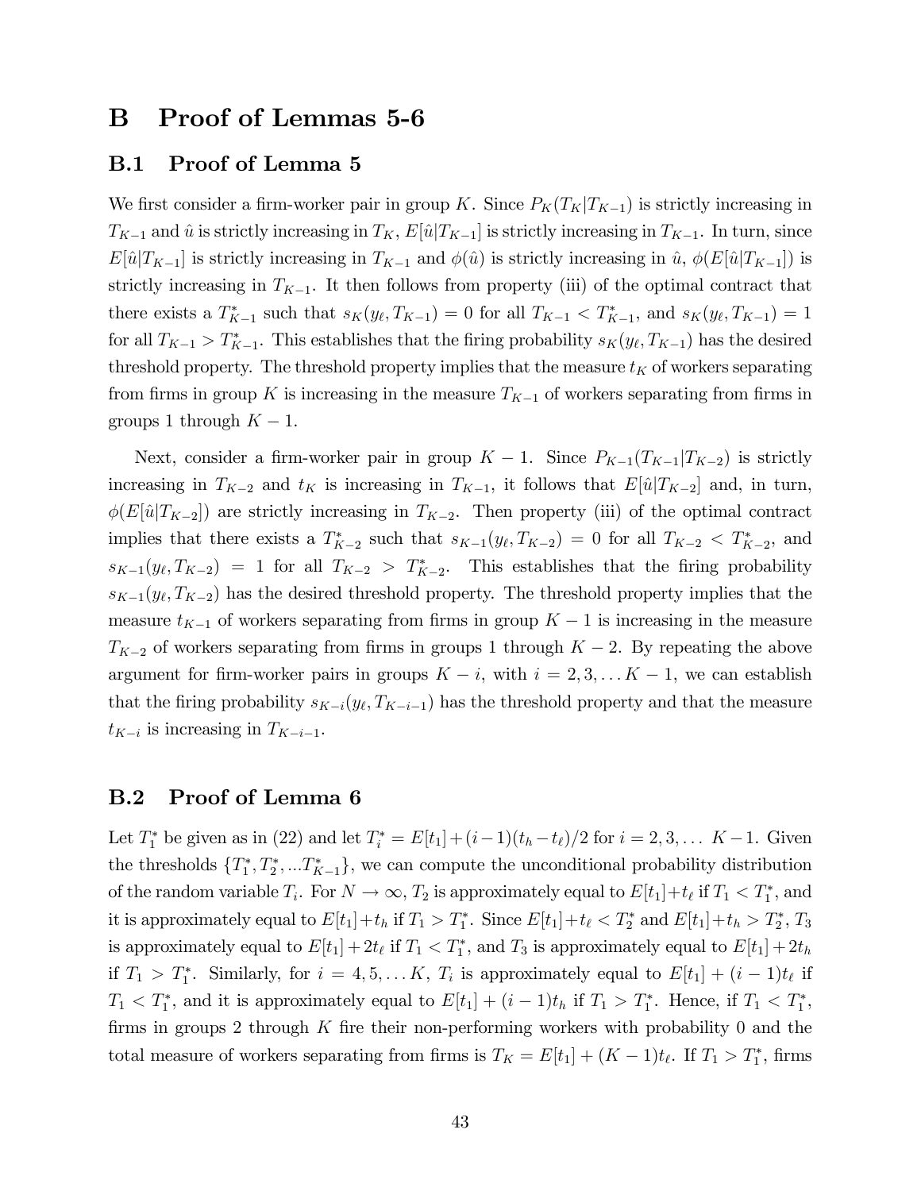# B Proof of Lemmas 5-6

## B.1 Proof of Lemma 5

We first consider a firm-worker pair in group $K$. Since $P_K(T_K|T_{K-1})$ is strictly increasing in $T_{K-1}$ and $\hat{u}$ is strictly increasing in $T_K$, $E[\hat{u}|T_{K-1}]$ is strictly increasing in $T_{K-1}$. In turn, since $E[\hat{u}|T_{K-1}]$ is strictly increasing in $T_{K-1}$ and $\phi(\hat{u})$ is strictly increasing in $\hat{u}$, $\phi(E[\hat{u}|T_{K-1}])$ is strictly increasing in $T_{K-1}$. It then follows from property (iii) of the optimal contract that there exists a $T^*_{K-1}$ such that $s_K(y_\ell, T_{K-1}) = 0$ for all $T_{K-1} < T^*_{K-1}$, and $s_K(y_\ell, T_{K-1}) = 1$ for all $T_{K-1} > T^*_{K-1}$. This establishes that the firing probability $s_K(y_\ell, T_{K-1})$ has the desired threshold property. The threshold property implies that the measure $t_K$ of workers separating from firms in group $K$ is increasing in the measure $T_{K-1}$ of workers separating from firms in groups 1 through $K-1$.

Next, consider a firm-worker pair in group $K-1$. Since $P_{K-1}(T_{K-1}|T_{K-2})$ is strictly increasing in $T_{K-2}$ and $t_K$ is increasing in $T_{K-1}$, it follows that $E[\hat{u}|T_{K-2}]$ and, in turn, $\phi(E[\hat{u}|T_{K-2}])$ are strictly increasing in $T_{K-2}$. Then property (iii) of the optimal contract implies that there exists a $T^*_{K-2}$ such that $s_{K-1}(y_\ell, T_{K-2}) = 0$ for all $T_{K-2} < T^*_{K-2}$, and $s_{K-1}(y_\ell, T_{K-2}) = 1$ for all $T_{K-2} > T^*_{K-2}$. This establishes that the firing probability $s_{K-1}(y_\ell, T_{K-2})$ has the desired threshold property. The threshold property implies that the measure $t_{K-1}$ of workers separating from firms in group $K-1$ is increasing in the measure $T_{K-2}$ of workers separating from firms in groups 1 through $K-2$. By repeating the above argument for firm-worker pairs in groups $K-i$, with $i = 2, 3, \ldots K-1$, we can establish that the firing probability $s_{K-i}(y_\ell, T_{K-i-1})$ has the threshold property and that the measure $t_{K-i}$ is increasing in $T_{K-i-1}$.

## B.2 Proof of Lemma 6

Let $T^*_1$ be given as in (22) and let $T^*_i = E[t_1] + (i-1)(t_h - t_\ell)/2$ for $i = 2, 3, \ldots\ K-1$. Given the thresholds $\{T^*_1, T^*_2, \ldots T^*_{K-1}\}$, we can compute the unconditional probability distribution of the random variable $T_i$. For $N \to \infty$, $T_2$ is approximately equal to $E[t_1]+t_\ell$ if $T_1 < T^*_1$, and it is approximately equal to $E[t_1]+t_h$ if $T_1 > T^*_1$. Since $E[t_1]+t_\ell < T^*_2$ and $E[t_1]+t_h > T^*_2$, $T_3$ is approximately equal to $E[t_1]+2t_\ell$ if $T_1 < T^*_1$, and $T_3$ is approximately equal to $E[t_1]+2t_h$ if $T_1 > T^*_1$. Similarly, for $i = 4, 5, \ldots K$, $T_i$ is approximately equal to $E[t_1] + (i-1)t_\ell$ if $T_1 < T^*_1$, and it is approximately equal to $E[t_1] + (i-1)t_h$ if $T_1 > T^*_1$. Hence, if $T_1 < T^*_1$, firms in groups 2 through $K$ fire their non-performing workers with probability 0 and the total measure of workers separating from firms is $T_K = E[t_1] + (K-1)t_\ell$. If $T_1 > T^*_1$, firms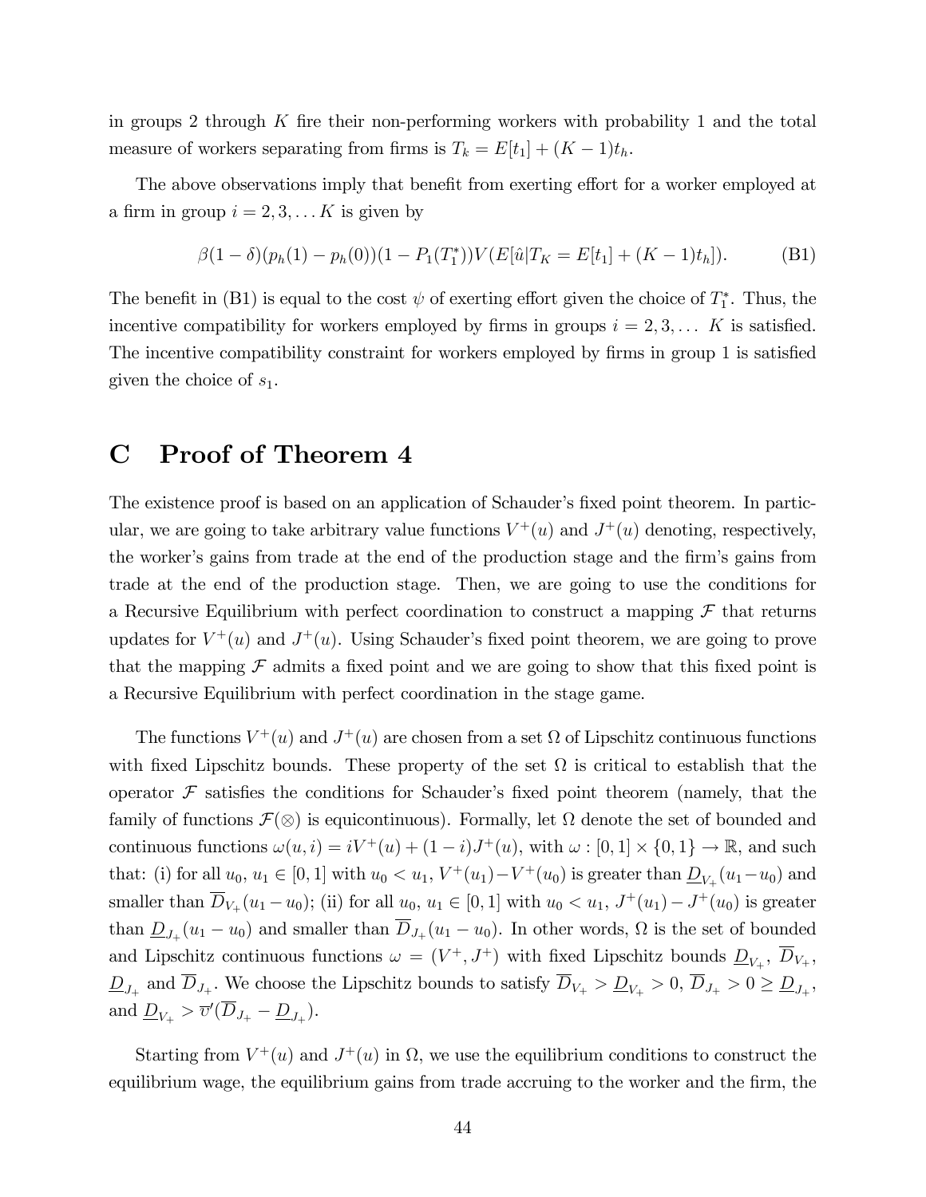in groups 2 through $K$ fire their non-performing workers with probability 1 and the total measure of workers separating from firms is $T_k = E[t_1] + (K-1)t_h$.

The above observations imply that benefit from exerting effort for a worker employed at a firm in group $i = 2, 3, \ldots K$ is given by

$$\beta(1-\delta)(p_h(1) - p_h(0))(1 - P_1(T_1^*))V(E[\hat{u}|T_K = E[t_1] + (K-1)t_h]). \tag{B1}$$

The benefit in (B1) is equal to the cost $\psi$ of exerting effort given the choice of $T_1^*$. Thus, the incentive compatibility for workers employed by firms in groups $i = 2, 3, \ldots K$ is satisfied. The incentive compatibility constraint for workers employed by firms in group 1 is satisfied given the choice of $s_1$.

# C Proof of Theorem 4

The existence proof is based on an application of Schauder's fixed point theorem. In particular, we are going to take arbitrary value functions $V^+(u)$ and $J^+(u)$ denoting, respectively, the worker's gains from trade at the end of the production stage and the firm's gains from trade at the end of the production stage. Then, we are going to use the conditions for a Recursive Equilibrium with perfect coordination to construct a mapping $\mathcal{F}$ that returns updates for $V^+(u)$ and $J^+(u)$. Using Schauder's fixed point theorem, we are going to prove that the mapping $\mathcal{F}$ admits a fixed point and we are going to show that this fixed point is a Recursive Equilibrium with perfect coordination in the stage game.

The functions $V^+(u)$ and $J^+(u)$ are chosen from a set $\Omega$ of Lipschitz continuous functions with fixed Lipschitz bounds. These property of the set $\Omega$ is critical to establish that the operator $\mathcal{F}$ satisfies the conditions for Schauder's fixed point theorem (namely, that the family of functions $\mathcal{F}(\otimes)$ is equicontinuous). Formally, let $\Omega$ denote the set of bounded and continuous functions $\omega(u,i) = iV^+(u) + (1-i)J^+(u)$, with $\omega : [0,1] \times \{0,1\} \to \mathbb{R}$, and such that: (i) for all $u_0$, $u_1 \in [0,1]$ with $u_0 < u_1$, $V^+(u_1) - V^+(u_0)$ is greater than $\underline{D}_{V_+}(u_1 - u_0)$ and smaller than $\overline{D}_{V_+}(u_1 - u_0)$; (ii) for all $u_0$, $u_1 \in [0,1]$ with $u_0 < u_1$, $J^+(u_1) - J^+(u_0)$ is greater than $\underline{D}_{J_+}(u_1 - u_0)$ and smaller than $\overline{D}_{J_+}(u_1 - u_0)$. In other words, $\Omega$ is the set of bounded and Lipschitz continuous functions $\omega = (V^+, J^+)$ with fixed Lipschitz bounds $\underline{D}_{V_+}$, $\overline{D}_{V_+}$, $\underline{D}_{J_+}$ and $\overline{D}_{J_+}$. We choose the Lipschitz bounds to satisfy $\overline{D}_{V_+} > \underline{D}_{V_+} > 0$, $\overline{D}_{J_+} > 0 \geq \underline{D}_{J_+}$, and $\underline{D}_{V_+} > \overline{v}'(\overline{D}_{J_+} - \underline{D}_{J_+})$.

Starting from $V^+(u)$ and $J^+(u)$ in $\Omega$, we use the equilibrium conditions to construct the equilibrium wage, the equilibrium gains from trade accruing to the worker and the firm, the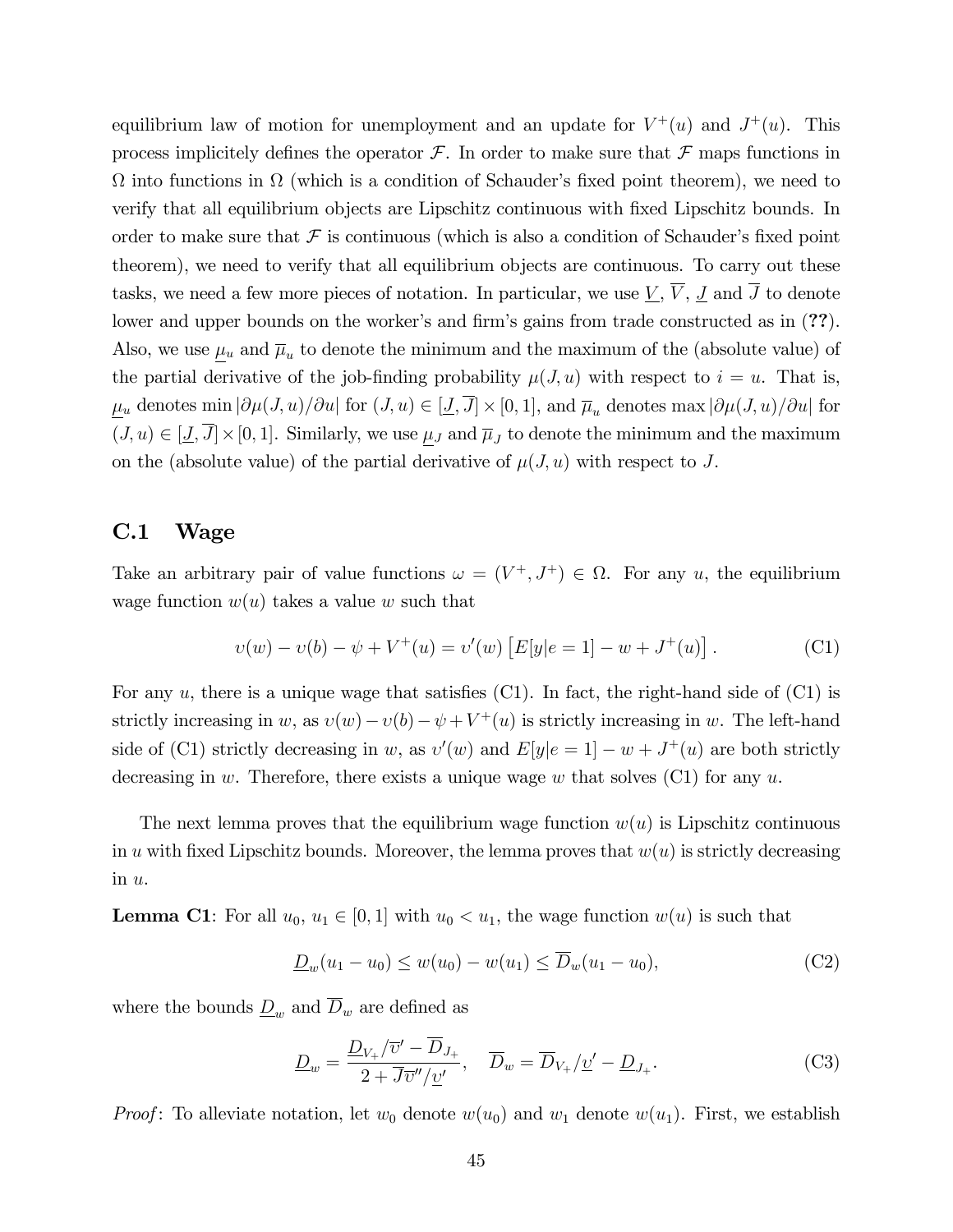equilibrium law of motion for unemployment and an update for $V^+(u)$ and $J^+(u)$. This process implicitely defines the operator $\mathcal{F}$. In order to make sure that $\mathcal{F}$ maps functions in $\Omega$ into functions in $\Omega$ (which is a condition of Schauder's fixed point theorem), we need to verify that all equilibrium objects are Lipschitz continuous with fixed Lipschitz bounds. In order to make sure that $\mathcal{F}$ is continuous (which is also a condition of Schauder's fixed point theorem), we need to verify that all equilibrium objects are continuous. To carry out these tasks, we need a few more pieces of notation. In particular, we use $\underline{V}$, $\overline{V}$, $\underline{J}$ and $\overline{J}$ to denote lower and upper bounds on the worker's and firm's gains from trade constructed as in (??). Also, we use $\underline{\mu}_u$ and $\overline{\mu}_u$ to denote the minimum and the maximum of the (absolute value) of the partial derivative of the job-finding probability $\mu(J, u)$ with respect to $i = u$. That is, $\underline{\mu}_u$ denotes $\min |\partial\mu(J, u)/\partial u|$ for $(J, u) \in [\underline{J}, \overline{J}] \times [0, 1]$, and $\overline{\mu}_u$ denotes $\max |\partial\mu(J, u)/\partial u|$ for $(J, u) \in [\underline{J}, \overline{J}] \times [0, 1]$. Similarly, we use $\underline{\mu}_J$ and $\overline{\mu}_J$ to denote the minimum and the maximum on the (absolute value) of the partial derivative of $\mu(J, u)$ with respect to $J$.

## C.1 Wage

Take an arbitrary pair of value functions $\omega = (V^+, J^+) \in \Omega$. For any $u$, the equilibrium wage function $w(u)$ takes a value $w$ such that

$$\upsilon(w) - \upsilon(b) - \psi + V^+(u) = \upsilon'(w)\left[E[y|e=1] - w + J^+(u)\right]. \tag{C1}$$

For any $u$, there is a unique wage that satisfies (C1). In fact, the right-hand side of (C1) is strictly increasing in $w$, as $\upsilon(w) - \upsilon(b) - \psi + V^+(u)$ is strictly increasing in $w$. The left-hand side of (C1) strictly decreasing in $w$, as $\upsilon'(w)$ and $E[y|e=1] - w + J^+(u)$ are both strictly decreasing in $w$. Therefore, there exists a unique wage $w$ that solves (C1) for any $u$.

The next lemma proves that the equilibrium wage function $w(u)$ is Lipschitz continuous in $u$ with fixed Lipschitz bounds. Moreover, the lemma proves that $w(u)$ is strictly decreasing in $u$.

**Lemma C1**: For all $u_0$, $u_1 \in [0, 1]$ with $u_0 < u_1$, the wage function $w(u)$ is such that

$$\underline{D}_w(u_1 - u_0) \leq w(u_0) - w(u_1) \leq \overline{D}_w(u_1 - u_0), \tag{C2}$$

where the bounds $\underline{D}_w$ and $\overline{D}_w$ are defined as

$$\underline{D}_w = \frac{\underline{D}_{V_+}/\overline{\upsilon}' - \overline{D}_{J_+}}{2 + \overline{J}\overline{\upsilon}''/\underline{\upsilon}'}, \quad \overline{D}_w = \overline{D}_{V_+}/\underline{\upsilon}' - \underline{D}_{J_+}. \tag{C3}$$

*Proof*: To alleviate notation, let $w_0$ denote $w(u_0)$ and $w_1$ denote $w(u_1)$. First, we establish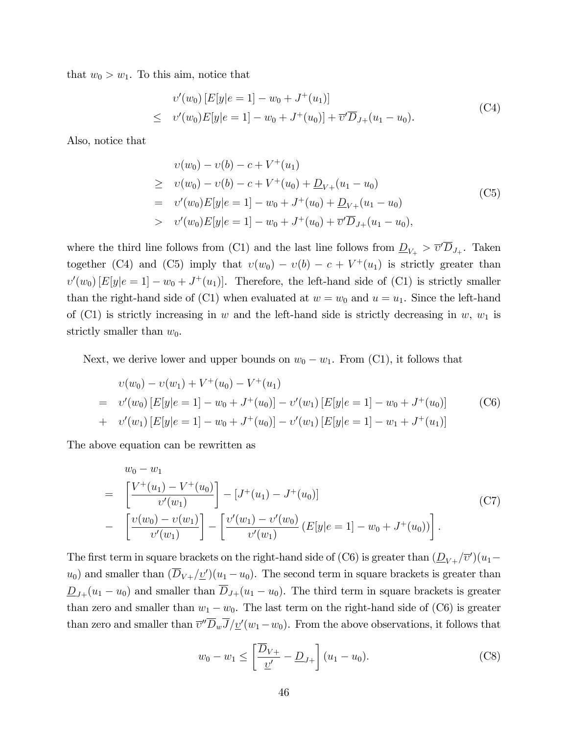that $w_0 > w_1$. To this aim, notice that

$$
\begin{array}{ll}
& \upsilon'(w_0)\left[E[y|e=1] - w_0 + J^+(u_1)\right] \\
\leq & \upsilon'(w_0)E[y|e=1] - w_0 + J^+(u_0)] + \overline{\upsilon}'\overline{D}_{J+}(u_1 - u_0).
\end{array}
\tag{C4}
$$

Also, notice that

$$
\begin{array}{ll}
& \upsilon(w_0) - \upsilon(b) - c + V^+(u_1) \\
\geq & \upsilon(w_0) - \upsilon(b) - c + V^+(u_0) + \underline{D}_{V+}(u_1 - u_0) \\
= & \upsilon'(w_0)E[y|e=1] - w_0 + J^+(u_0) + \underline{D}_{V+}(u_1 - u_0) \\
> & \upsilon'(w_0)E[y|e=1] - w_0 + J^+(u_0) + \overline{\upsilon}'\overline{D}_{J+}(u_1 - u_0),
\end{array}
\tag{C5}
$$

where the third line follows from (C1) and the last line follows from $\underline{D}_{V_+} > \overline{\upsilon}'\overline{D}_{J_+}$. Taken together (C4) and (C5) imply that $\upsilon(w_0) - \upsilon(b) - c + V^+(u_1)$ is strictly greater than $\upsilon'(w_0)\left[E[y|e=1] - w_0 + J^+(u_1)\right]$. Therefore, the left-hand side of (C1) is strictly smaller than the right-hand side of (C1) when evaluated at $w = w_0$ and $u = u_1$. Since the left-hand of (C1) is strictly increasing in $w$ and the left-hand side is strictly decreasing in $w$, $w_1$ is strictly smaller than $w_0$.

Next, we derive lower and upper bounds on $w_0 - w_1$. From (C1), it follows that

$$
\begin{array}{ll}
& \upsilon(w_0) - \upsilon(w_1) + V^+(u_0) - V^+(u_1) \\
= & \upsilon'(w_0)\left[E[y|e=1] - w_0 + J^+(u_0)\right] - \upsilon'(w_1)\left[E[y|e=1] - w_0 + J^+(u_0)\right] \\
+ & \upsilon'(w_1)\left[E[y|e=1] - w_0 + J^+(u_0)\right] - \upsilon'(w_1)\left[E[y|e=1] - w_1 + J^+(u_1)\right]
\end{array}
\tag{C6}
$$

The above equation can be rewritten as

$$
\begin{array}{ll}
& w_0 - w_1 \\
= & \left[\dfrac{V^+(u_1) - V^+(u_0)}{\upsilon'(w_1)}\right] - \left[J^+(u_1) - J^+(u_0)\right] \\
- & \left[\dfrac{\upsilon(w_0) - \upsilon(w_1)}{\upsilon'(w_1)}\right] - \left[\dfrac{\upsilon'(w_1) - \upsilon'(w_0)}{\upsilon'(w_1)}\left(E[y|e=1] - w_0 + J^+(u_0)\right)\right].
\end{array}
\tag{C7}
$$

The first term in square brackets on the right-hand side of (C6) is greater than $(\underline{D}_{V+}/\overline{\upsilon}')(u_1 - u_0)$ and smaller than $(\overline{D}_{V+}/\underline{\upsilon}')(u_1 - u_0)$. The second term in square brackets is greater than $\underline{D}_{J+}(u_1 - u_0)$ and smaller than $\overline{D}_{J+}(u_1 - u_0)$. The third term in square brackets is greater than zero and smaller than $w_1 - w_0$. The last term on the right-hand side of (C6) is greater than zero and smaller than $\overline{\upsilon}''\overline{D}_w\overline{J}/\underline{\upsilon}'(w_1 - w_0)$. From the above observations, it follows that

$$
w_0 - w_1 \leq \left[\frac{\overline{D}_{V+}}{\underline{\upsilon}'} - \underline{D}_{J+}\right](u_1 - u_0).
\tag{C8}
$$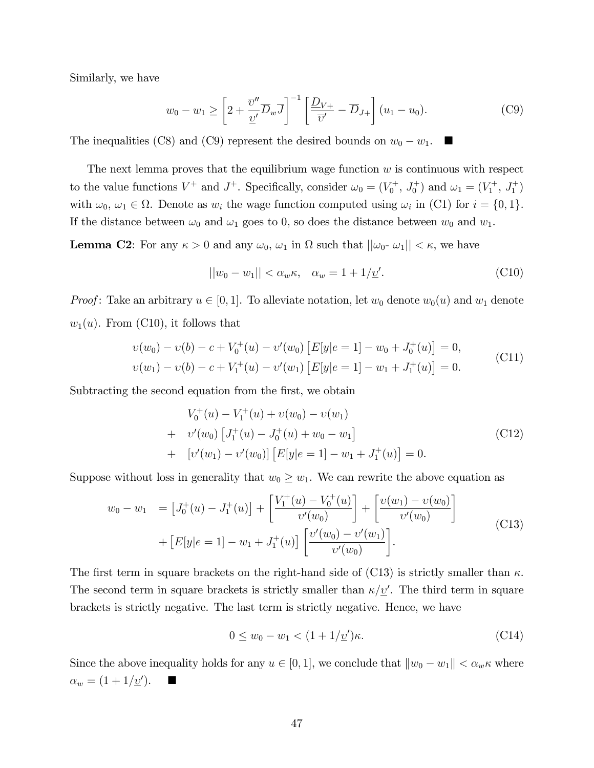Similarly, we have

$$w_0 - w_1 \geq \left[2 + \frac{\overline{\upsilon}''}{\underline{\upsilon}'}\overline{D}_w\overline{J}\right]^{-1}\left[\frac{\underline{D}_{V+}}{\overline{\upsilon}'} - \overline{D}_{J+}\right](u_1 - u_0). \tag{C9}$$

The inequalities (C8) and (C9) represent the desired bounds on $w_0 - w_1$. ■

The next lemma proves that the equilibrium wage function $w$ is continuous with respect to the value functions $V^+$ and $J^+$. Specifically, consider $\omega_0 = (V_0^+,\, J_0^+)$ and $\omega_1 = (V_1^+,\, J_1^+)$ with $\omega_0,\, \omega_1 \in \Omega$. Denote as $w_i$ the wage function computed using $\omega_i$ in (C1) for $i = \{0, 1\}$. If the distance between $\omega_0$ and $\omega_1$ goes to 0, so does the distance between $w_0$ and $w_1$.

**Lemma C2**: For any $\kappa > 0$ and any $\omega_0$, $\omega_1$ in $\Omega$ such that $||\omega_0$- $\omega_1|| < \kappa$, we have

$$||w_0 - w_1|| < \alpha_w \kappa, \quad \alpha_w = 1 + 1/\underline{\upsilon}'. \tag{C10}$$

*Proof*: Take an arbitrary $u \in [0, 1]$. To alleviate notation, let $w_0$ denote $w_0(u)$ and $w_1$ denote $w_1(u)$. From (C10), it follows that

$$\begin{aligned}
&\upsilon(w_0) - \upsilon(b) - c + V_0^+(u) - \upsilon'(w_0)\left[E[y|e=1] - w_0 + J_0^+(u)\right] = 0, \\
&\upsilon(w_1) - \upsilon(b) - c + V_1^+(u) - \upsilon'(w_1)\left[E[y|e=1] - w_1 + J_1^+(u)\right] = 0.
\end{aligned} \tag{C11}$$

Subtracting the second equation from the first, we obtain

$$\begin{aligned}
&V_0^+(u) - V_1^+(u) + \upsilon(w_0) - \upsilon(w_1) \\
+\quad &\upsilon'(w_0)\left[J_1^+(u) - J_0^+(u) + w_0 - w_1\right] \\
+\quad &\left[\upsilon'(w_1) - \upsilon'(w_0)\right]\left[E[y|e=1] - w_1 + J_1^+(u)\right] = 0.
\end{aligned} \tag{C12}$$

Suppose without loss in generality that $w_0 \geq w_1$. We can rewrite the above equation as

$$\begin{aligned}
w_0 - w_1 \quad &= \left[J_0^+(u) - J_1^+(u)\right] + \left[\frac{V_1^+(u) - V_0^+(u)}{\upsilon'(w_0)}\right] + \left[\frac{\upsilon(w_1) - \upsilon(w_0)}{\upsilon'(w_0)}\right] \\
&+ \left[E[y|e=1] - w_1 + J_1^+(u)\right]\left[\frac{\upsilon'(w_0) - \upsilon'(w_1)}{\upsilon'(w_0)}\right].
\end{aligned} \tag{C13}$$

The first term in square brackets on the right-hand side of (C13) is strictly smaller than $\kappa$. The second term in square brackets is strictly smaller than $\kappa/\underline{\upsilon}'$. The third term in square brackets is strictly negative. The last term is strictly negative. Hence, we have

$$0 \leq w_0 - w_1 < (1 + 1/\underline{\upsilon}')\kappa. \tag{C14}$$

Since the above inequality holds for any $u \in [0, 1]$, we conclude that $\|w_0 - w_1\| < \alpha_w \kappa$ where $\alpha_w = (1 + 1/\underline{\upsilon}')$. ■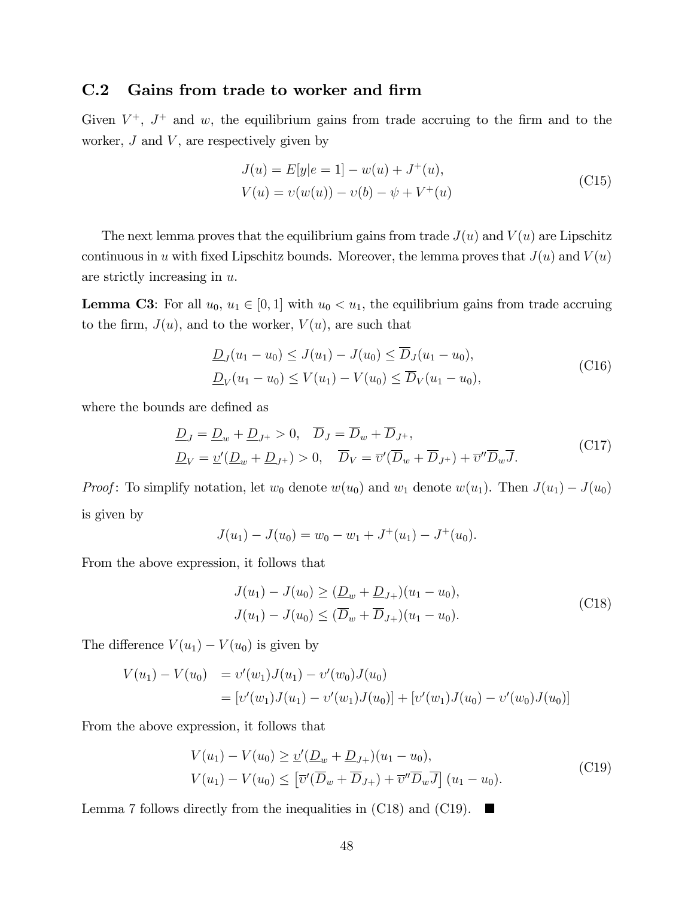## C.2 Gains from trade to worker and firm

Given $V^+$, $J^+$ and $w$, the equilibrium gains from trade accruing to the firm and to the worker, $J$ and $V$, are respectively given by

$$
\begin{aligned}
J(u) &= E[y|e=1] - w(u) + J^+(u), \\
V(u) &= \upsilon(w(u)) - \upsilon(b) - \psi + V^+(u)
\end{aligned}
\tag{C15}
$$

The next lemma proves that the equilibrium gains from trade $J(u)$ and $V(u)$ are Lipschitz continuous in $u$ with fixed Lipschitz bounds. Moreover, the lemma proves that $J(u)$ and $V(u)$ are strictly increasing in $u$.

**Lemma C3**: For all $u_0$, $u_1 \in [0,1]$ with $u_0 < u_1$, the equilibrium gains from trade accruing to the firm, $J(u)$, and to the worker, $V(u)$, are such that

$$
\begin{aligned}
\underline{D}_J(u_1 - u_0) \leq J(u_1) - J(u_0) \leq \overline{D}_J(u_1 - u_0), \\
\underline{D}_V(u_1 - u_0) \leq V(u_1) - V(u_0) \leq \overline{D}_V(u_1 - u_0),
\end{aligned}
\tag{C16}
$$

where the bounds are defined as

$$
\begin{aligned}
&\underline{D}_J = \underline{D}_w + \underline{D}_{J^+} > 0, \quad \overline{D}_J = \overline{D}_w + \overline{D}_{J^+}, \\
&\underline{D}_V = \underline{\upsilon}'(\underline{D}_w + \underline{D}_{J^+}) > 0, \quad \overline{D}_V = \overline{\upsilon}'(\overline{D}_w + \overline{D}_{J^+}) + \overline{\upsilon}''\overline{D}_w\overline{J}.
\end{aligned}
\tag{C17}
$$

*Proof*: To simplify notation, let $w_0$ denote $w(u_0)$ and $w_1$ denote $w(u_1)$. Then $J(u_1) - J(u_0)$ is given by

$$
J(u_1) - J(u_0) = w_0 - w_1 + J^+(u_1) - J^+(u_0).
$$

From the above expression, it follows that

$$
\begin{aligned}
J(u_1) - J(u_0) \geq (\underline{D}_w + \underline{D}_{J^+})(u_1 - u_0), \\
J(u_1) - J(u_0) \leq (\overline{D}_w + \overline{D}_{J^+})(u_1 - u_0).
\end{aligned}
\tag{C18}
$$

The difference $V(u_1) - V(u_0)$ is given by

$$
\begin{aligned}
V(u_1) - V(u_0) &= \upsilon'(w_1)J(u_1) - \upsilon'(w_0)J(u_0) \\
&= [\upsilon'(w_1)J(u_1) - \upsilon'(w_1)J(u_0)] + [\upsilon'(w_1)J(u_0) - \upsilon'(w_0)J(u_0)]
\end{aligned}
$$

From the above expression, it follows that

$$
\begin{aligned}
V(u_1) - V(u_0) &\geq \underline{\upsilon}'(\underline{D}_w + \underline{D}_{J^+})(u_1 - u_0), \\
V(u_1) - V(u_0) &\leq \left[\overline{\upsilon}'(\overline{D}_w + \overline{D}_{J^+}) + \overline{\upsilon}''\overline{D}_w\overline{J}\right](u_1 - u_0).
\end{aligned}
\tag{C19}
$$

Lemma 7 follows directly from the inequalities in (C18) and (C19). ■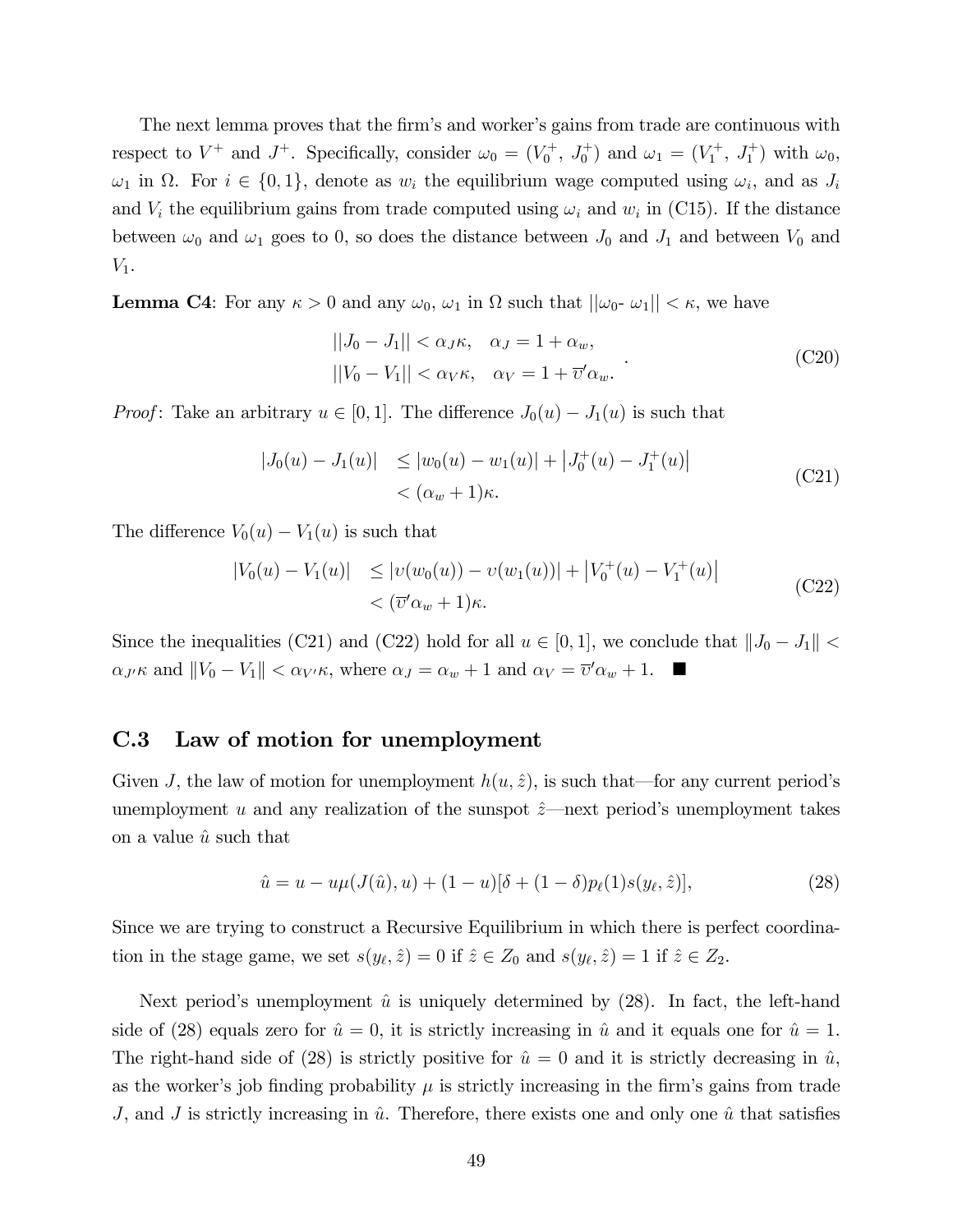The next lemma proves that the firm's and worker's gains from trade are continuous with respect to $V^+$ and $J^+$. Specifically, consider $\omega_0 = (V_0^+,\ J_0^+)$ and $\omega_1 = (V_1^+,\ J_1^+)$ with $\omega_0$, $\omega_1$ in $\Omega$. For $i \in \{0, 1\}$, denote as $w_i$ the equilibrium wage computed using $\omega_i$, and as $J_i$ and $V_i$ the equilibrium gains from trade computed using $\omega_i$ and $w_i$ in (C15). If the distance between $\omega_0$ and $\omega_1$ goes to 0, so does the distance between $J_0$ and $J_1$ and between $V_0$ and $V_1$.

**Lemma C4**: For any $\kappa > 0$ and any $\omega_0$, $\omega_1$ in $\Omega$ such that $||\omega_0\text{- }\omega_1|| < \kappa$, we have

$$
\begin{array}{ll}
||J_0 - J_1|| < \alpha_J \kappa, & \alpha_J = 1 + \alpha_w, \\
||V_0 - V_1|| < \alpha_V \kappa, & \alpha_V = 1 + \overline{\upsilon}' \alpha_w.
\end{array} \tag{C20}
$$

*Proof*: Take an arbitrary $u \in [0, 1]$. The difference $J_0(u) - J_1(u)$ is such that

$$
\begin{aligned}
|J_0(u) - J_1(u)| &\leq |w_0(u) - w_1(u)| + \left|J_0^+(u) - J_1^+(u)\right| \\
&< (\alpha_w + 1)\kappa.
\end{aligned} \tag{C21}
$$

The difference $V_0(u) - V_1(u)$ is such that

$$
\begin{aligned}
|V_0(u) - V_1(u)| &\leq |\upsilon(w_0(u)) - \upsilon(w_1(u))| + \left|V_0^+(u) - V_1^+(u)\right| \\
&< (\overline{\upsilon}' \alpha_w + 1)\kappa.
\end{aligned} \tag{C22}
$$

Since the inequalities (C21) and (C22) hold for all $u \in [0, 1]$, we conclude that $\|J_0 - J_1\| < \alpha_{J'}\kappa$ and $\|V_0 - V_1\| < \alpha_{V'}\kappa$, where $\alpha_J = \alpha_w + 1$ and $\alpha_V = \overline{\upsilon}'\alpha_w + 1$. ■

## C.3 Law of motion for unemployment

Given $J$, the law of motion for unemployment $h(u, \hat{z})$, is such that—for any current period's unemployment $u$ and any realization of the sunspot $\hat{z}$—next period's unemployment takes on a value $\hat{u}$ such that

$$
\hat{u} = u - u\mu(J(\hat{u}), u) + (1 - u)[\delta + (1 - \delta)p_\ell(1)s(y_\ell, \hat{z})], \tag{28}
$$

Since we are trying to construct a Recursive Equilibrium in which there is perfect coordination in the stage game, we set $s(y_\ell, \hat{z}) = 0$ if $\hat{z} \in Z_0$ and $s(y_\ell, \hat{z}) = 1$ if $\hat{z} \in Z_2$.

Next period's unemployment $\hat{u}$ is uniquely determined by (28). In fact, the left-hand side of (28) equals zero for $\hat{u} = 0$, it is strictly increasing in $\hat{u}$ and it equals one for $\hat{u} = 1$. The right-hand side of (28) is strictly positive for $\hat{u} = 0$ and it is strictly decreasing in $\hat{u}$, as the worker's job finding probability $\mu$ is strictly increasing in the firm's gains from trade $J$, and $J$ is strictly increasing in $\hat{u}$. Therefore, there exists one and only one $\hat{u}$ that satisfies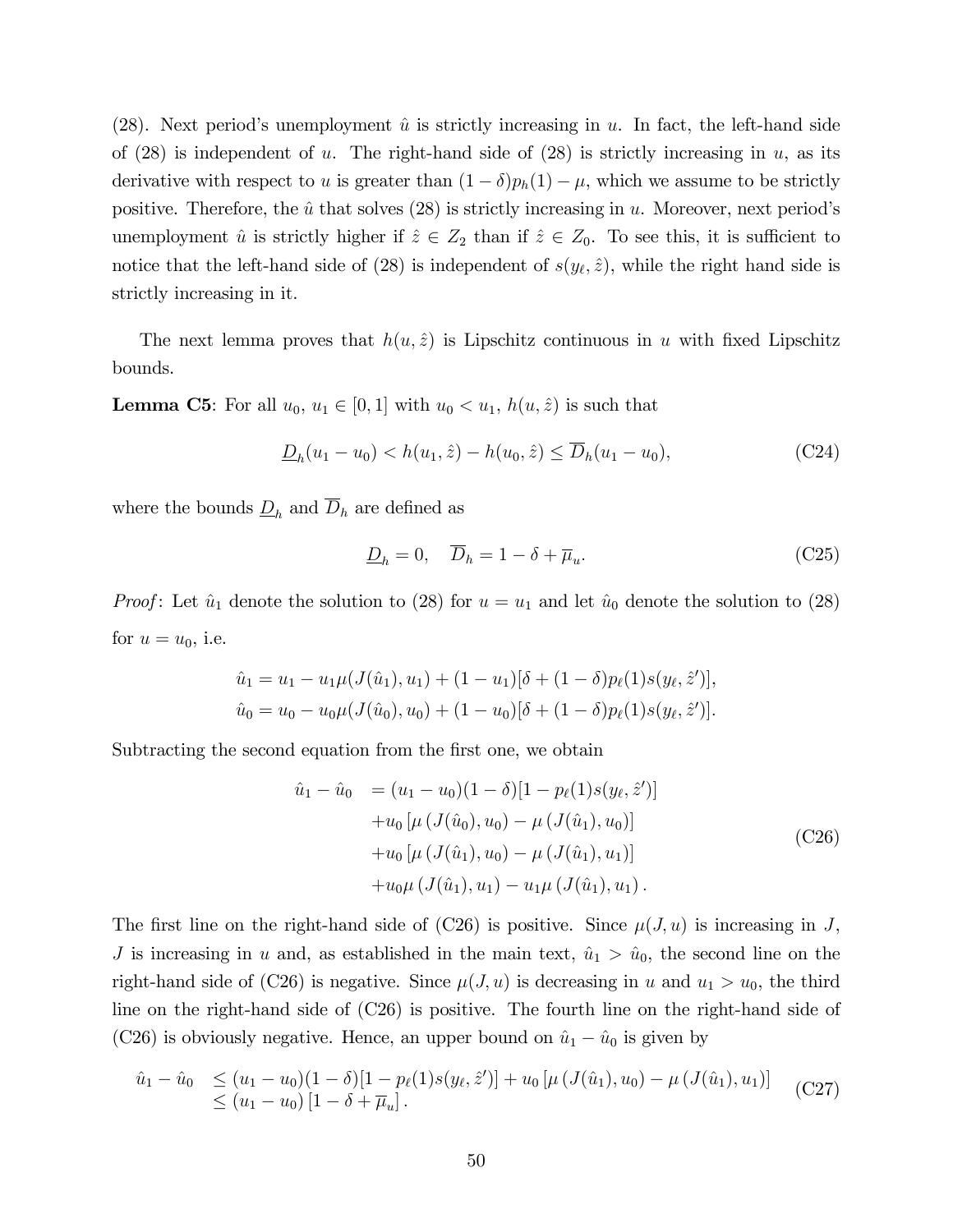(28). Next period's unemployment $\hat{u}$ is strictly increasing in $u$. In fact, the left-hand side of (28) is independent of $u$. The right-hand side of (28) is strictly increasing in $u$, as its derivative with respect to $u$ is greater than $(1-\delta)p_h(1) - \mu$, which we assume to be strictly positive. Therefore, the $\hat{u}$ that solves (28) is strictly increasing in $u$. Moreover, next period's unemployment $\hat{u}$ is strictly higher if $\hat{z} \in Z_2$ than if $\hat{z} \in Z_0$. To see this, it is sufficient to notice that the left-hand side of (28) is independent of $s(y_\ell, \hat{z})$, while the right hand side is strictly increasing in it.

The next lemma proves that $h(u, \hat{z})$ is Lipschitz continuous in $u$ with fixed Lipschitz bounds.

**Lemma C5**: For all $u_0$, $u_1 \in [0,1]$ with $u_0 < u_1$, $h(u, \hat{z})$ is such that

$$\underline{D}_h(u_1 - u_0) < h(u_1, \hat{z}) - h(u_0, \hat{z}) \leq \overline{D}_h(u_1 - u_0), \tag{C24}$$

where the bounds $\underline{D}_h$ and $\overline{D}_h$ are defined as

$$\underline{D}_h = 0, \quad \overline{D}_h = 1 - \delta + \overline{\mu}_u. \tag{C25}$$

*Proof*: Let $\hat{u}_1$ denote the solution to (28) for $u = u_1$ and let $\hat{u}_0$ denote the solution to (28) for $u = u_0$, i.e.

$$\hat{u}_1 = u_1 - u_1\mu(J(\hat{u}_1), u_1) + (1-u_1)[\delta + (1-\delta)p_\ell(1)s(y_\ell, \hat{z}')],$$
$$\hat{u}_0 = u_0 - u_0\mu(J(\hat{u}_0), u_0) + (1-u_0)[\delta + (1-\delta)p_\ell(1)s(y_\ell, \hat{z}')].$$

Subtracting the second equation from the first one, we obtain

$$\begin{aligned}
\hat{u}_1 - \hat{u}_0 \quad &= (u_1 - u_0)(1-\delta)[1 - p_\ell(1)s(y_\ell, \hat{z}')] \\
&\quad + u_0\left[\mu\left(J(\hat{u}_0), u_0\right) - \mu\left(J(\hat{u}_1), u_0\right)\right] \\
&\quad + u_0\left[\mu\left(J(\hat{u}_1), u_0\right) - \mu\left(J(\hat{u}_1), u_1\right)\right] \\
&\quad + u_0\mu\left(J(\hat{u}_1), u_1\right) - u_1\mu\left(J(\hat{u}_1), u_1\right).
\end{aligned} \tag{C26}$$

The first line on the right-hand side of (C26) is positive. Since $\mu(J, u)$ is increasing in $J$, $J$ is increasing in $u$ and, as established in the main text, $\hat{u}_1 > \hat{u}_0$, the second line on the right-hand side of (C26) is negative. Since $\mu(J, u)$ is decreasing in $u$ and $u_1 > u_0$, the third line on the right-hand side of (C26) is positive. The fourth line on the right-hand side of (C26) is obviously negative. Hence, an upper bound on $\hat{u}_1 - \hat{u}_0$ is given by

$$\begin{aligned}
\hat{u}_1 - \hat{u}_0 \quad &\leq (u_1 - u_0)(1-\delta)[1 - p_\ell(1)s(y_\ell, \hat{z}')] + u_0\left[\mu\left(J(\hat{u}_1), u_0\right) - \mu\left(J(\hat{u}_1), u_1\right)\right] \\
&\leq (u_1 - u_0)\left[1 - \delta + \overline{\mu}_u\right].
\end{aligned} \tag{C27}$$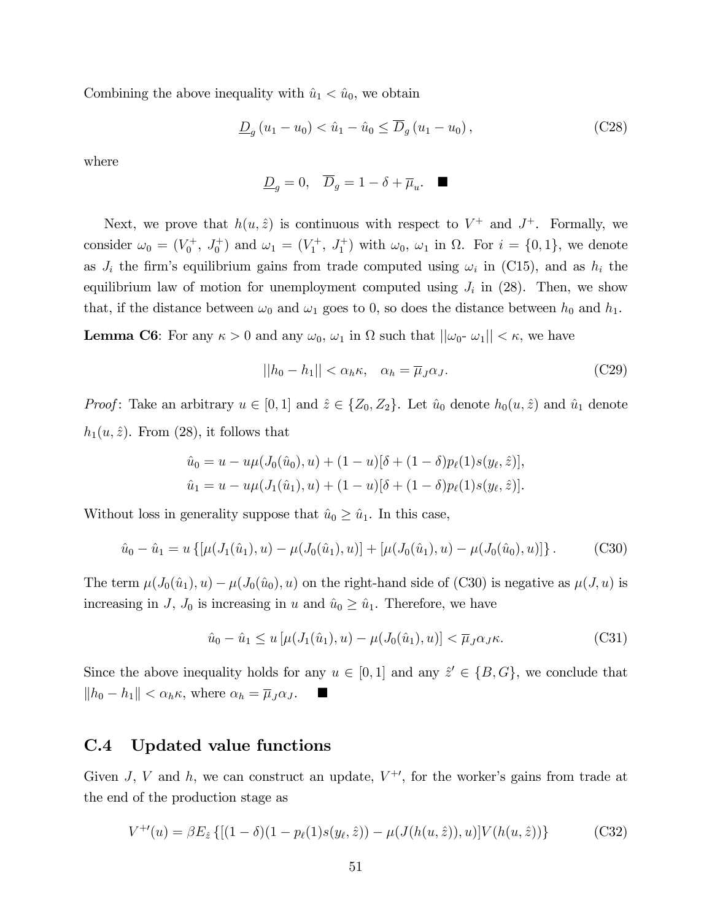Combining the above inequality with $\hat{u}_1 < \hat{u}_0$, we obtain

$$\underline{D}_g (u_1 - u_0) < \hat{u}_1 - \hat{u}_0 \leq \overline{D}_g (u_1 - u_0), \tag{C28}$$

where

$$\underline{D}_g = 0, \quad \overline{D}_g = 1 - \delta + \overline{\mu}_u. \quad \blacksquare$$

Next, we prove that $h(u, \hat{z})$ is continuous with respect to $V^+$ and $J^+$. Formally, we consider $\omega_0 = (V_0^+, J_0^+)$ and $\omega_1 = (V_1^+, J_1^+)$ with $\omega_0$, $\omega_1$ in $\Omega$. For $i = \{0, 1\}$, we denote as $J_i$ the firm's equilibrium gains from trade computed using $\omega_i$ in (C15), and as $h_i$ the equilibrium law of motion for unemployment computed using $J_i$ in (28). Then, we show that, if the distance between $\omega_0$ and $\omega_1$ goes to 0, so does the distance between $h_0$ and $h_1$.

**Lemma C6**: For any $\kappa > 0$ and any $\omega_0$, $\omega_1$ in $\Omega$ such that $||\omega_0$- $\omega_1|| < \kappa$, we have

$$||h_0 - h_1|| < \alpha_h \kappa, \quad \alpha_h = \overline{\mu}_J \alpha_J. \tag{C29}$$

*Proof*: Take an arbitrary $u \in [0, 1]$ and $\hat{z} \in \{Z_0, Z_2\}$. Let $\hat{u}_0$ denote $h_0(u, \hat{z})$ and $\hat{u}_1$ denote $h_1(u, \hat{z})$. From (28), it follows that

$$\hat{u}_0 = u - u\mu(J_0(\hat{u}_0), u) + (1 - u)[\delta + (1 - \delta)p_\ell(1)s(y_\ell, \hat{z})],$$
$$\hat{u}_1 = u - u\mu(J_1(\hat{u}_1), u) + (1 - u)[\delta + (1 - \delta)p_\ell(1)s(y_\ell, \hat{z})].$$

Without loss in generality suppose that $\hat{u}_0 \geq \hat{u}_1$. In this case,

$$\hat{u}_0 - \hat{u}_1 = u\left\{[\mu(J_1(\hat{u}_1), u) - \mu(J_0(\hat{u}_1), u)] + [\mu(J_0(\hat{u}_1), u) - \mu(J_0(\hat{u}_0), u)]\right\}. \tag{C30}$$

The term $\mu(J_0(\hat{u}_1), u) - \mu(J_0(\hat{u}_0), u)$ on the right-hand side of (C30) is negative as $\mu(J, u)$ is increasing in $J$, $J_0$ is increasing in $u$ and $\hat{u}_0 \geq \hat{u}_1$. Therefore, we have

$$\hat{u}_0 - \hat{u}_1 \leq u\left[\mu(J_1(\hat{u}_1), u) - \mu(J_0(\hat{u}_1), u)\right] < \overline{\mu}_J \alpha_J \kappa. \tag{C31}$$

Since the above inequality holds for any $u \in [0, 1]$ and any $\hat{z}' \in \{B, G\}$, we conclude that $\|h_0 - h_1\| < \alpha_h \kappa$, where $\alpha_h = \overline{\mu}_J \alpha_J$. $\quad \blacksquare$

## C.4 Updated value functions

Given $J$, $V$ and $h$, we can construct an update, $V^{+\prime}$, for the worker's gains from trade at the end of the production stage as

$$V^{+\prime}(u) = \beta E_{\hat{z}}\left\{[(1 - \delta)(1 - p_\ell(1)s(y_\ell, \hat{z})) - \mu(J(h(u, \hat{z})), u)]V(h(u, \hat{z}))\right\} \tag{C32}$$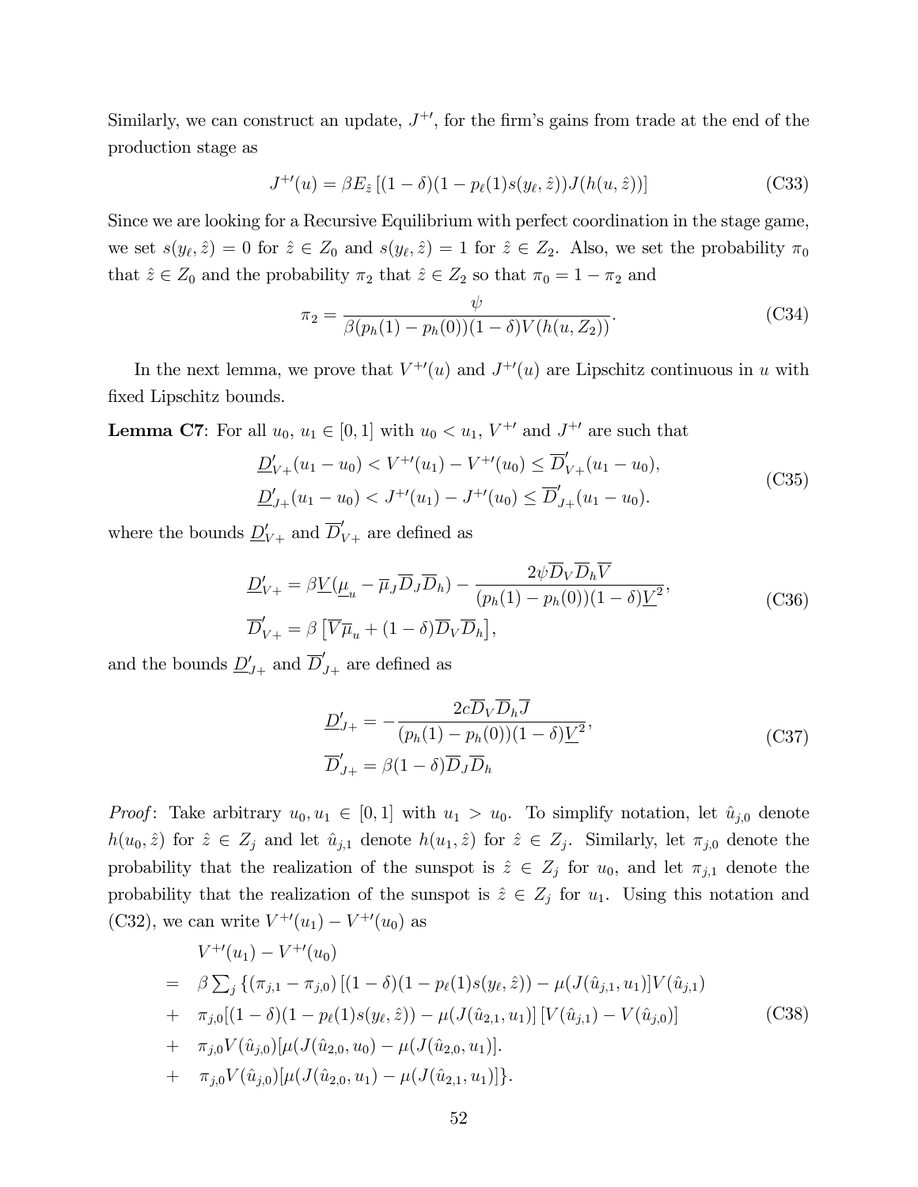Similarly, we can construct an update, $J^{+\prime}$, for the firm's gains from trade at the end of the production stage as

$$J^{+\prime}(u) = \beta E_{\hat{z}}\left[(1-\delta)(1-p_\ell(1)s(y_\ell,\hat{z}))J(h(u,\hat{z}))\right] \tag{C33}$$

Since we are looking for a Recursive Equilibrium with perfect coordination in the stage game, we set $s(y_\ell,\hat{z}) = 0$ for $\hat{z} \in Z_0$ and $s(y_\ell,\hat{z}) = 1$ for $\hat{z} \in Z_2$. Also, we set the probability $\pi_0$ that $\hat{z} \in Z_0$ and the probability $\pi_2$ that $\hat{z} \in Z_2$ so that $\pi_0 = 1 - \pi_2$ and

$$\pi_2 = \frac{\psi}{\beta(p_h(1)-p_h(0))(1-\delta)V(h(u,Z_2))}. \tag{C34}$$

In the next lemma, we prove that $V^{+\prime}(u)$ and $J^{+\prime}(u)$ are Lipschitz continuous in $u$ with fixed Lipschitz bounds.

**Lemma C7**: For all $u_0$, $u_1 \in [0,1]$ with $u_0 < u_1$, $V^{+\prime}$ and $J^{+\prime}$ are such that

$$\begin{aligned}
\underline{D}'_{V+}(u_1-u_0) < V^{+\prime}(u_1) - V^{+\prime}(u_0) \leq \overline{D}'_{V+}(u_1-u_0),\\
\underline{D}'_{J+}(u_1-u_0) < J^{+\prime}(u_1) - J^{+\prime}(u_0) \leq \overline{D}'_{J+}(u_1-u_0).
\end{aligned} \tag{C35}$$

where the bounds $\underline{D}'_{V+}$ and $\overline{D}'_{V+}$ are defined as

$$\begin{aligned}
\underline{D}'_{V+} &= \beta\underline{V}(\underline{\mu}_u - \overline{\mu}_J\overline{D}_J\overline{D}_h) - \frac{2\psi\overline{D}_V\overline{D}_h\overline{V}}{(p_h(1)-p_h(0))(1-\delta)\underline{V}^2},\\
\overline{D}'_{V+} &= \beta\left[\overline{V}\overline{\mu}_u + (1-\delta)\overline{D}_V\overline{D}_h\right],
\end{aligned} \tag{C36}$$

and the bounds $\underline{D}'_{J+}$ and $\overline{D}'_{J+}$ are defined as

$$\begin{aligned}
\underline{D}'_{J+} &= -\frac{2c\overline{D}_V\overline{D}_h\overline{J}}{(p_h(1)-p_h(0))(1-\delta)\underline{V}^2},\\
\overline{D}'_{J+} &= \beta(1-\delta)\overline{D}_J\overline{D}_h
\end{aligned} \tag{C37}$$

*Proof*: Take arbitrary $u_0, u_1 \in [0,1]$ with $u_1 > u_0$. To simplify notation, let $\hat{u}_{j,0}$ denote $h(u_0,\hat{z})$ for $\hat{z} \in Z_j$ and let $\hat{u}_{j,1}$ denote $h(u_1,\hat{z})$ for $\hat{z} \in Z_j$. Similarly, let $\pi_{j,0}$ denote the probability that the realization of the sunspot is $\hat{z} \in Z_j$ for $u_0$, and let $\pi_{j,1}$ denote the probability that the realization of the sunspot is $\hat{z} \in Z_j$ for $u_1$. Using this notation and (C32), we can write $V^{+\prime}(u_1) - V^{+\prime}(u_0)$ as

$$\begin{aligned}
& V^{+\prime}(u_1) - V^{+\prime}(u_0)\\
= \;& \beta\textstyle\sum_j \{(\pi_{j,1}-\pi_{j,0})\left[(1-\delta)(1-p_\ell(1)s(y_\ell,\hat{z})) - \mu(J(\hat{u}_{j,1},u_1)\right]V(\hat{u}_{j,1})\\
+ \;& \pi_{j,0}[(1-\delta)(1-p_\ell(1)s(y_\ell,\hat{z})) - \mu(J(\hat{u}_{2,1},u_1)]\left[V(\hat{u}_{j,1}) - V(\hat{u}_{j,0})\right]\\
+ \;& \pi_{j,0}V(\hat{u}_{j,0})[\mu(J(\hat{u}_{2,0},u_0) - \mu(J(\hat{u}_{2,0},u_1)].\\
+ \;& \pi_{j,0}V(\hat{u}_{j,0})[\mu(J(\hat{u}_{2,0},u_1) - \mu(J(\hat{u}_{2,1},u_1)]\}.
\end{aligned} \tag{C38}$$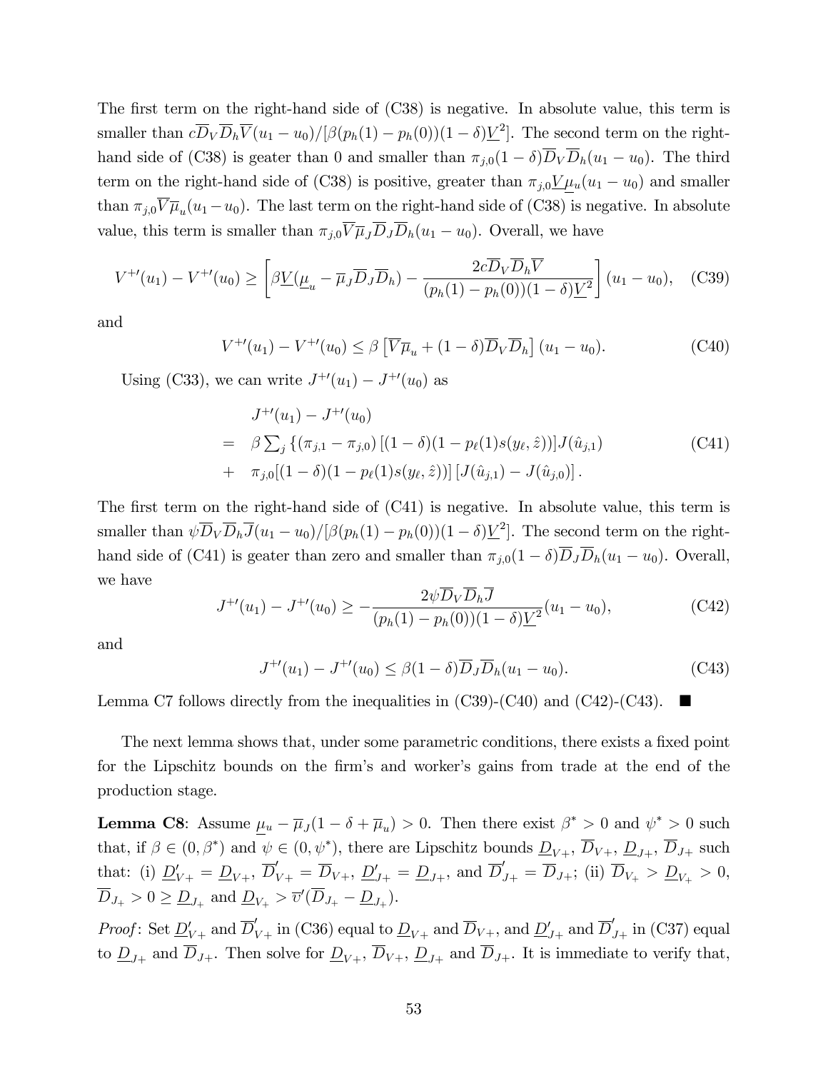The first term on the right-hand side of (C38) is negative. In absolute value, this term is smaller than $c\overline{D}_V\overline{D}_h\overline{V}(u_1-u_0)/[\beta(p_h(1)-p_h(0))(1-\delta)\underline{V}^2]$. The second term on the right-hand side of (C38) is geater than 0 and smaller than $\pi_{j,0}(1-\delta)\overline{D}_V\overline{D}_h(u_1-u_0)$. The third term on the right-hand side of (C38) is positive, greater than $\pi_{j,0}\underline{V}\underline{\mu}_u(u_1-u_0)$ and smaller than $\pi_{j,0}\overline{V}\overline{\mu}_u(u_1-u_0)$. The last term on the right-hand side of (C38) is negative. In absolute value, this term is smaller than $\pi_{j,0}\overline{V}\overline{\mu}_J\overline{D}_J\overline{D}_h(u_1-u_0)$. Overall, we have

$$V^{+\prime}(u_1)-V^{+\prime}(u_0)\geq\left[\beta\underline{V}(\underline{\mu}_u-\overline{\mu}_J\overline{D}_J\overline{D}_h)-\frac{2c\overline{D}_V\overline{D}_h\overline{V}}{(p_h(1)-p_h(0))(1-\delta)\underline{V}^2}\right](u_1-u_0),\quad\text{(C39)}$$

and

$$V^{+\prime}(u_1)-V^{+\prime}(u_0)\leq\beta\left[\overline{V}\overline{\mu}_u+(1-\delta)\overline{D}_V\overline{D}_h\right](u_1-u_0).\quad\text{(C40)}$$

Using (C33), we can write $J^{+\prime}(u_1)-J^{+\prime}(u_0)$ as

$$\begin{aligned}&J^{+\prime}(u_1)-J^{+\prime}(u_0)\\
=\;&\beta\textstyle\sum_j\{(\pi_{j,1}-\pi_{j,0})\left[(1-\delta)(1-p_\ell(1)s(y_\ell,\hat{z}))\right]J(\hat{u}_{j,1})\\
+\;&\pi_{j,0}[(1-\delta)(1-p_\ell(1)s(y_\ell,\hat{z}))]\left[J(\hat{u}_{j,1})-J(\hat{u}_{j,0})\right].\end{aligned}\quad\text{(C41)}$$

The first term on the right-hand side of (C41) is negative. In absolute value, this term is smaller than $\psi\overline{D}_V\overline{D}_h\overline{J}(u_1-u_0)/[\beta(p_h(1)-p_h(0))(1-\delta)\underline{V}^2]$. The second term on the right-hand side of (C41) is geater than zero and smaller than $\pi_{j,0}(1-\delta)\overline{D}_J\overline{D}_h(u_1-u_0)$. Overall, we have

$$J^{+\prime}(u_1)-J^{+\prime}(u_0)\geq-\frac{2\psi\overline{D}_V\overline{D}_h\overline{J}}{(p_h(1)-p_h(0))(1-\delta)\underline{V}^2}(u_1-u_0),\quad\text{(C42)}$$

and

$$J^{+\prime}(u_1)-J^{+\prime}(u_0)\leq\beta(1-\delta)\overline{D}_J\overline{D}_h(u_1-u_0).\quad\text{(C43)}$$

Lemma C7 follows directly from the inequalities in (C39)-(C40) and (C42)-(C43). ■

The next lemma shows that, under some parametric conditions, there exists a fixed point for the Lipschitz bounds on the firm's and worker's gains from trade at the end of the production stage.

**Lemma C8**: Assume $\underline{\mu}_u-\overline{\mu}_J(1-\delta+\overline{\mu}_u)>0$. Then there exist $\beta^*>0$ and $\psi^*>0$ such that, if $\beta\in(0,\beta^*)$ and $\psi\in(0,\psi^*)$, there are Lipschitz bounds $\underline{D}_{V+}$, $\overline{D}_{V+}$, $\underline{D}_{J+}$, $\overline{D}_{J+}$ such that: (i) $\underline{D}'_{V+}=\underline{D}_{V+}$, $\overline{D}'_{V+}=\overline{D}_{V+}$, $\underline{D}'_{J+}=\underline{D}_{J+}$, and $\overline{D}'_{J+}=\overline{D}_{J+}$; (ii) $\overline{D}_{V_+}>\underline{D}_{V_+}>0$, $\overline{D}_{J_+}>0\geq\underline{D}_{J_+}$ and $\underline{D}_{V_+}>\overline{v}'(\overline{D}_{J_+}-\underline{D}_{J_+})$.

*Proof*: Set $\underline{D}'_{V+}$ and $\overline{D}'_{V+}$ in (C36) equal to $\underline{D}_{V+}$ and $\overline{D}_{V+}$, and $\underline{D}'_{J+}$ and $\overline{D}'_{J+}$ in (C37) equal to $\underline{D}_{J+}$ and $\overline{D}_{J+}$. Then solve for $\underline{D}_{V+}$, $\overline{D}_{V+}$, $\underline{D}_{J+}$ and $\overline{D}_{J+}$. It is immediate to verify that,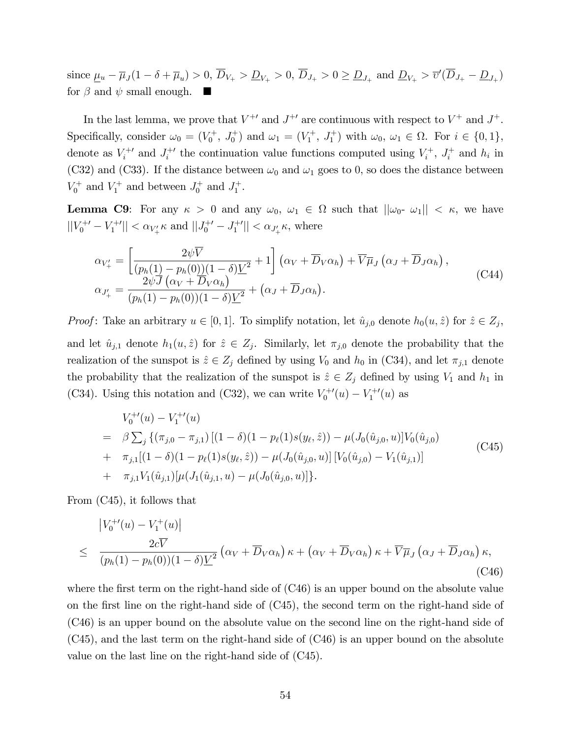since $\underline{\mu}_u - \overline{\mu}_J(1-\delta+\overline{\mu}_u) > 0$, $\overline{D}_{V_+} > \underline{D}_{V_+} > 0$, $\overline{D}_{J_+} > 0 \geq \underline{D}_{J_+}$ and $\underline{D}_{V_+} > \overline{v}'(\overline{D}_{J_+} - \underline{D}_{J_+})$ for $\beta$ and $\psi$ small enough. ■

In the last lemma, we prove that $V^{+\prime}$ and $J^{+\prime}$ are continuous with respect to $V^+$ and $J^+$. Specifically, consider $\omega_0 = (V_0^+,\ J_0^+)$ and $\omega_1 = (V_1^+,\ J_1^+)$ with $\omega_0,\ \omega_1 \in \Omega$. For $i \in \{0, 1\}$, denote as $V_i^{+\prime}$ and $J_i^{+\prime}$ the continuation value functions computed using $V_i^+$, $J_i^+$ and $h_i$ in (C32) and (C33). If the distance between $\omega_0$ and $\omega_1$ goes to 0, so does the distance between $V_0^+$ and $V_1^+$ and between $J_0^+$ and $J_1^+$.

**Lemma C9**: For any $\kappa > 0$ and any $\omega_0,\ \omega_1 \in \Omega$ such that $||\omega_0$- $\omega_1|| < \kappa$, we have $||V_0^{+\prime} - V_1^{+\prime}|| < \alpha_{V_+'}\kappa$ and $||J_0^{+\prime} - J_1^{+\prime}|| < \alpha_{J_+'}\kappa$, where

$$
\begin{aligned}
\alpha_{V_+'} &= \left[\frac{2\psi\overline{V}}{(p_h(1)-p_h(0))(1-\delta)\underline{V}^2} + 1\right]\left(\alpha_V + \overline{D}_V\alpha_h\right) + \overline{V}\overline{\mu}_J\left(\alpha_J + \overline{D}_J\alpha_h\right), \\
\alpha_{J_+'} &= \frac{2\psi\overline{J}\left(\alpha_V + \overline{D}_V\alpha_h\right)}{(p_h(1)-p_h(0))(1-\delta)\underline{V}^2} + \left(\alpha_J + \overline{D}_J\alpha_h\right).
\end{aligned} \tag{C44}
$$

*Proof*: Take an arbitrary $u \in [0, 1]$. To simplify notation, let $\hat{u}_{j,0}$ denote $h_0(u, \hat{z})$ for $\hat{z} \in Z_j$, and let $\hat{u}_{j,1}$ denote $h_1(u, \hat{z})$ for $\hat{z} \in Z_j$. Similarly, let $\pi_{j,0}$ denote the probability that the realization of the sunspot is $\hat{z} \in Z_j$ defined by using $V_0$ and $h_0$ in (C34), and let $\pi_{j,1}$ denote the probability that the realization of the sunspot is $\hat{z} \in Z_j$ defined by using $V_1$ and $h_1$ in (C34). Using this notation and (C32), we can write $V_0^{+\prime}(u) - V_1^{+\prime}(u)$ as

$$
\begin{aligned}
& V_0^{+\prime}(u) - V_1^{+\prime}(u) \\
= \quad & \beta \textstyle\sum_j \{(\pi_{j,0} - \pi_{j,1})\left[(1-\delta)(1-p_\ell(1)s(y_\ell, \hat{z})) - \mu(J_0(\hat{u}_{j,0}, u)\right]V_0(\hat{u}_{j,0}) \\
+ \quad & \pi_{j,1}[(1-\delta)(1-p_\ell(1)s(y_\ell, \hat{z})) - \mu(J_0(\hat{u}_{j,0}, u)]\left[V_0(\hat{u}_{j,0}) - V_1(\hat{u}_{j,1})\right] \\
+ \quad & \pi_{j,1}V_1(\hat{u}_{j,1})[\mu(J_1(\hat{u}_{j,1}, u) - \mu(J_0(\hat{u}_{j,0}, u)]\}.
\end{aligned} \tag{C45}
$$

From (C45), it follows that

$$
\begin{aligned}
& \left|V_0^{+\prime}(u) - V_1^{+}(u)\right| \\
\leq \quad & \frac{2c\overline{V}}{(p_h(1)-p_h(0))(1-\delta)\underline{V}^2}\left(\alpha_V + \overline{D}_V\alpha_h\right)\kappa + \left(\alpha_V + \overline{D}_V\alpha_h\right)\kappa + \overline{V}\overline{\mu}_J\left(\alpha_J + \overline{D}_J\alpha_h\right)\kappa,
\end{aligned} \tag{C46}
$$

where the first term on the right-hand side of (C46) is an upper bound on the absolute value on the first line on the right-hand side of (C45), the second term on the right-hand side of (C46) is an upper bound on the absolute value on the second line on the right-hand side of (C45), and the last term on the right-hand side of (C46) is an upper bound on the absolute value on the last line on the right-hand side of (C45).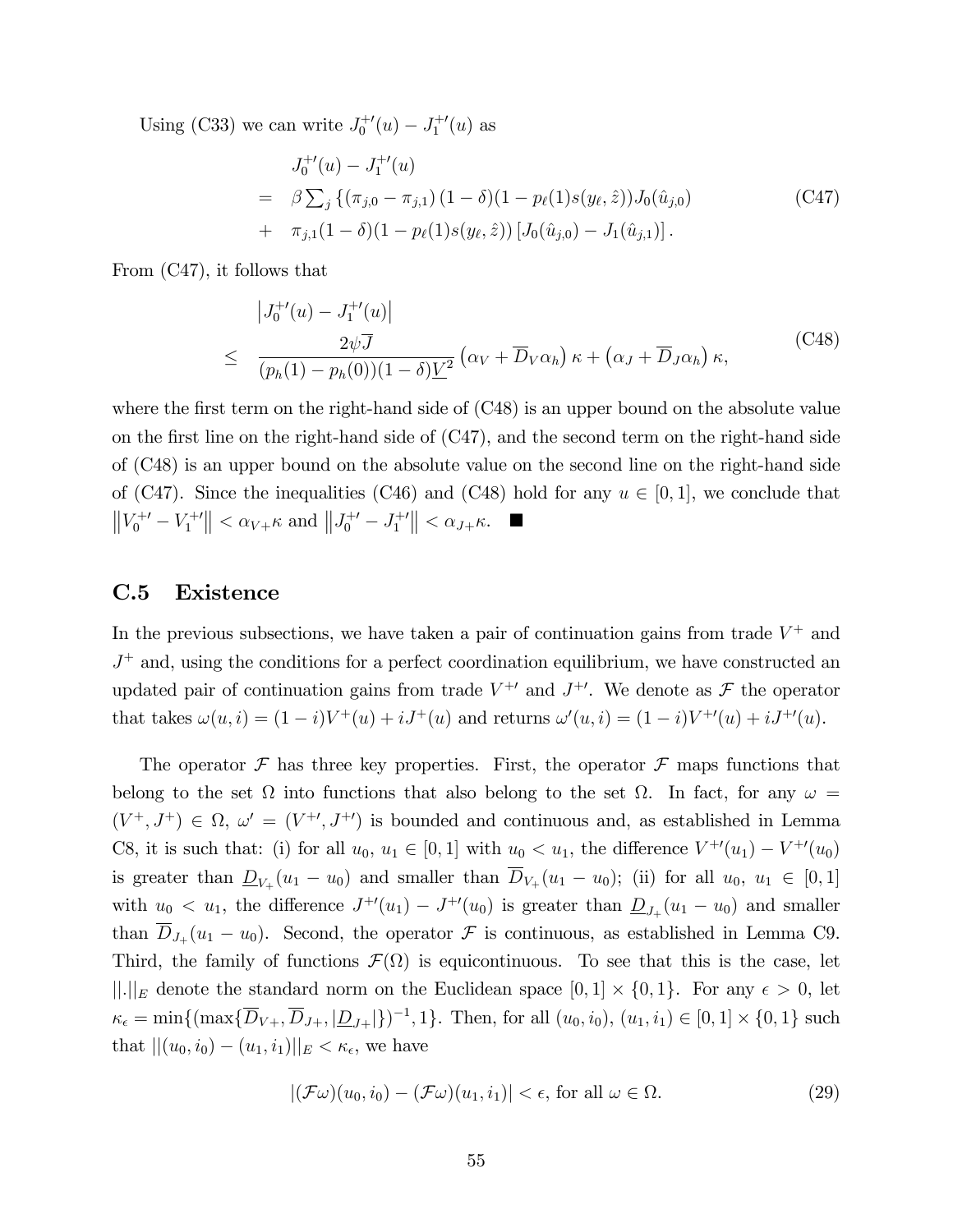Using (C33) we can write $J_0^{+\prime}(u) - J_1^{+\prime}(u)$ as

$$
\begin{aligned}
& J_0^{+\prime}(u) - J_1^{+\prime}(u) \\
= \quad & \beta \sum\nolimits_j \left\{ (\pi_{j,0} - \pi_{j,1}) (1-\delta)(1 - p_\ell(1) s(y_\ell, \hat{z})) J_0(\hat{u}_{j,0}) \right. \\
+ \quad & \left. \pi_{j,1} (1-\delta)(1 - p_\ell(1) s(y_\ell, \hat{z})) \left[ J_0(\hat{u}_{j,0}) - J_1(\hat{u}_{j,1}) \right] \right\}.
\end{aligned}
\tag{C47}
$$

From (C47), it follows that

$$
\begin{aligned}
& \left| J_0^{+\prime}(u) - J_1^{+\prime}(u) \right| \\
\leq \quad & \frac{2\psi \overline{J}}{(p_h(1) - p_h(0))(1-\delta)\underline{V}^2} \left( \alpha_V + \overline{D}_V \alpha_h \right) \kappa + \left( \alpha_J + \overline{D}_J \alpha_h \right) \kappa,
\end{aligned}
\tag{C48}
$$

where the first term on the right-hand side of (C48) is an upper bound on the absolute value on the first line on the right-hand side of (C47), and the second term on the right-hand side of (C48) is an upper bound on the absolute value on the second line on the right-hand side of (C47). Since the inequalities (C46) and (C48) hold for any $u \in [0,1]$, we conclude that $\left\| V_0^{+\prime} - V_1^{+\prime} \right\| < \alpha_{V+} \kappa$ and $\left\| J_0^{+\prime} - J_1^{+\prime} \right\| < \alpha_{J+} \kappa$. ■

## C.5 Existence

In the previous subsections, we have taken a pair of continuation gains from trade $V^+$ and $J^+$ and, using the conditions for a perfect coordination equilibrium, we have constructed an updated pair of continuation gains from trade $V^{+\prime}$ and $J^{+\prime}$. We denote as $\mathcal{F}$ the operator that takes $\omega(u,i) = (1-i)V^+(u) + iJ^+(u)$ and returns $\omega'(u,i) = (1-i)V^{+\prime}(u) + iJ^{+\prime}(u)$.

The operator $\mathcal{F}$ has three key properties. First, the operator $\mathcal{F}$ maps functions that belong to the set $\Omega$ into functions that also belong to the set $\Omega$. In fact, for any $\omega = (V^+, J^+) \in \Omega$, $\omega' = (V^{+\prime}, J^{+\prime})$ is bounded and continuous and, as established in Lemma C8, it is such that: (i) for all $u_0$, $u_1 \in [0,1]$ with $u_0 < u_1$, the difference $V^{+\prime}(u_1) - V^{+\prime}(u_0)$ is greater than $\underline{D}_{V_+}(u_1 - u_0)$ and smaller than $\overline{D}_{V_+}(u_1 - u_0)$; (ii) for all $u_0$, $u_1 \in [0,1]$ with $u_0 < u_1$, the difference $J^{+\prime}(u_1) - J^{+\prime}(u_0)$ is greater than $\underline{D}_{J_+}(u_1 - u_0)$ and smaller than $\overline{D}_{J_+}(u_1 - u_0)$. Second, the operator $\mathcal{F}$ is continuous, as established in Lemma C9. Third, the family of functions $\mathcal{F}(\Omega)$ is equicontinuous. To see that this is the case, let $||.||_E$ denote the standard norm on the Euclidean space $[0,1] \times \{0,1\}$. For any $\epsilon > 0$, let $\kappa_\epsilon = \min\{(\max\{\overline{D}_{V+}, \overline{D}_{J+}, |\underline{D}_{J+}|\})^{-1}, 1\}$. Then, for all $(u_0, i_0)$, $(u_1, i_1) \in [0,1] \times \{0,1\}$ such that $||(u_0, i_0) - (u_1, i_1)||_E < \kappa_\epsilon$, we have

$$
|(\mathcal{F}\omega)(u_0, i_0) - (\mathcal{F}\omega)(u_1, i_1)| < \epsilon, \text{ for all } \omega \in \Omega. \tag{29}
$$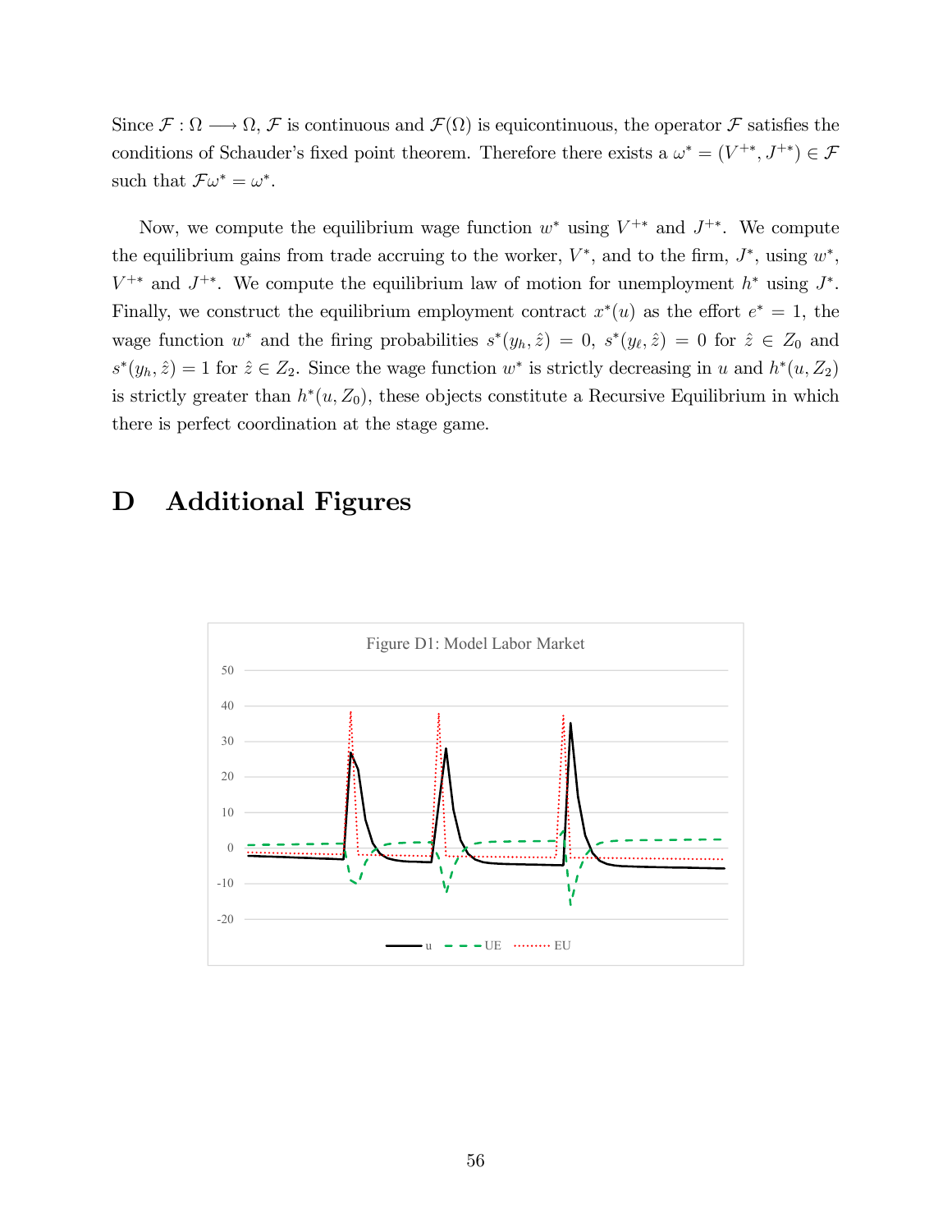Since $\mathcal{F} : \Omega \longrightarrow \Omega$, $\mathcal{F}$ is continuous and $\mathcal{F}(\Omega)$ is equicontinuous, the operator $\mathcal{F}$ satisfies the conditions of Schauder's fixed point theorem. Therefore there exists a $\omega^* = (V^{+*}, J^{+*}) \in \mathcal{F}$ such that $\mathcal{F}\omega^* = \omega^*$.

Now, we compute the equilibrium wage function $w^*$ using $V^{+*}$ and $J^{+*}$. We compute the equilibrium gains from trade accruing to the worker, $V^*$, and to the firm, $J^*$, using $w^*$, $V^{+*}$ and $J^{+*}$. We compute the equilibrium law of motion for unemployment $h^*$ using $J^*$. Finally, we construct the equilibrium employment contract $x^*(u)$ as the effort $e^* = 1$, the wage function $w^*$ and the firing probabilities $s^*(y_h, \hat{z}) = 0$, $s^*(y_\ell, \hat{z}) = 0$ for $\hat{z} \in Z_0$ and $s^*(y_h, \hat{z}) = 1$ for $\hat{z} \in Z_2$. Since the wage function $w^*$ is strictly decreasing in $u$ and $h^*(u, Z_2)$ is strictly greater than $h^*(u, Z_0)$, these objects constitute a Recursive Equilibrium in which there is perfect coordination at the stage game.

# D Additional Figures

Figure D1: Model Labor Market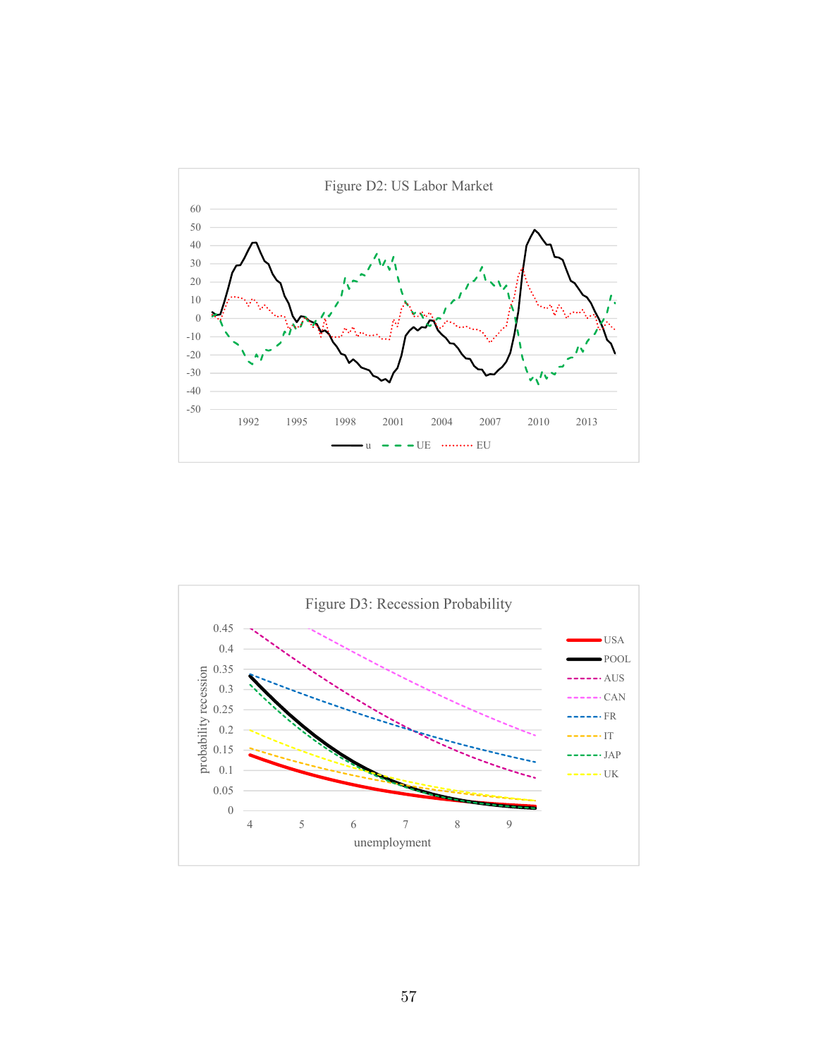Figure D2: US Labor Market

60
50
40
30
20
10
0
-10
-20
-30
-40
-50

1992 1995 1998 2001 2004 2007 2010 2013

u UE EU

Figure D3: Recession Probability

probability recession

0.45
0.4
0.35
0.3
0.25
0.2
0.15
0.1
0.05
0

4 5 6 7 8 9

unemployment

USA
POOL
AUS
CAN
FR
IT
JAP
UK